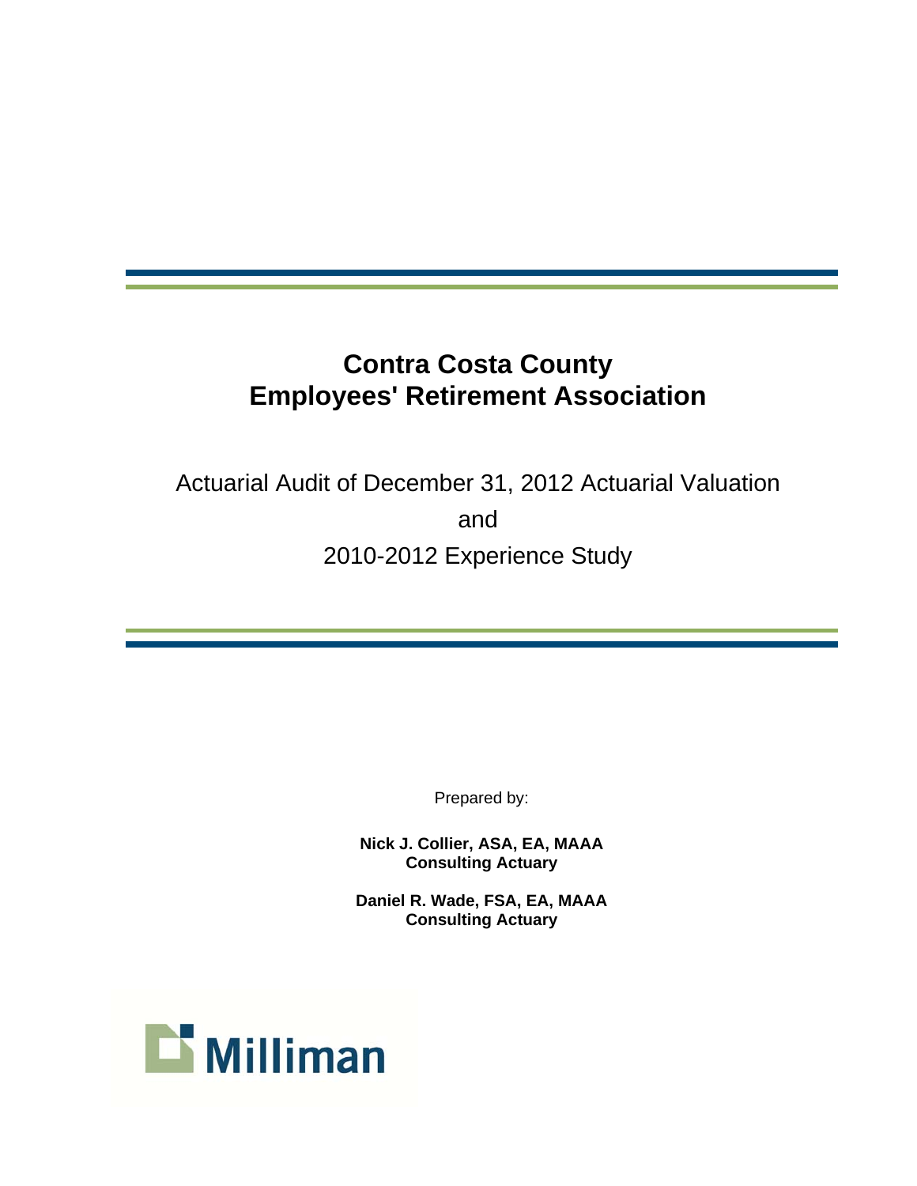# Contra Costa County Employees' Retirement Association

Actuarial Audit of December 31, 2012 Actuarial Valuation

and

2010-2012 Experience Study

Prepared by:

**Nick J. Collier, ASA, EA, MAAA**
**Consulting Actuary**

**Daniel R. Wade, FSA, EA, MAAA**
**Consulting Actuary**

Milliman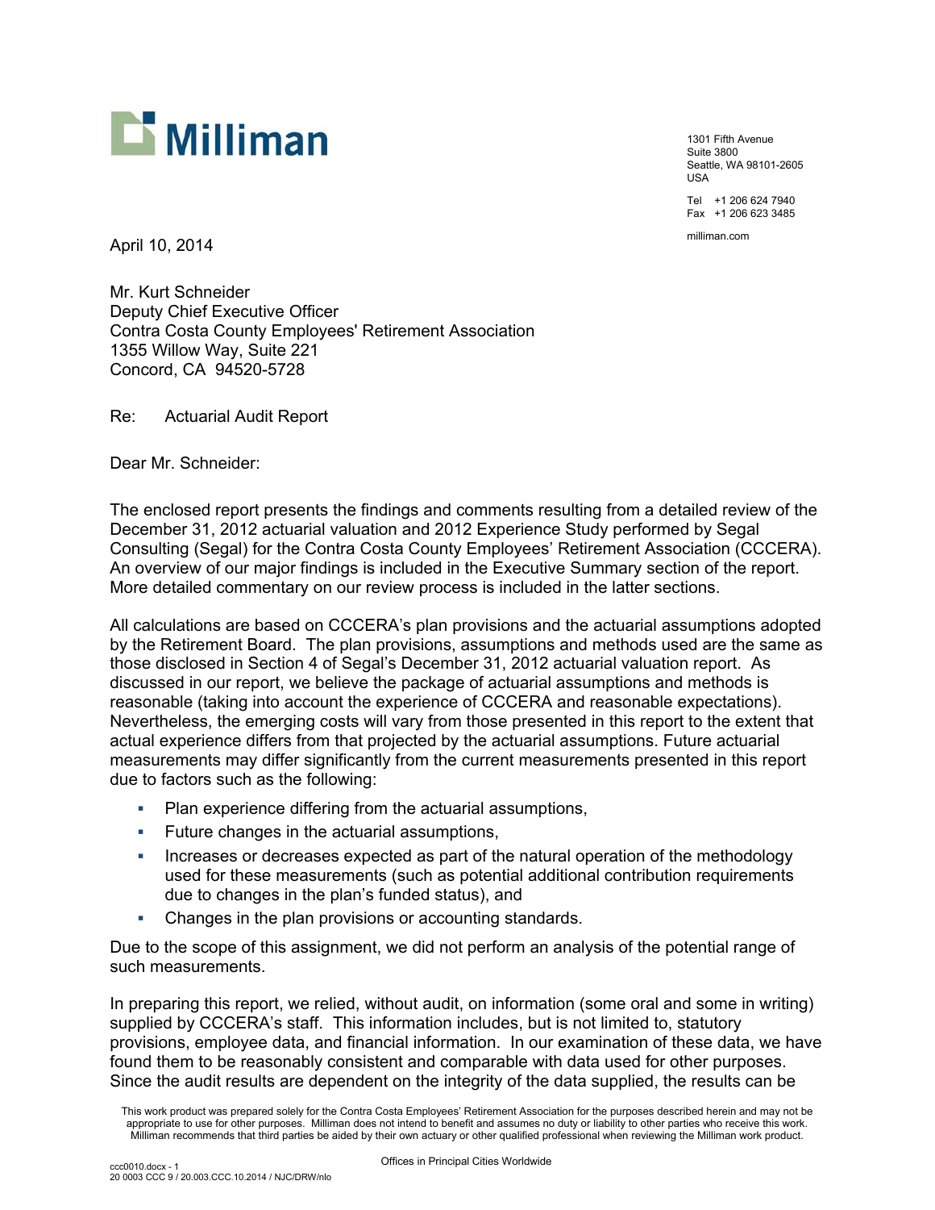Milliman

1301 Fifth Avenue
Suite 3800
Seattle, WA 98101-2605
USA

Tel +1 206 624 7940
Fax +1 206 623 3485

milliman.com

April 10, 2014

Mr. Kurt Schneider
Deputy Chief Executive Officer
Contra Costa County Employees' Retirement Association
1355 Willow Way, Suite 221
Concord, CA 94520-5728

Re: Actuarial Audit Report

Dear Mr. Schneider:

The enclosed report presents the findings and comments resulting from a detailed review of the December 31, 2012 actuarial valuation and 2012 Experience Study performed by Segal Consulting (Segal) for the Contra Costa County Employees' Retirement Association (CCCERA). An overview of our major findings is included in the Executive Summary section of the report. More detailed commentary on our review process is included in the latter sections.

All calculations are based on CCCERA's plan provisions and the actuarial assumptions adopted by the Retirement Board. The plan provisions, assumptions and methods used are the same as those disclosed in Section 4 of Segal's December 31, 2012 actuarial valuation report. As discussed in our report, we believe the package of actuarial assumptions and methods is reasonable (taking into account the experience of CCCERA and reasonable expectations). Nevertheless, the emerging costs will vary from those presented in this report to the extent that actual experience differs from that projected by the actuarial assumptions. Future actuarial measurements may differ significantly from the current measurements presented in this report due to factors such as the following:

- Plan experience differing from the actuarial assumptions,
- Future changes in the actuarial assumptions,
- Increases or decreases expected as part of the natural operation of the methodology used for these measurements (such as potential additional contribution requirements due to changes in the plan's funded status), and
- Changes in the plan provisions or accounting standards.

Due to the scope of this assignment, we did not perform an analysis of the potential range of such measurements.

In preparing this report, we relied, without audit, on information (some oral and some in writing) supplied by CCCERA's staff. This information includes, but is not limited to, statutory provisions, employee data, and financial information. In our examination of these data, we have found them to be reasonably consistent and comparable with data used for other purposes. Since the audit results are dependent on the integrity of the data supplied, the results can be

This work product was prepared solely for the Contra Costa Employees' Retirement Association for the purposes described herein and may not be appropriate to use for other purposes. Milliman does not intend to benefit and assumes no duty or liability to other parties who receive this work. Milliman recommends that third parties be aided by their own actuary or other qualified professional when reviewing the Milliman work product.

Offices in Principal Cities Worldwide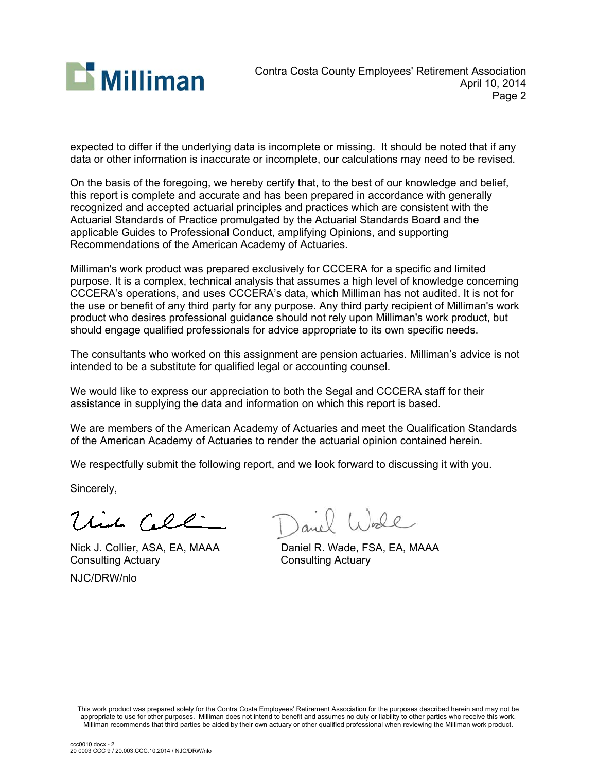expected to differ if the underlying data is incomplete or missing. It should be noted that if any data or other information is inaccurate or incomplete, our calculations may need to be revised.

On the basis of the foregoing, we hereby certify that, to the best of our knowledge and belief, this report is complete and accurate and has been prepared in accordance with generally recognized and accepted actuarial principles and practices which are consistent with the Actuarial Standards of Practice promulgated by the Actuarial Standards Board and the applicable Guides to Professional Conduct, amplifying Opinions, and supporting Recommendations of the American Academy of Actuaries.

Milliman's work product was prepared exclusively for CCCERA for a specific and limited purpose. It is a complex, technical analysis that assumes a high level of knowledge concerning CCCERA's operations, and uses CCCERA's data, which Milliman has not audited. It is not for the use or benefit of any third party for any purpose. Any third party recipient of Milliman's work product who desires professional guidance should not rely upon Milliman's work product, but should engage qualified professionals for advice appropriate to its own specific needs.

The consultants who worked on this assignment are pension actuaries. Milliman's advice is not intended to be a substitute for qualified legal or accounting counsel.

We would like to express our appreciation to both the Segal and CCCERA staff for their assistance in supplying the data and information on which this report is based.

We are members of the American Academy of Actuaries and meet the Qualification Standards of the American Academy of Actuaries to render the actuarial opinion contained herein.

We respectfully submit the following report, and we look forward to discussing it with you.

Sincerely,

Nick J. Collier, ASA, EA, MAAA
Consulting Actuary

Daniel R. Wade, FSA, EA, MAAA
Consulting Actuary

NJC/DRW/nlo

This work product was prepared solely for the Contra Costa Employees' Retirement Association for the purposes described herein and may not be appropriate to use for other purposes. Milliman does not intend to benefit and assumes no duty or liability to other parties who receive this work. Milliman recommends that third parties be aided by their own actuary or other qualified professional when reviewing the Milliman work product.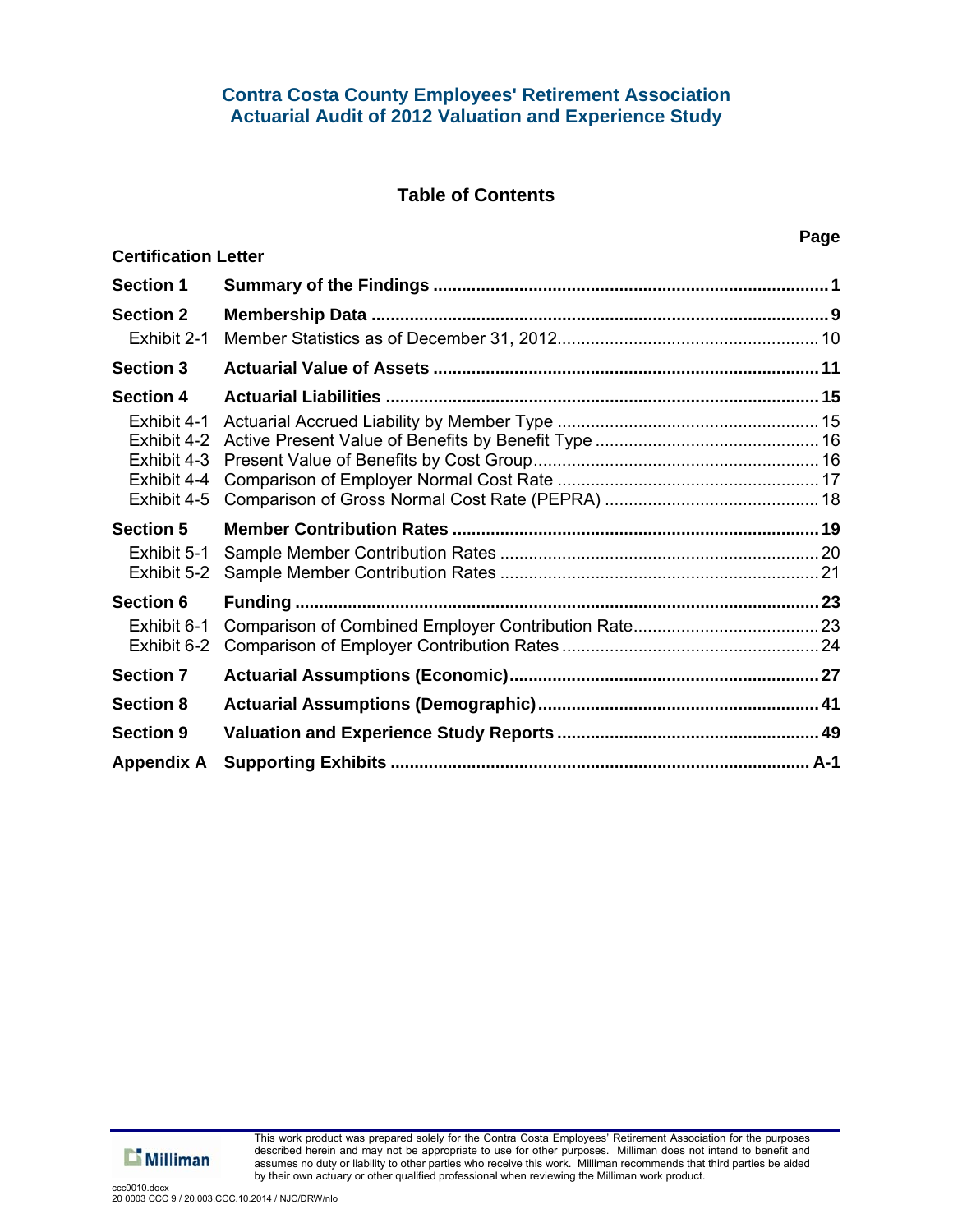# Contra Costa County Employees' Retirement Association
## Actuarial Audit of 2012 Valuation and Experience Study

### Table of Contents

| | | Page |
|---|---|---|
| **Certification Letter** | | |
| **Section 1** | **Summary of the Findings** | **1** |
| **Section 2** | **Membership Data** | **9** |
| Exhibit 2-1 | Member Statistics as of December 31, 2012 | 10 |
| **Section 3** | **Actuarial Value of Assets** | **11** |
| **Section 4** | **Actuarial Liabilities** | **15** |
| Exhibit 4-1 | Actuarial Accrued Liability by Member Type | 15 |
| Exhibit 4-2 | Active Present Value of Benefits by Benefit Type | 16 |
| Exhibit 4-3 | Present Value of Benefits by Cost Group | 16 |
| Exhibit 4-4 | Comparison of Employer Normal Cost Rate | 17 |
| Exhibit 4-5 | Comparison of Gross Normal Cost Rate (PEPRA) | 18 |
| **Section 5** | **Member Contribution Rates** | **19** |
| Exhibit 5-1 | Sample Member Contribution Rates | 20 |
| Exhibit 5-2 | Sample Member Contribution Rates | 21 |
| **Section 6** | **Funding** | **23** |
| Exhibit 6-1 | Comparison of Combined Employer Contribution Rate | 23 |
| Exhibit 6-2 | Comparison of Employer Contribution Rates | 24 |
| **Section 7** | **Actuarial Assumptions (Economic)** | **27** |
| **Section 8** | **Actuarial Assumptions (Demographic)** | **41** |
| **Section 9** | **Valuation and Experience Study Reports** | **49** |
| **Appendix A** | **Supporting Exhibits** | **A-1** |

This work product was prepared solely for the Contra Costa Employees' Retirement Association for the purposes described herein and may not be appropriate to use for other purposes. Milliman does not intend to benefit and assumes no duty or liability to other parties who receive this work. Milliman recommends that third parties be aided by their own actuary or other qualified professional when reviewing the Milliman work product.

ccc0010.docx
20 0003 CCC 9 / 20.003.CCC.10.2014 / NJC/DRW/nlo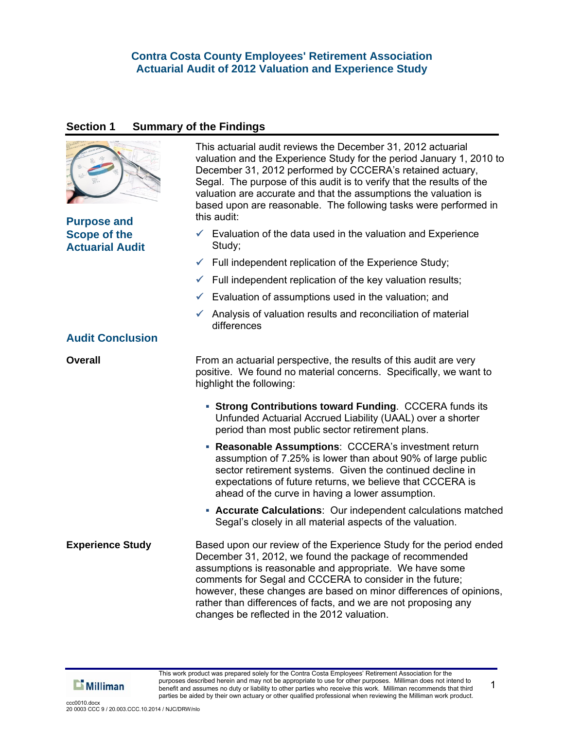# Contra Costa County Employees' Retirement Association
# Actuarial Audit of 2012 Valuation and Experience Study

## Section 1 Summary of the Findings

### Purpose and Scope of the Actuarial Audit

This actuarial audit reviews the December 31, 2012 actuarial valuation and the Experience Study for the period January 1, 2010 to December 31, 2012 performed by CCCERA's retained actuary, Segal. The purpose of this audit is to verify that the results of the valuation are accurate and that the assumptions the valuation is based upon are reasonable. The following tasks were performed in this audit:

- ✓ Evaluation of the data used in the valuation and Experience Study;
- ✓ Full independent replication of the Experience Study;
- ✓ Full independent replication of the key valuation results;
- ✓ Evaluation of assumptions used in the valuation; and
- ✓ Analysis of valuation results and reconciliation of material differences

### Audit Conclusion

**Overall**

From an actuarial perspective, the results of this audit are very positive. We found no material concerns. Specifically, we want to highlight the following:

- **Strong Contributions toward Funding**. CCCERA funds its Unfunded Actuarial Accrued Liability (UAAL) over a shorter period than most public sector retirement plans.
- **Reasonable Assumptions**: CCCERA's investment return assumption of 7.25% is lower than about 90% of large public sector retirement systems. Given the continued decline in expectations of future returns, we believe that CCCERA is ahead of the curve in having a lower assumption.
- **Accurate Calculations**: Our independent calculations matched Segal's closely in all material aspects of the valuation.

**Experience Study**

Based upon our review of the Experience Study for the period ended December 31, 2012, we found the package of recommended assumptions is reasonable and appropriate. We have some comments for Segal and CCCERA to consider in the future; however, these changes are based on minor differences of opinions, rather than differences of facts, and we are not proposing any changes be reflected in the 2012 valuation.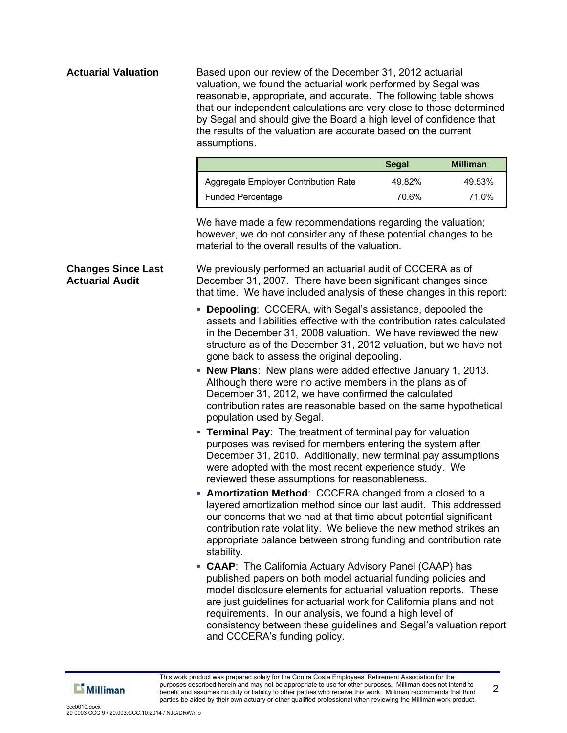**Actuarial Valuation**

Based upon our review of the December 31, 2012 actuarial valuation, we found the actuarial work performed by Segal was reasonable, appropriate, and accurate. The following table shows that our independent calculations are very close to those determined by Segal and should give the Board a high level of confidence that the results of the valuation are accurate based on the current assumptions.

| | Segal | Milliman |
|---|---|---|
| Aggregate Employer Contribution Rate | 49.82% | 49.53% |
| Funded Percentage | 70.6% | 71.0% |

We have made a few recommendations regarding the valuation; however, we do not consider any of these potential changes to be material to the overall results of the valuation.

**Changes Since Last Actuarial Audit**

We previously performed an actuarial audit of CCCERA as of December 31, 2007. There have been significant changes since that time. We have included analysis of these changes in this report:

- **Depooling**: CCCERA, with Segal's assistance, depooled the assets and liabilities effective with the contribution rates calculated in the December 31, 2008 valuation. We have reviewed the new structure as of the December 31, 2012 valuation, but we have not gone back to assess the original depooling.
- **New Plans**: New plans were added effective January 1, 2013. Although there were no active members in the plans as of December 31, 2012, we have confirmed the calculated contribution rates are reasonable based on the same hypothetical population used by Segal.
- **Terminal Pay**: The treatment of terminal pay for valuation purposes was revised for members entering the system after December 31, 2010. Additionally, new terminal pay assumptions were adopted with the most recent experience study. We reviewed these assumptions for reasonableness.
- **Amortization Method**: CCCERA changed from a closed to a layered amortization method since our last audit. This addressed our concerns that we had at that time about potential significant contribution rate volatility. We believe the new method strikes an appropriate balance between strong funding and contribution rate stability.
- **CAAP**: The California Actuary Advisory Panel (CAAP) has published papers on both model actuarial funding policies and model disclosure elements for actuarial valuation reports. These are just guidelines for actuarial work for California plans and not requirements. In our analysis, we found a high level of consistency between these guidelines and Segal's valuation report and CCCERA's funding policy.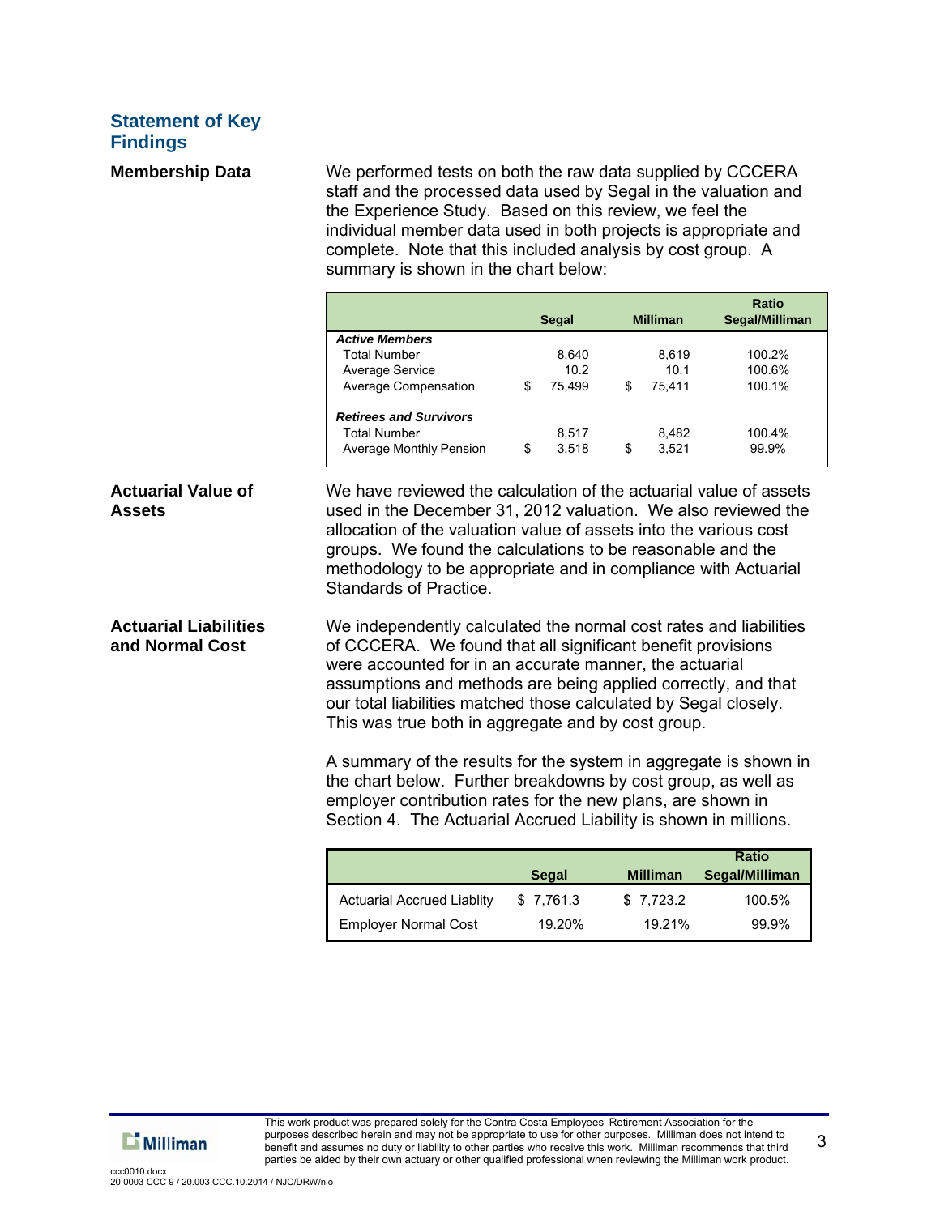## Statement of Key Findings

### Membership Data

We performed tests on both the raw data supplied by CCCERA staff and the processed data used by Segal in the valuation and the Experience Study. Based on this review, we feel the individual member data used in both projects is appropriate and complete. Note that this included analysis by cost group. A summary is shown in the chart below:

| | Segal | Milliman | Ratio Segal/Milliman |
|---|---|---|---|
| ***Active Members*** | | | |
| Total Number | 8,640 | 8,619 | 100.2% |
| Average Service | 10.2 | 10.1 | 100.6% |
| Average Compensation | $ 75,499 | $ 75,411 | 100.1% |
| ***Retirees and Survivors*** | | | |
| Total Number | 8,517 | 8,482 | 100.4% |
| Average Monthly Pension | $ 3,518 | $ 3,521 | 99.9% |

### Actuarial Value of Assets

We have reviewed the calculation of the actuarial value of assets used in the December 31, 2012 valuation. We also reviewed the allocation of the valuation value of assets into the various cost groups. We found the calculations to be reasonable and the methodology to be appropriate and in compliance with Actuarial Standards of Practice.

### Actuarial Liabilities and Normal Cost

We independently calculated the normal cost rates and liabilities of CCCERA. We found that all significant benefit provisions were accounted for in an accurate manner, the actuarial assumptions and methods are being applied correctly, and that our total liabilities matched those calculated by Segal closely. This was true both in aggregate and by cost group.

A summary of the results for the system in aggregate is shown in the chart below. Further breakdowns by cost group, as well as employer contribution rates for the new plans, are shown in Section 4. The Actuarial Accrued Liability is shown in millions.

| | Segal | Milliman | Ratio Segal/Milliman |
|---|---|---|---|
| Actuarial Accrued Liablity | $ 7,761.3 | $ 7,723.2 | 100.5% |
| Employer Normal Cost | 19.20% | 19.21% | 99.9% |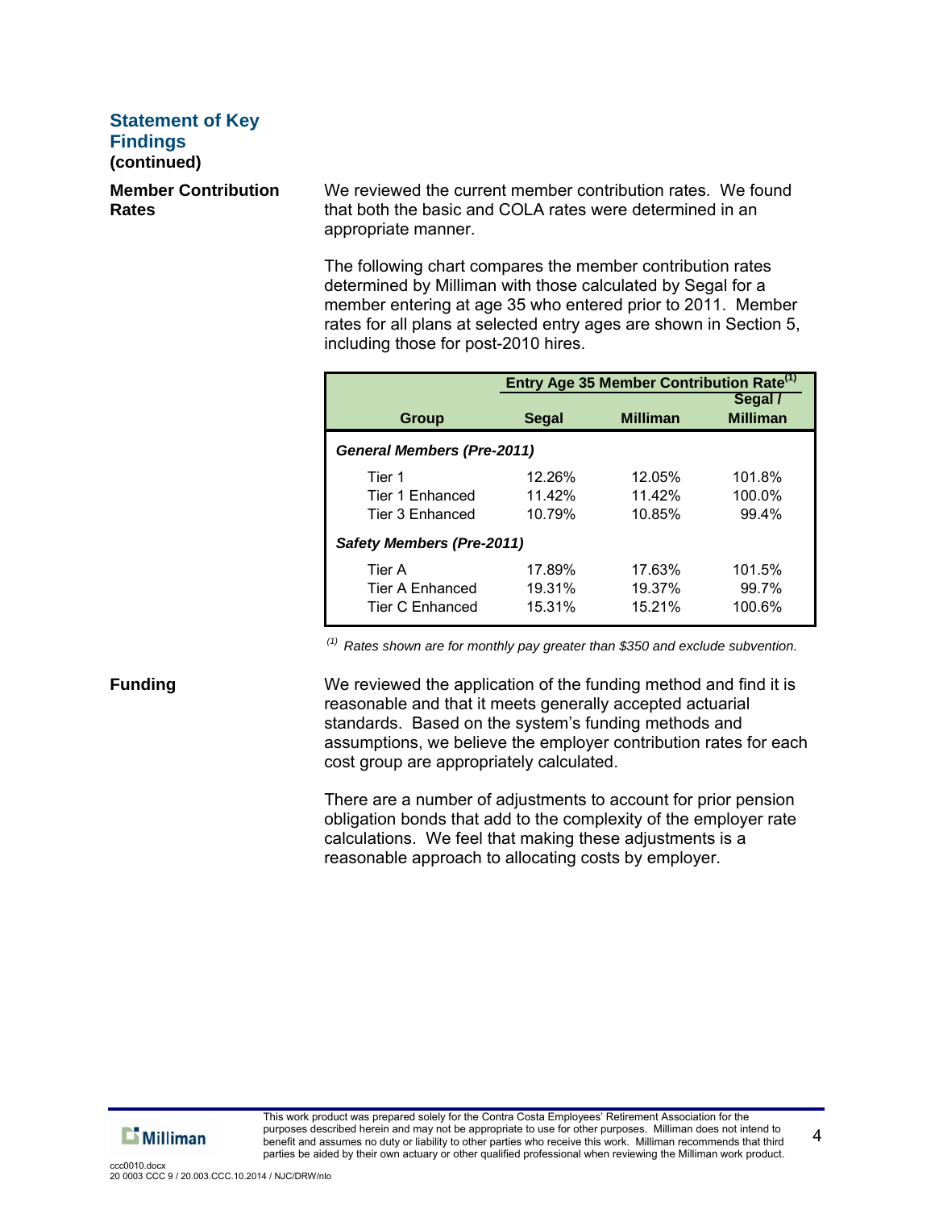## Statement of Key Findings (continued)

**Member Contribution Rates**

We reviewed the current member contribution rates. We found that both the basic and COLA rates were determined in an appropriate manner.

The following chart compares the member contribution rates determined by Milliman with those calculated by Segal for a member entering at age 35 who entered prior to 2011. Member rates for all plans at selected entry ages are shown in Section 5, including those for post-2010 hires.

| | Entry Age 35 Member Contribution Rate[1] | | |
|---|---|---|---|
| **Group** | **Segal** | **Milliman** | **Segal / Milliman** |
| ***General Members (Pre-2011)*** | | | |
| Tier 1 | 12.26% | 12.05% | 101.8% |
| Tier 1 Enhanced | 11.42% | 11.42% | 100.0% |
| Tier 3 Enhanced | 10.79% | 10.85% | 99.4% |
| ***Safety Members (Pre-2011)*** | | | |
| Tier A | 17.89% | 17.63% | 101.5% |
| Tier A Enhanced | 19.31% | 19.37% | 99.7% |
| Tier C Enhanced | 15.31% | 15.21% | 100.6% |

*[1] Rates shown are for monthly pay greater than $350 and exclude subvention.*

**Funding**

We reviewed the application of the funding method and find it is reasonable and that it meets generally accepted actuarial standards. Based on the system's funding methods and assumptions, we believe the employer contribution rates for each cost group are appropriately calculated.

There are a number of adjustments to account for prior pension obligation bonds that add to the complexity of the employer rate calculations. We feel that making these adjustments is a reasonable approach to allocating costs by employer.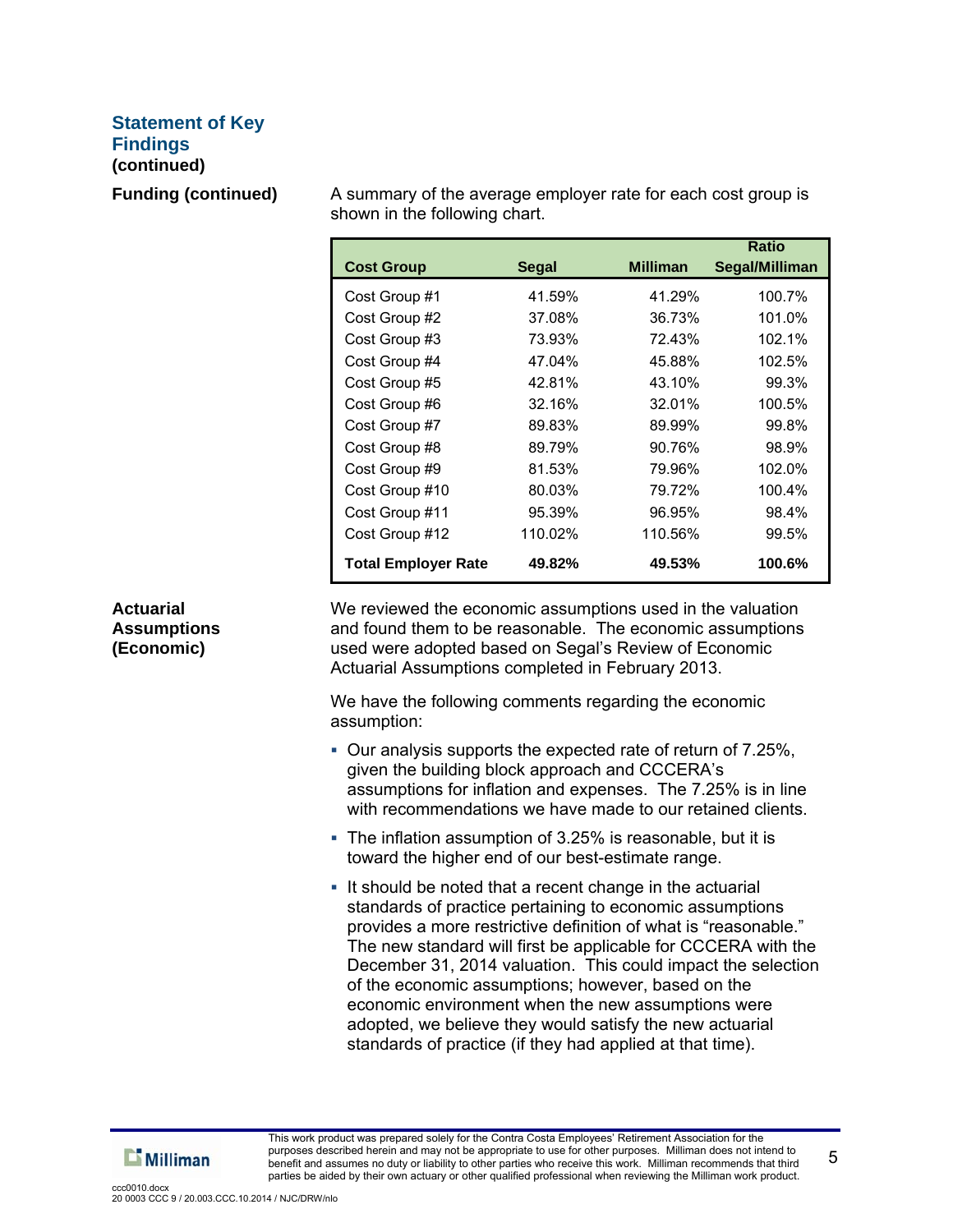## Statement of Key Findings (continued)

**Funding (continued)**

A summary of the average employer rate for each cost group is shown in the following chart.

| Cost Group | Segal | Milliman | Ratio Segal/Milliman |
|---|---|---|---|
| Cost Group #1 | 41.59% | 41.29% | 100.7% |
| Cost Group #2 | 37.08% | 36.73% | 101.0% |
| Cost Group #3 | 73.93% | 72.43% | 102.1% |
| Cost Group #4 | 47.04% | 45.88% | 102.5% |
| Cost Group #5 | 42.81% | 43.10% | 99.3% |
| Cost Group #6 | 32.16% | 32.01% | 100.5% |
| Cost Group #7 | 89.83% | 89.99% | 99.8% |
| Cost Group #8 | 89.79% | 90.76% | 98.9% |
| Cost Group #9 | 81.53% | 79.96% | 102.0% |
| Cost Group #10 | 80.03% | 79.72% | 100.4% |
| Cost Group #11 | 95.39% | 96.95% | 98.4% |
| Cost Group #12 | 110.02% | 110.56% | 99.5% |
| **Total Employer Rate** | **49.82%** | **49.53%** | **100.6%** |

**Actuarial Assumptions (Economic)**

We reviewed the economic assumptions used in the valuation and found them to be reasonable. The economic assumptions used were adopted based on Segal's Review of Economic Actuarial Assumptions completed in February 2013.

We have the following comments regarding the economic assumption:

- Our analysis supports the expected rate of return of 7.25%, given the building block approach and CCCERA's assumptions for inflation and expenses. The 7.25% is in line with recommendations we have made to our retained clients.
- The inflation assumption of 3.25% is reasonable, but it is toward the higher end of our best-estimate range.
- It should be noted that a recent change in the actuarial standards of practice pertaining to economic assumptions provides a more restrictive definition of what is "reasonable." The new standard will first be applicable for CCCERA with the December 31, 2014 valuation. This could impact the selection of the economic assumptions; however, based on the economic environment when the new assumptions were adopted, we believe they would satisfy the new actuarial standards of practice (if they had applied at that time).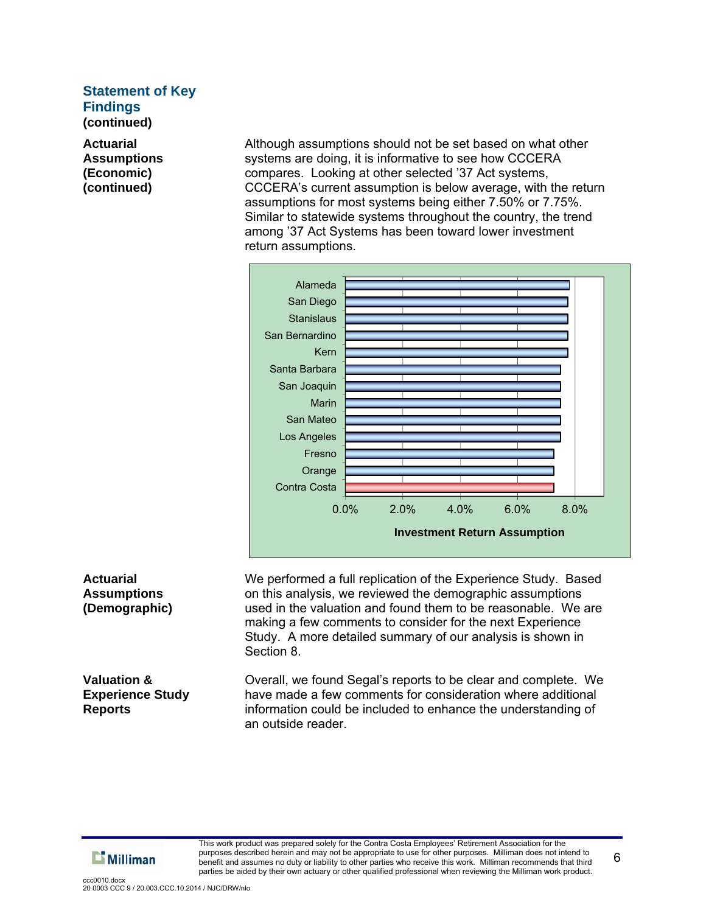## Statement of Key Findings (continued)

**Actuarial Assumptions (Economic) (continued)**

Although assumptions should not be set based on what other systems are doing, it is informative to see how CCCERA compares. Looking at other selected '37 Act systems, CCCERA's current assumption is below average, with the return assumptions for most systems being either 7.50% or 7.75%. Similar to statewide systems throughout the country, the trend among '37 Act Systems has been toward lower investment return assumptions.

**Actuarial Assumptions (Demographic)**

We performed a full replication of the Experience Study. Based on this analysis, we reviewed the demographic assumptions used in the valuation and found them to be reasonable. We are making a few comments to consider for the next Experience Study. A more detailed summary of our analysis is shown in Section 8.

**Valuation & Experience Study Reports**

Overall, we found Segal's reports to be clear and complete. We have made a few comments for consideration where additional information could be included to enhance the understanding of an outside reader.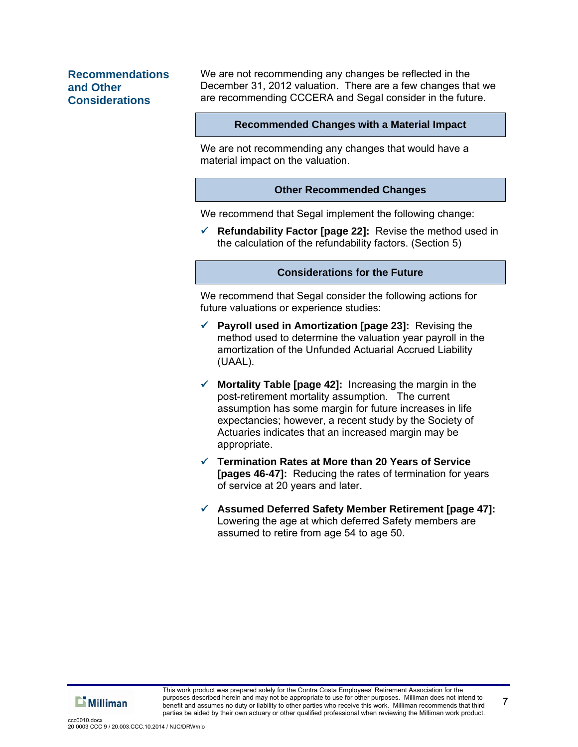## Recommendations and Other Considerations

We are not recommending any changes be reflected in the December 31, 2012 valuation. There are a few changes that we are recommending CCCERA and Segal consider in the future.

### Recommended Changes with a Material Impact

We are not recommending any changes that would have a material impact on the valuation.

### Other Recommended Changes

We recommend that Segal implement the following change:

- ✓ **Refundability Factor [page 22]:** Revise the method used in the calculation of the refundability factors. (Section 5)

### Considerations for the Future

We recommend that Segal consider the following actions for future valuations or experience studies:

- ✓ **Payroll used in Amortization [page 23]:** Revising the method used to determine the valuation year payroll in the amortization of the Unfunded Actuarial Accrued Liability (UAAL).

- ✓ **Mortality Table [page 42]:** Increasing the margin in the post-retirement mortality assumption. The current assumption has some margin for future increases in life expectancies; however, a recent study by the Society of Actuaries indicates that an increased margin may be appropriate.

- ✓ **Termination Rates at More than 20 Years of Service [pages 46-47]:** Reducing the rates of termination for years of service at 20 years and later.

- ✓ **Assumed Deferred Safety Member Retirement [page 47]:** Lowering the age at which deferred Safety members are assumed to retire from age 54 to age 50.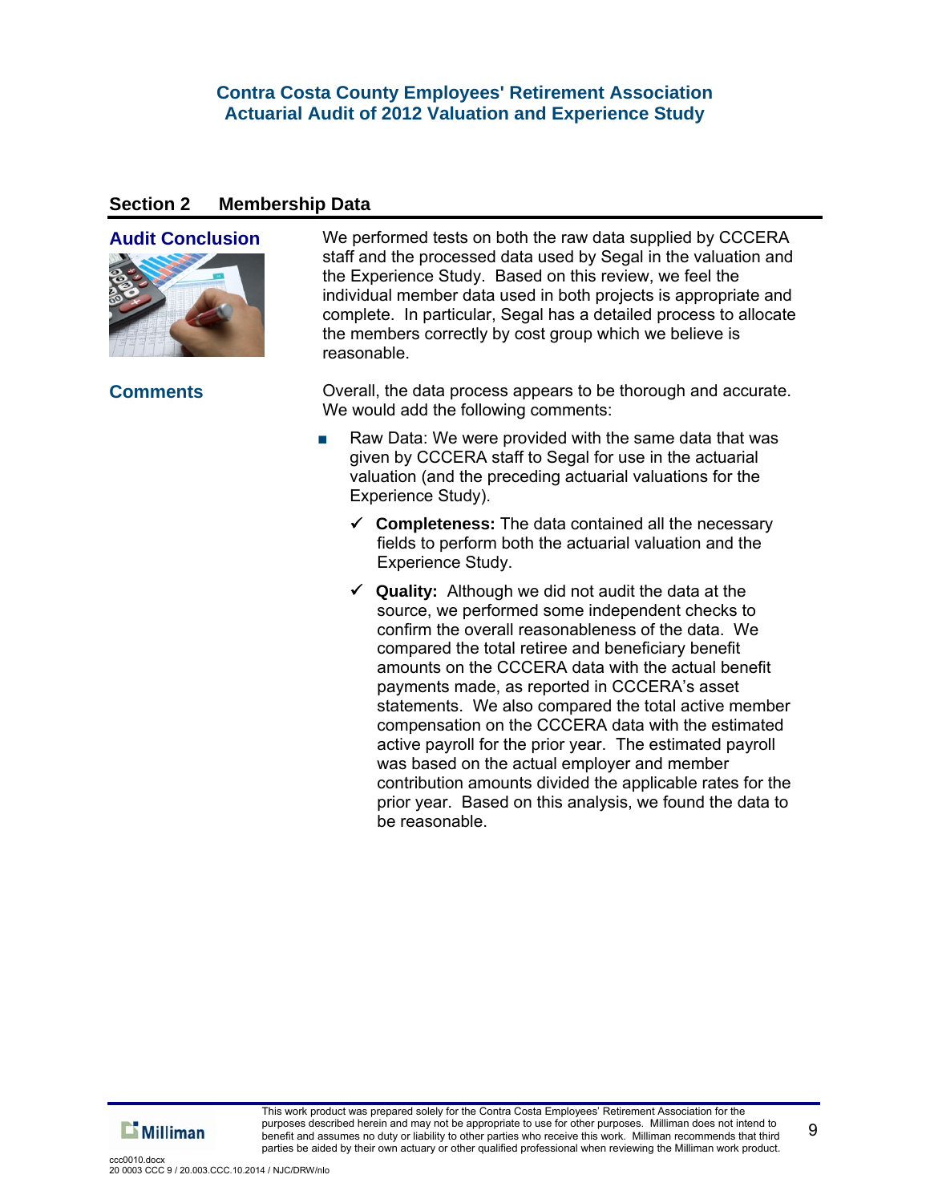## Section 2 Membership Data

### Audit Conclusion

We performed tests on both the raw data supplied by CCCERA staff and the processed data used by Segal in the valuation and the Experience Study. Based on this review, we feel the individual member data used in both projects is appropriate and complete. In particular, Segal has a detailed process to allocate the members correctly by cost group which we believe is reasonable.

### Comments

Overall, the data process appears to be thorough and accurate. We would add the following comments:

- Raw Data: We were provided with the same data that was given by CCCERA staff to Segal for use in the actuarial valuation (and the preceding actuarial valuations for the Experience Study).
  - ✓ **Completeness:** The data contained all the necessary fields to perform both the actuarial valuation and the Experience Study.
  - ✓ **Quality:** Although we did not audit the data at the source, we performed some independent checks to confirm the overall reasonableness of the data. We compared the total retiree and beneficiary benefit amounts on the CCCERA data with the actual benefit payments made, as reported in CCCERA's asset statements. We also compared the total active member compensation on the CCCERA data with the estimated active payroll for the prior year. The estimated payroll was based on the actual employer and member contribution amounts divided the applicable rates for the prior year. Based on this analysis, we found the data to be reasonable.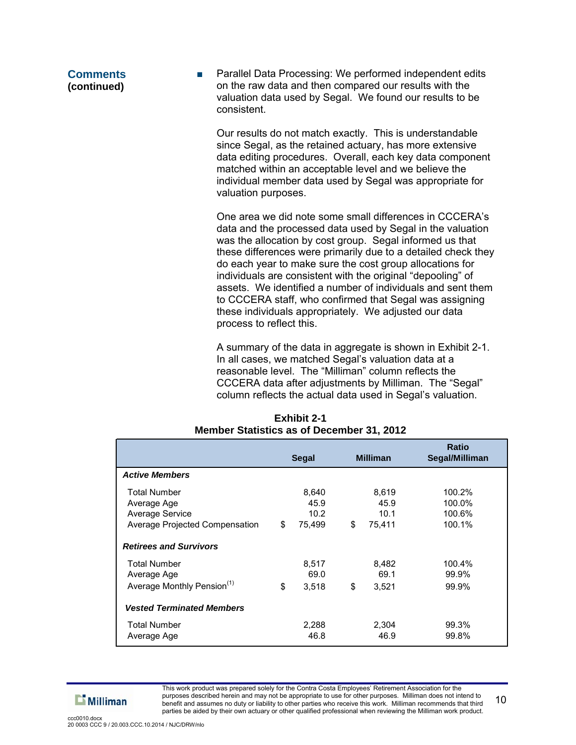**Comments (continued)**

- Parallel Data Processing: We performed independent edits on the raw data and then compared our results with the valuation data used by Segal. We found our results to be consistent.

  Our results do not match exactly. This is understandable since Segal, as the retained actuary, has more extensive data editing procedures. Overall, each key data component matched within an acceptable level and we believe the individual member data used by Segal was appropriate for valuation purposes.

  One area we did note some small differences in CCCERA's data and the processed data used by Segal in the valuation was the allocation by cost group. Segal informed us that these differences were primarily due to a detailed check they do each year to make sure the cost group allocations for individuals are consistent with the original "depooling" of assets. We identified a number of individuals and sent them to CCCERA staff, who confirmed that Segal was assigning these individuals appropriately. We adjusted our data process to reflect this.

  A summary of the data in aggregate is shown in Exhibit 2-1. In all cases, we matched Segal's valuation data at a reasonable level. The "Milliman" column reflects the CCCERA data after adjustments by Milliman. The "Segal" column reflects the actual data used in Segal's valuation.

**Exhibit 2-1**
**Member Statistics as of December 31, 2012**

| | Segal | Milliman | Ratio Segal/Milliman |
|---|---|---|---|
| ***Active Members*** | | | |
| Total Number | 8,640 | 8,619 | 100.2% |
| Average Age | 45.9 | 45.9 | 100.0% |
| Average Service | 10.2 | 10.1 | 100.6% |
| Average Projected Compensation | $ 75,499 | $ 75,411 | 100.1% |
| ***Retirees and Survivors*** | | | |
| Total Number | 8,517 | 8,482 | 100.4% |
| Average Age | 69.0 | 69.1 | 99.9% |
| Average Monthly Pension[(1)] | $ 3,518 | $ 3,521 | 99.9% |
| ***Vested Terminated Members*** | | | |
| Total Number | 2,288 | 2,304 | 99.3% |
| Average Age | 46.8 | 46.9 | 99.8% |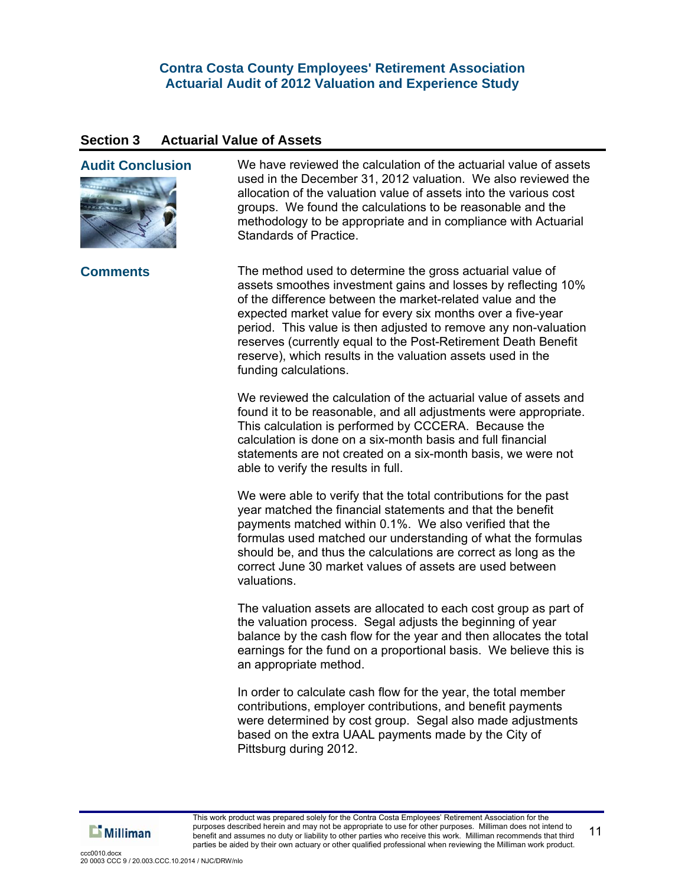## Section 3 Actuarial Value of Assets

### Audit Conclusion

We have reviewed the calculation of the actuarial value of assets used in the December 31, 2012 valuation. We also reviewed the allocation of the valuation value of assets into the various cost groups. We found the calculations to be reasonable and the methodology to be appropriate and in compliance with Actuarial Standards of Practice.

### Comments

The method used to determine the gross actuarial value of assets smoothes investment gains and losses by reflecting 10% of the difference between the market-related value and the expected market value for every six months over a five-year period. This value is then adjusted to remove any non-valuation reserves (currently equal to the Post-Retirement Death Benefit reserve), which results in the valuation assets used in the funding calculations.

We reviewed the calculation of the actuarial value of assets and found it to be reasonable, and all adjustments were appropriate. This calculation is performed by CCCERA. Because the calculation is done on a six-month basis and full financial statements are not created on a six-month basis, we were not able to verify the results in full.

We were able to verify that the total contributions for the past year matched the financial statements and that the benefit payments matched within 0.1%. We also verified that the formulas used matched our understanding of what the formulas should be, and thus the calculations are correct as long as the correct June 30 market values of assets are used between valuations.

The valuation assets are allocated to each cost group as part of the valuation process. Segal adjusts the beginning of year balance by the cash flow for the year and then allocates the total earnings for the fund on a proportional basis. We believe this is an appropriate method.

In order to calculate cash flow for the year, the total member contributions, employer contributions, and benefit payments were determined by cost group. Segal also made adjustments based on the extra UAAL payments made by the City of Pittsburg during 2012.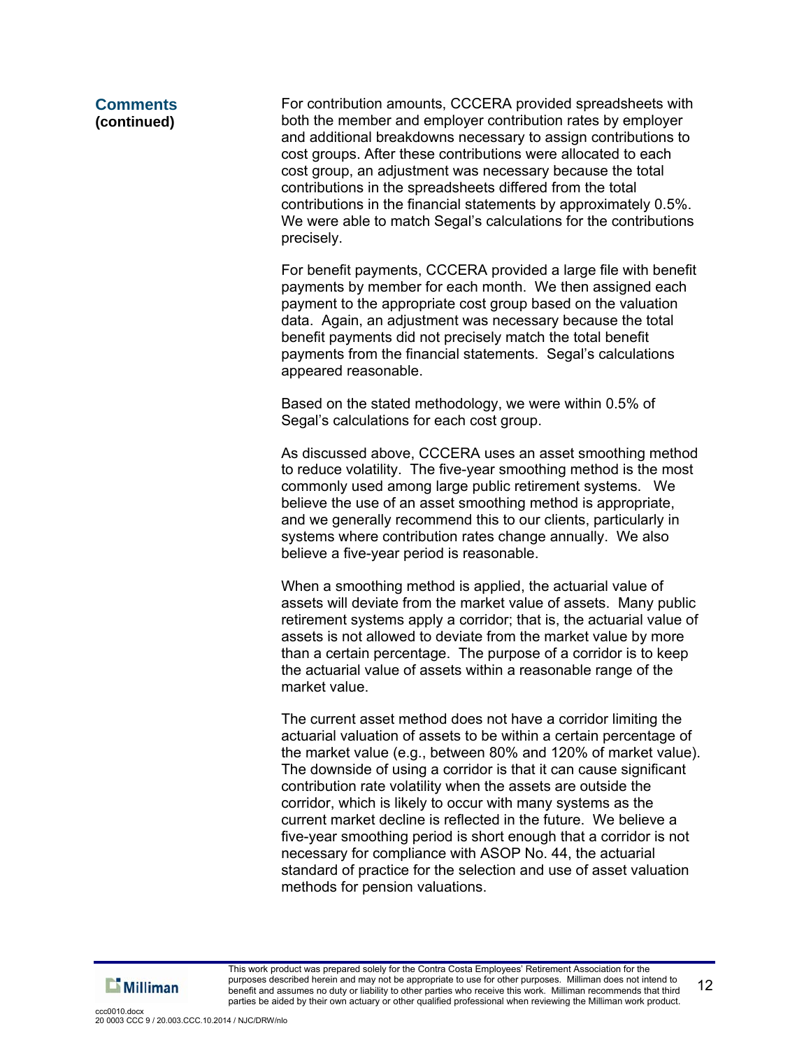## Comments (continued)

For contribution amounts, CCCERA provided spreadsheets with both the member and employer contribution rates by employer and additional breakdowns necessary to assign contributions to cost groups. After these contributions were allocated to each cost group, an adjustment was necessary because the total contributions in the spreadsheets differed from the total contributions in the financial statements by approximately 0.5%. We were able to match Segal's calculations for the contributions precisely.

For benefit payments, CCCERA provided a large file with benefit payments by member for each month. We then assigned each payment to the appropriate cost group based on the valuation data. Again, an adjustment was necessary because the total benefit payments did not precisely match the total benefit payments from the financial statements. Segal's calculations appeared reasonable.

Based on the stated methodology, we were within 0.5% of Segal's calculations for each cost group.

As discussed above, CCCERA uses an asset smoothing method to reduce volatility. The five-year smoothing method is the most commonly used among large public retirement systems. We believe the use of an asset smoothing method is appropriate, and we generally recommend this to our clients, particularly in systems where contribution rates change annually. We also believe a five-year period is reasonable.

When a smoothing method is applied, the actuarial value of assets will deviate from the market value of assets. Many public retirement systems apply a corridor; that is, the actuarial value of assets is not allowed to deviate from the market value by more than a certain percentage. The purpose of a corridor is to keep the actuarial value of assets within a reasonable range of the market value.

The current asset method does not have a corridor limiting the actuarial valuation of assets to be within a certain percentage of the market value (e.g., between 80% and 120% of market value). The downside of using a corridor is that it can cause significant contribution rate volatility when the assets are outside the corridor, which is likely to occur with many systems as the current market decline is reflected in the future. We believe a five-year smoothing period is short enough that a corridor is not necessary for compliance with ASOP No. 44, the actuarial standard of practice for the selection and use of asset valuation methods for pension valuations.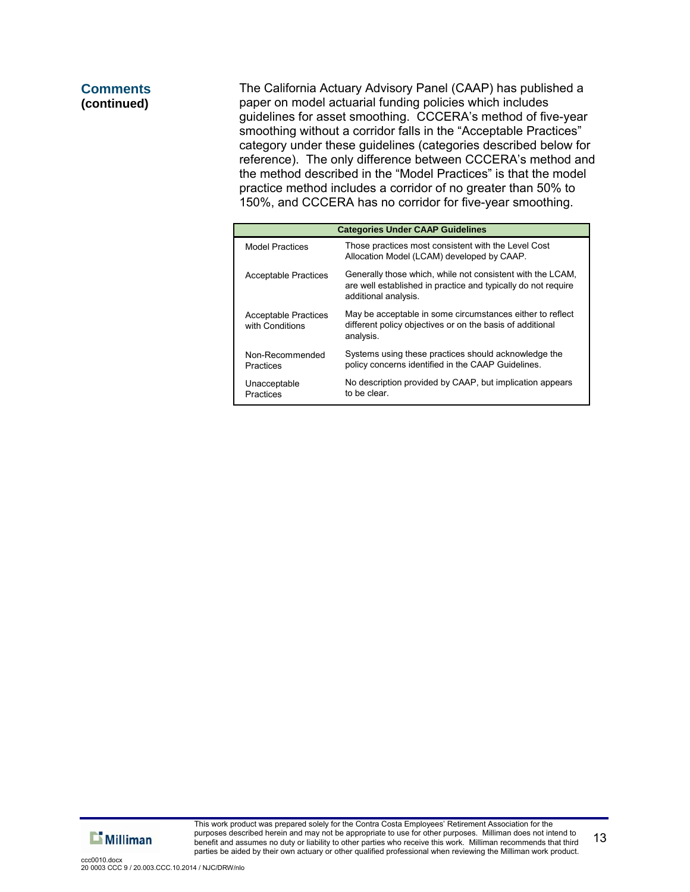## Comments (continued)

The California Actuary Advisory Panel (CAAP) has published a paper on model actuarial funding policies which includes guidelines for asset smoothing. CCCERA's method of five-year smoothing without a corridor falls in the "Acceptable Practices" category under these guidelines (categories described below for reference). The only difference between CCCERA's method and the method described in the "Model Practices" is that the model practice method includes a corridor of no greater than 50% to 150%, and CCCERA has no corridor for five-year smoothing.

| Categories Under CAAP Guidelines | |
|---|---|
| Model Practices | Those practices most consistent with the Level Cost Allocation Model (LCAM) developed by CAAP. |
| Acceptable Practices | Generally those which, while not consistent with the LCAM, are well established in practice and typically do not require additional analysis. |
| Acceptable Practices with Conditions | May be acceptable in some circumstances either to reflect different policy objectives or on the basis of additional analysis. |
| Non-Recommended Practices | Systems using these practices should acknowledge the policy concerns identified in the CAAP Guidelines. |
| Unacceptable Practices | No description provided by CAAP, but implication appears to be clear. |

This work product was prepared solely for the Contra Costa Employees' Retirement Association for the purposes described herein and may not be appropriate to use for other purposes. Milliman does not intend to benefit and assumes no duty or liability to other parties who receive this work. Milliman recommends that third parties be aided by their own actuary or other qualified professional when reviewing the Milliman work product.

ccc0010.docx
20 0003 CCC 9 / 20.003.CCC.10.2014 / NJC/DRW/nlo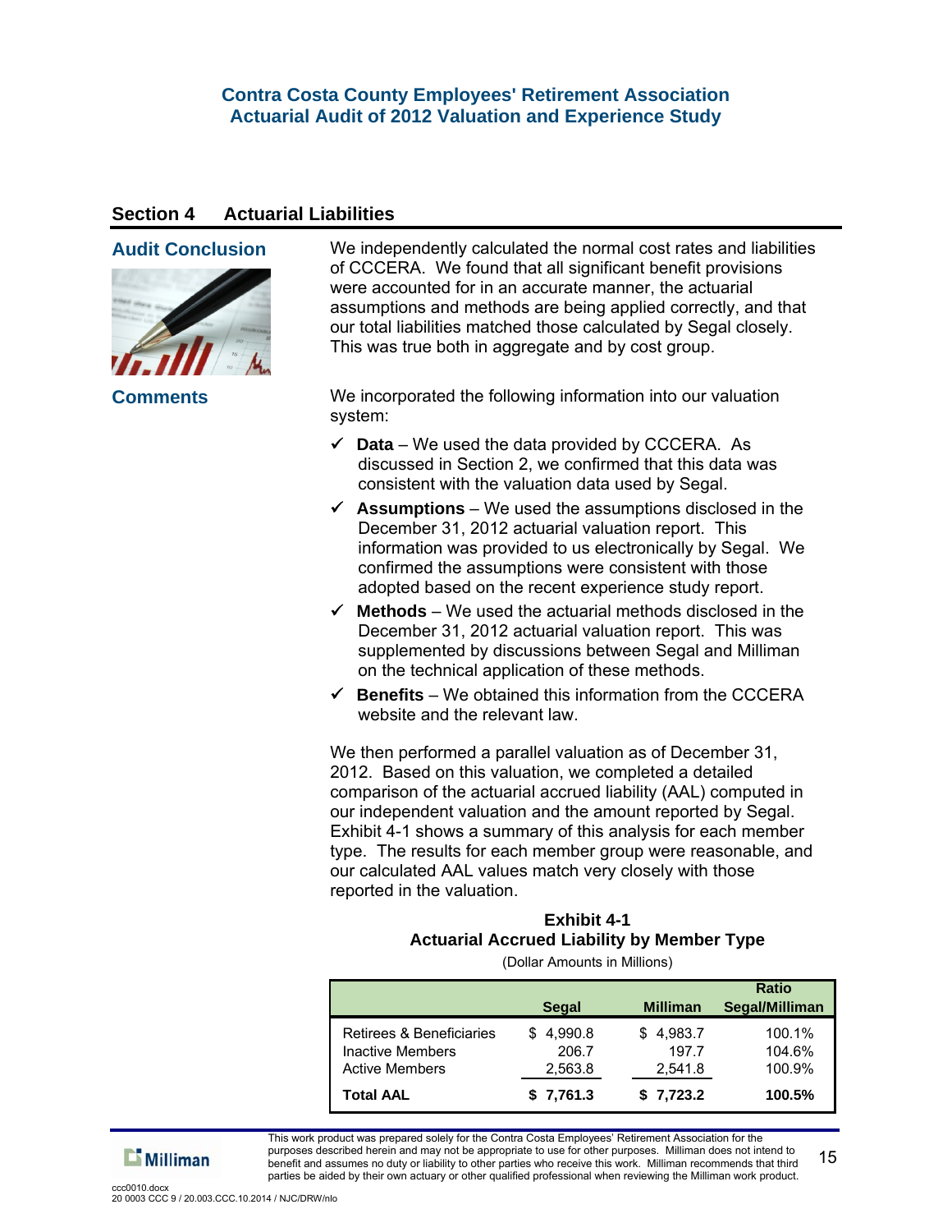## Section 4 Actuarial Liabilities

### Audit Conclusion

We independently calculated the normal cost rates and liabilities of CCCERA. We found that all significant benefit provisions were accounted for in an accurate manner, the actuarial assumptions and methods are being applied correctly, and that our total liabilities matched those calculated by Segal closely. This was true both in aggregate and by cost group.

### Comments

We incorporated the following information into our valuation system:

- ✓ **Data** – We used the data provided by CCCERA. As discussed in Section 2, we confirmed that this data was consistent with the valuation data used by Segal.
- ✓ **Assumptions** – We used the assumptions disclosed in the December 31, 2012 actuarial valuation report. This information was provided to us electronically by Segal. We confirmed the assumptions were consistent with those adopted based on the recent experience study report.
- ✓ **Methods** – We used the actuarial methods disclosed in the December 31, 2012 actuarial valuation report. This was supplemented by discussions between Segal and Milliman on the technical application of these methods.
- ✓ **Benefits** – We obtained this information from the CCCERA website and the relevant law.

We then performed a parallel valuation as of December 31, 2012. Based on this valuation, we completed a detailed comparison of the actuarial accrued liability (AAL) computed in our independent valuation and the amount reported by Segal. Exhibit 4-1 shows a summary of this analysis for each member type. The results for each member group were reasonable, and our calculated AAL values match very closely with those reported in the valuation.

**Exhibit 4-1**
**Actuarial Accrued Liability by Member Type**
(Dollar Amounts in Millions)

| | Segal | Milliman | Ratio Segal/Milliman |
|---|---|---|---|
| Retirees & Beneficiaries | $ 4,990.8 | $ 4,983.7 | 100.1% |
| Inactive Members | 206.7 | 197.7 | 104.6% |
| Active Members | 2,563.8 | 2,541.8 | 100.9% |
| **Total AAL** | **$ 7,761.3** | **$ 7,723.2** | **100.5%** |

This work product was prepared solely for the Contra Costa Employees' Retirement Association for the purposes described herein and may not be appropriate to use for other purposes. Milliman does not intend to benefit and assumes no duty or liability to other parties who receive this work. Milliman recommends that third parties be aided by their own actuary or other qualified professional when reviewing the Milliman work product.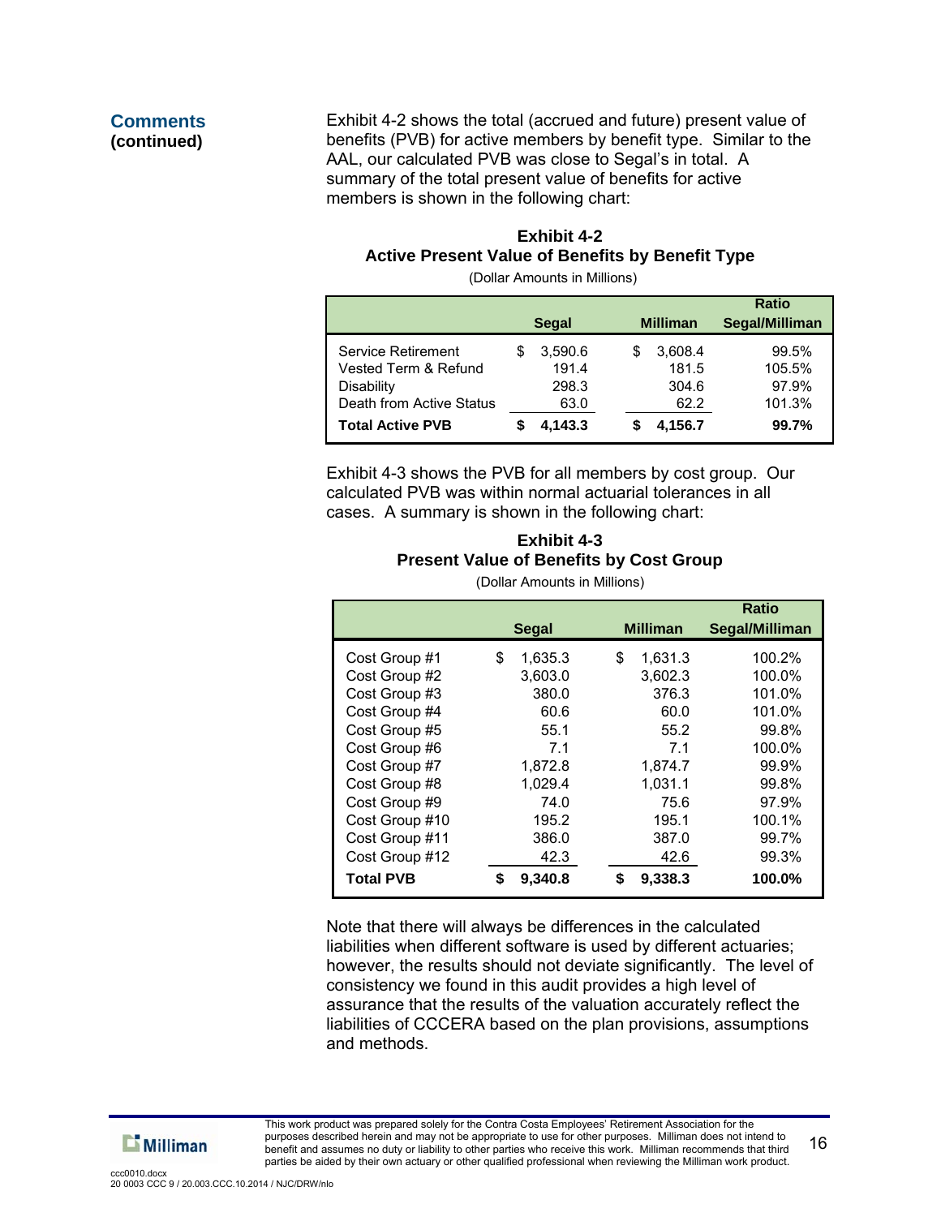**Comments (continued)**

Exhibit 4-2 shows the total (accrued and future) present value of benefits (PVB) for active members by benefit type. Similar to the AAL, our calculated PVB was close to Segal's in total. A summary of the total present value of benefits for active members is shown in the following chart:

**Exhibit 4-2**
**Active Present Value of Benefits by Benefit Type**
(Dollar Amounts in Millions)

| | Segal | Milliman | Ratio Segal/Milliman |
|---|---|---|---|
| Service Retirement | $ 3,590.6 | $ 3,608.4 | 99.5% |
| Vested Term & Refund | 191.4 | 181.5 | 105.5% |
| Disability | 298.3 | 304.6 | 97.9% |
| Death from Active Status | 63.0 | 62.2 | 101.3% |
| **Total Active PVB** | **$ 4,143.3** | **$ 4,156.7** | **99.7%** |

Exhibit 4-3 shows the PVB for all members by cost group. Our calculated PVB was within normal actuarial tolerances in all cases. A summary is shown in the following chart:

**Exhibit 4-3**
**Present Value of Benefits by Cost Group**
(Dollar Amounts in Millions)

| | Segal | Milliman | Ratio Segal/Milliman |
|---|---|---|---|
| Cost Group #1 | $ 1,635.3 | $ 1,631.3 | 100.2% |
| Cost Group #2 | 3,603.0 | 3,602.3 | 100.0% |
| Cost Group #3 | 380.0 | 376.3 | 101.0% |
| Cost Group #4 | 60.6 | 60.0 | 101.0% |
| Cost Group #5 | 55.1 | 55.2 | 99.8% |
| Cost Group #6 | 7.1 | 7.1 | 100.0% |
| Cost Group #7 | 1,872.8 | 1,874.7 | 99.9% |
| Cost Group #8 | 1,029.4 | 1,031.1 | 99.8% |
| Cost Group #9 | 74.0 | 75.6 | 97.9% |
| Cost Group #10 | 195.2 | 195.1 | 100.1% |
| Cost Group #11 | 386.0 | 387.0 | 99.7% |
| Cost Group #12 | 42.3 | 42.6 | 99.3% |
| **Total PVB** | **$ 9,340.8** | **$ 9,338.3** | **100.0%** |

Note that there will always be differences in the calculated liabilities when different software is used by different actuaries; however, the results should not deviate significantly. The level of consistency we found in this audit provides a high level of assurance that the results of the valuation accurately reflect the liabilities of CCCERA based on the plan provisions, assumptions and methods.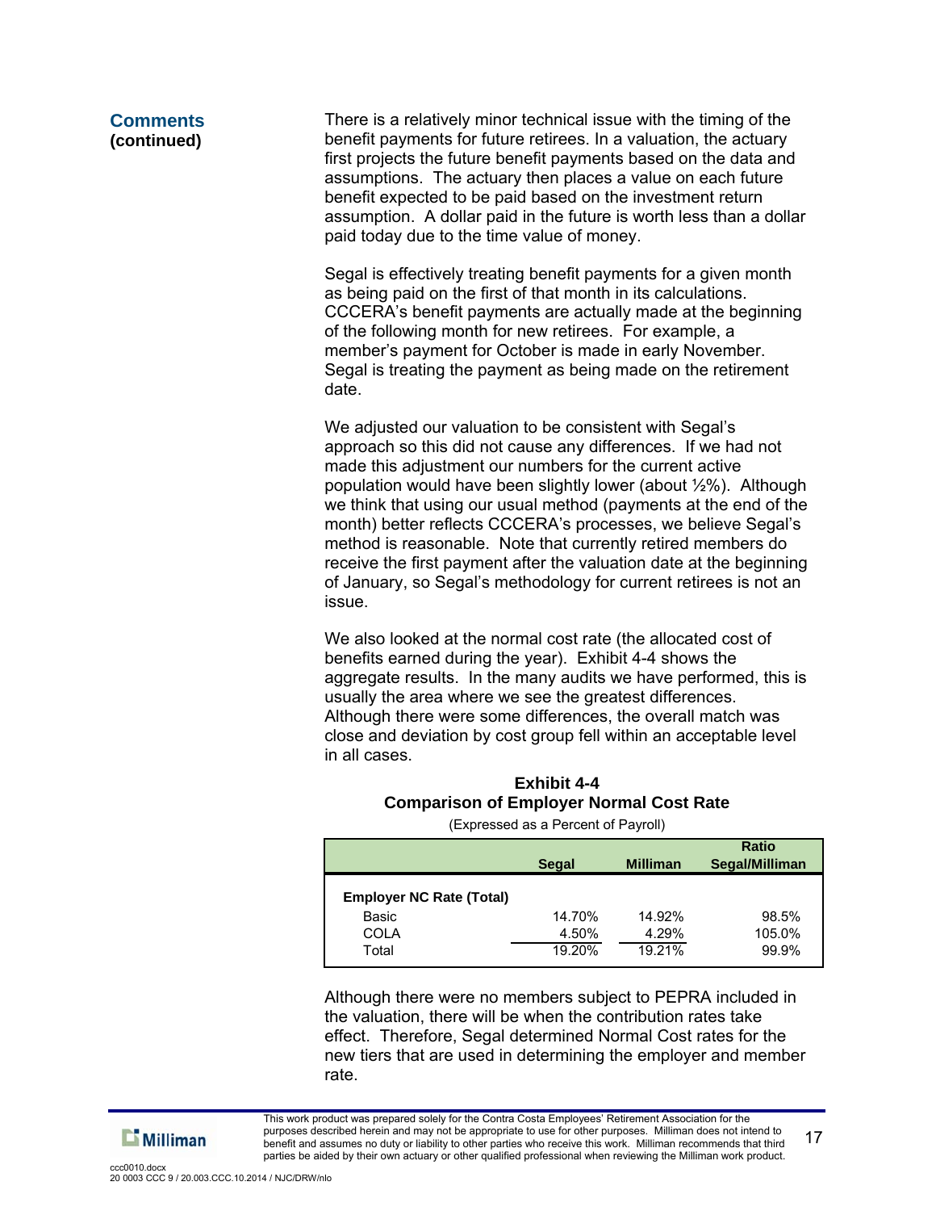**Comments (continued)**

There is a relatively minor technical issue with the timing of the benefit payments for future retirees. In a valuation, the actuary first projects the future benefit payments based on the data and assumptions. The actuary then places a value on each future benefit expected to be paid based on the investment return assumption. A dollar paid in the future is worth less than a dollar paid today due to the time value of money.

Segal is effectively treating benefit payments for a given month as being paid on the first of that month in its calculations. CCCERA's benefit payments are actually made at the beginning of the following month for new retirees. For example, a member's payment for October is made in early November. Segal is treating the payment as being made on the retirement date.

We adjusted our valuation to be consistent with Segal's approach so this did not cause any differences. If we had not made this adjustment our numbers for the current active population would have been slightly lower (about ½%). Although we think that using our usual method (payments at the end of the month) better reflects CCCERA's processes, we believe Segal's method is reasonable. Note that currently retired members do receive the first payment after the valuation date at the beginning of January, so Segal's methodology for current retirees is not an issue.

We also looked at the normal cost rate (the allocated cost of benefits earned during the year). Exhibit 4-4 shows the aggregate results. In the many audits we have performed, this is usually the area where we see the greatest differences. Although there were some differences, the overall match was close and deviation by cost group fell within an acceptable level in all cases.

**Exhibit 4-4**
**Comparison of Employer Normal Cost Rate**
(Expressed as a Percent of Payroll)

| | Segal | Milliman | Ratio Segal/Milliman |
|---|---|---|---|
| **Employer NC Rate (Total)** | | | |
| Basic | 14.70% | 14.92% | 98.5% |
| COLA | 4.50% | 4.29% | 105.0% |
| Total | 19.20% | 19.21% | 99.9% |

Although there were no members subject to PEPRA included in the valuation, there will be when the contribution rates take effect. Therefore, Segal determined Normal Cost rates for the new tiers that are used in determining the employer and member rate.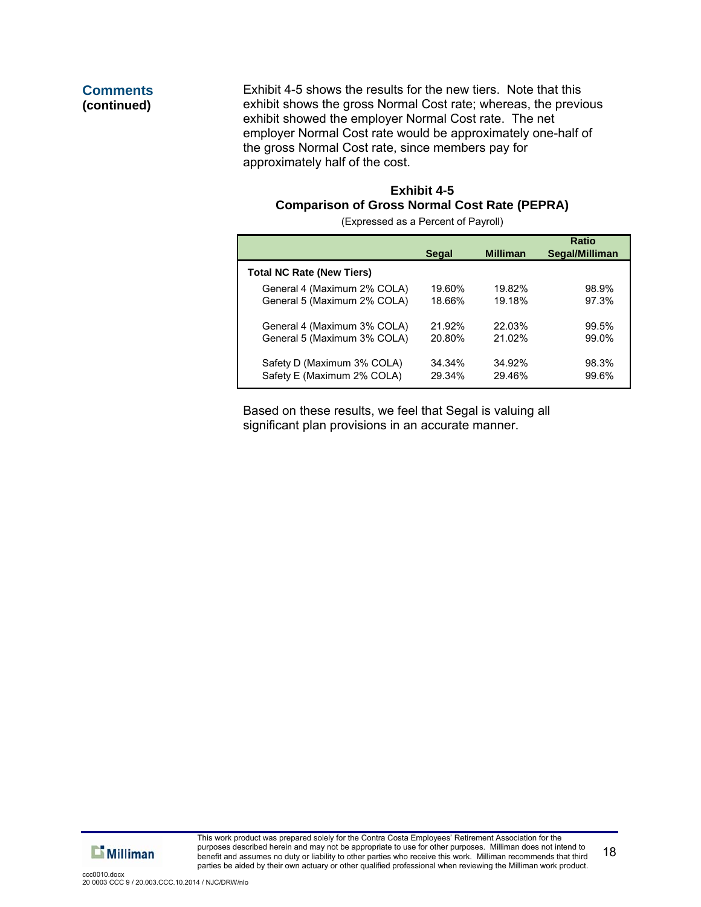**Comments (continued)**

Exhibit 4-5 shows the results for the new tiers. Note that this exhibit shows the gross Normal Cost rate; whereas, the previous exhibit showed the employer Normal Cost rate. The net employer Normal Cost rate would be approximately one-half of the gross Normal Cost rate, since members pay for approximately half of the cost.

**Exhibit 4-5**
**Comparison of Gross Normal Cost Rate (PEPRA)**
(Expressed as a Percent of Payroll)

| | Segal | Milliman | Ratio Segal/Milliman |
|---|---|---|---|
| **Total NC Rate (New Tiers)** | | | |
| General 4 (Maximum 2% COLA) | 19.60% | 19.82% | 98.9% |
| General 5 (Maximum 2% COLA) | 18.66% | 19.18% | 97.3% |
| General 4 (Maximum 3% COLA) | 21.92% | 22.03% | 99.5% |
| General 5 (Maximum 3% COLA) | 20.80% | 21.02% | 99.0% |
| Safety D (Maximum 3% COLA) | 34.34% | 34.92% | 98.3% |
| Safety E (Maximum 2% COLA) | 29.34% | 29.46% | 99.6% |

Based on these results, we feel that Segal is valuing all significant plan provisions in an accurate manner.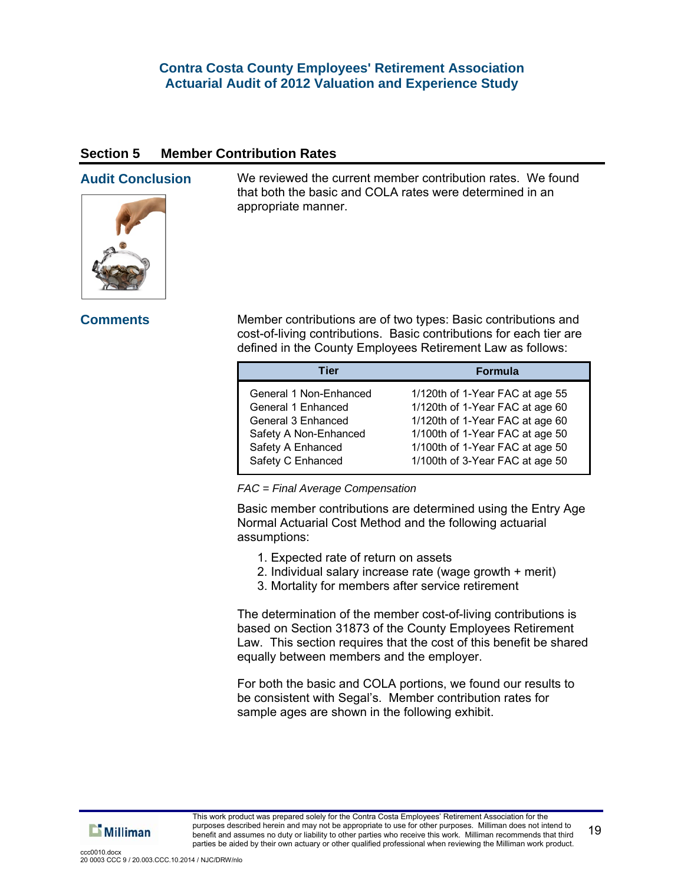## Section 5 Member Contribution Rates

### Audit Conclusion

We reviewed the current member contribution rates. We found that both the basic and COLA rates were determined in an appropriate manner.

### Comments

Member contributions are of two types: Basic contributions and cost-of-living contributions. Basic contributions for each tier are defined in the County Employees Retirement Law as follows:

| Tier | Formula |
|---|---|
| General 1 Non-Enhanced | 1/120th of 1-Year FAC at age 55 |
| General 1 Enhanced | 1/120th of 1-Year FAC at age 60 |
| General 3 Enhanced | 1/120th of 1-Year FAC at age 60 |
| Safety A Non-Enhanced | 1/100th of 1-Year FAC at age 50 |
| Safety A Enhanced | 1/100th of 1-Year FAC at age 50 |
| Safety C Enhanced | 1/100th of 3-Year FAC at age 50 |

*FAC = Final Average Compensation*

Basic member contributions are determined using the Entry Age Normal Actuarial Cost Method and the following actuarial assumptions:

1. Expected rate of return on assets
2. Individual salary increase rate (wage growth + merit)
3. Mortality for members after service retirement

The determination of the member cost-of-living contributions is based on Section 31873 of the County Employees Retirement Law. This section requires that the cost of this benefit be shared equally between members and the employer.

For both the basic and COLA portions, we found our results to be consistent with Segal's. Member contribution rates for sample ages are shown in the following exhibit.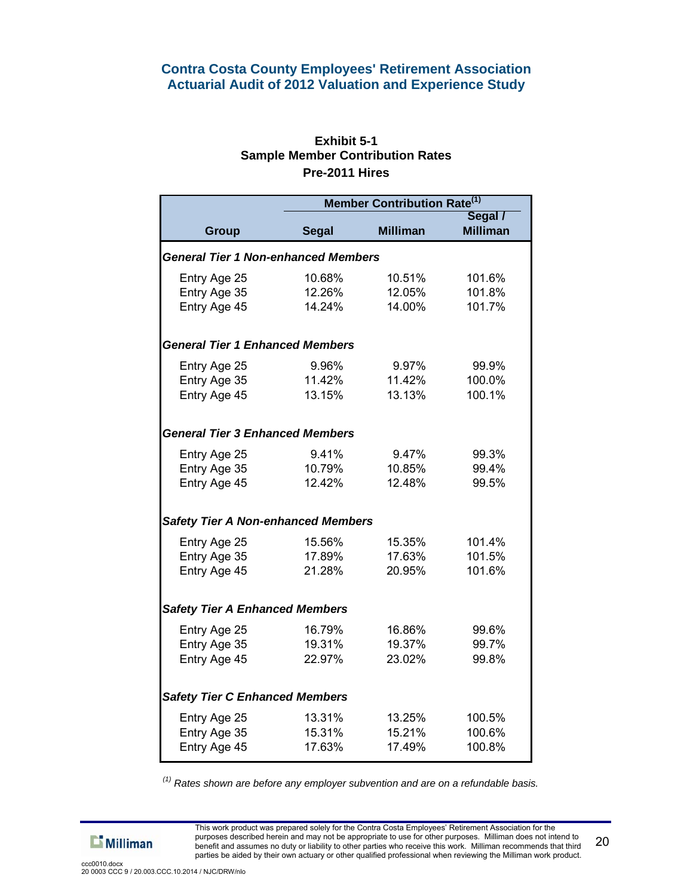## Exhibit 5-1
## Sample Member Contribution Rates
## Pre-2011 Hires

| Group | Member Contribution Rate[1] | | |
|---|---|---|---|
| | Segal | Milliman | Segal / Milliman |
| ***General Tier 1 Non-enhanced Members*** | | | |
| Entry Age 25 | 10.68% | 10.51% | 101.6% |
| Entry Age 35 | 12.26% | 12.05% | 101.8% |
| Entry Age 45 | 14.24% | 14.00% | 101.7% |
| ***General Tier 1 Enhanced Members*** | | | |
| Entry Age 25 | 9.96% | 9.97% | 99.9% |
| Entry Age 35 | 11.42% | 11.42% | 100.0% |
| Entry Age 45 | 13.15% | 13.13% | 100.1% |
| ***General Tier 3 Enhanced Members*** | | | |
| Entry Age 25 | 9.41% | 9.47% | 99.3% |
| Entry Age 35 | 10.79% | 10.85% | 99.4% |
| Entry Age 45 | 12.42% | 12.48% | 99.5% |
| ***Safety Tier A Non-enhanced Members*** | | | |
| Entry Age 25 | 15.56% | 15.35% | 101.4% |
| Entry Age 35 | 17.89% | 17.63% | 101.5% |
| Entry Age 45 | 21.28% | 20.95% | 101.6% |
| ***Safety Tier A Enhanced Members*** | | | |
| Entry Age 25 | 16.79% | 16.86% | 99.6% |
| Entry Age 35 | 19.31% | 19.37% | 99.7% |
| Entry Age 45 | 22.97% | 23.02% | 99.8% |
| ***Safety Tier C Enhanced Members*** | | | |
| Entry Age 25 | 13.31% | 13.25% | 100.5% |
| Entry Age 35 | 15.31% | 15.21% | 100.6% |
| Entry Age 45 | 17.63% | 17.49% | 100.8% |

*[1] Rates shown are before any employer subvention and are on a refundable basis.*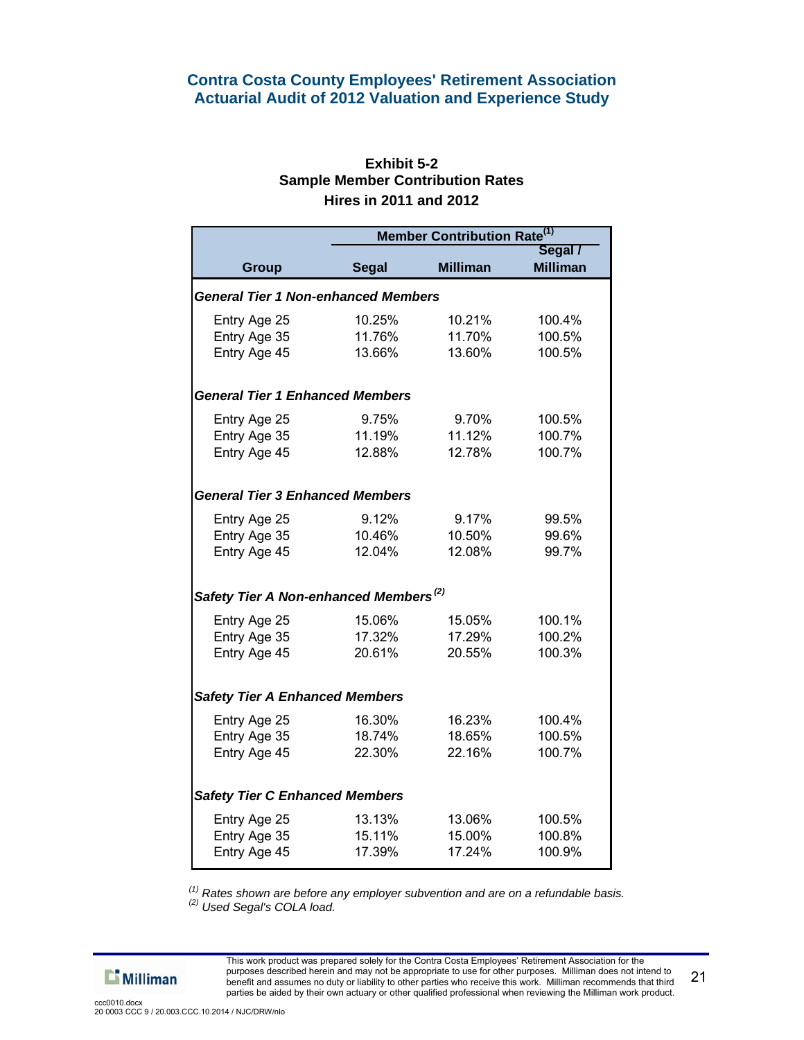**Contra Costa County Employees' Retirement Association**
**Actuarial Audit of 2012 Valuation and Experience Study**

## Exhibit 5-2
## Sample Member Contribution Rates
## Hires in 2011 and 2012

| | Member Contribution Rate[(1)] | | |
|---|---|---|---|
| **Group** | **Segal** | **Milliman** | **Segal / Milliman** |
| ***General Tier 1 Non-enhanced Members*** | | | |
| Entry Age 25 | 10.25% | 10.21% | 100.4% |
| Entry Age 35 | 11.76% | 11.70% | 100.5% |
| Entry Age 45 | 13.66% | 13.60% | 100.5% |
| ***General Tier 1 Enhanced Members*** | | | |
| Entry Age 25 | 9.75% | 9.70% | 100.5% |
| Entry Age 35 | 11.19% | 11.12% | 100.7% |
| Entry Age 45 | 12.88% | 12.78% | 100.7% |
| ***General Tier 3 Enhanced Members*** | | | |
| Entry Age 25 | 9.12% | 9.17% | 99.5% |
| Entry Age 35 | 10.46% | 10.50% | 99.6% |
| Entry Age 45 | 12.04% | 12.08% | 99.7% |
| ***Safety Tier A Non-enhanced Members[(2)]*** | | | |
| Entry Age 25 | 15.06% | 15.05% | 100.1% |
| Entry Age 35 | 17.32% | 17.29% | 100.2% |
| Entry Age 45 | 20.61% | 20.55% | 100.3% |
| ***Safety Tier A Enhanced Members*** | | | |
| Entry Age 25 | 16.30% | 16.23% | 100.4% |
| Entry Age 35 | 18.74% | 18.65% | 100.5% |
| Entry Age 45 | 22.30% | 22.16% | 100.7% |
| ***Safety Tier C Enhanced Members*** | | | |
| Entry Age 25 | 13.13% | 13.06% | 100.5% |
| Entry Age 35 | 15.11% | 15.00% | 100.8% |
| Entry Age 45 | 17.39% | 17.24% | 100.9% |

*[(1)] Rates shown are before any employer subvention and are on a refundable basis.*
*[(2)] Used Segal's COLA load.*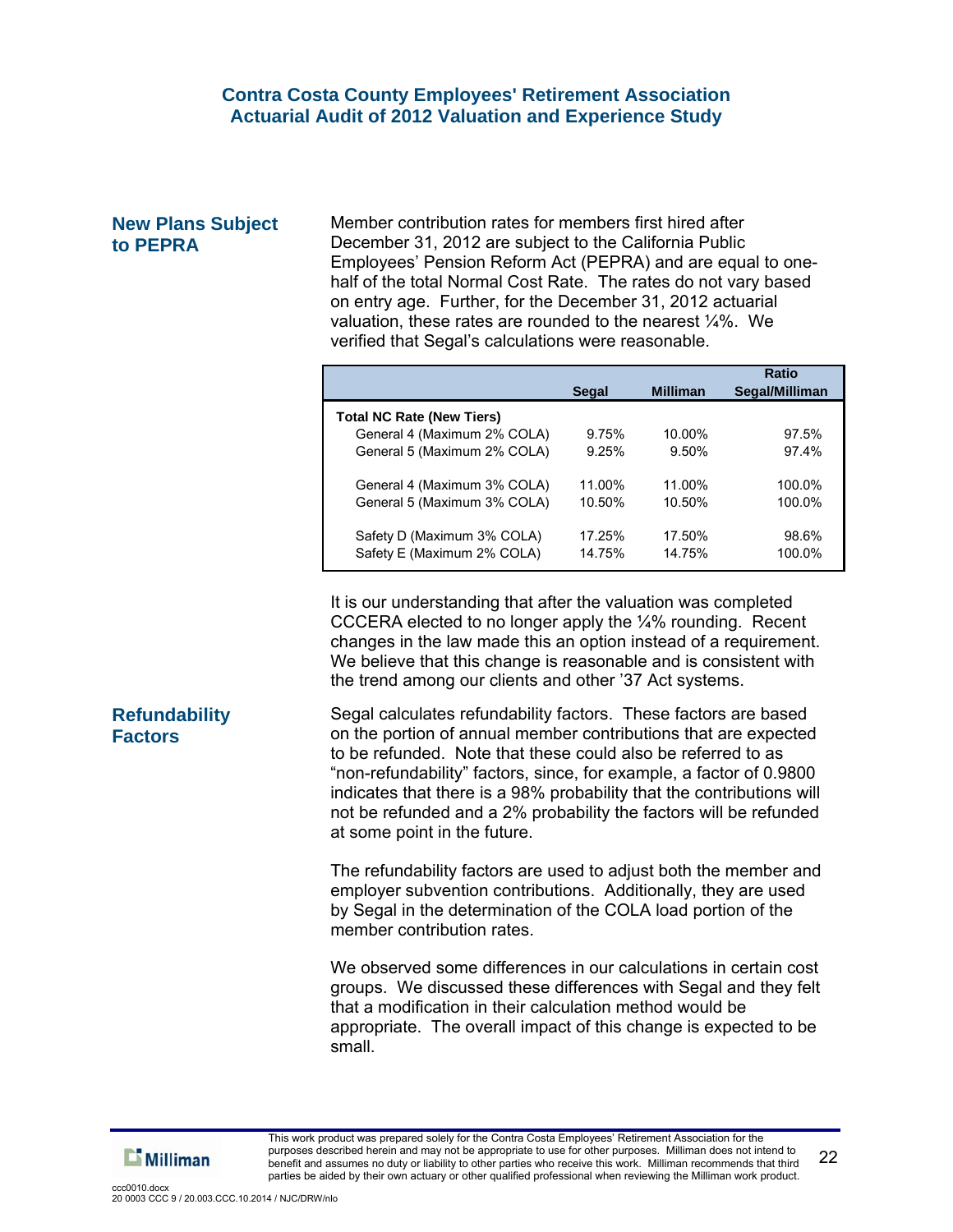## New Plans Subject to PEPRA

Member contribution rates for members first hired after December 31, 2012 are subject to the California Public Employees' Pension Reform Act (PEPRA) and are equal to one-half of the total Normal Cost Rate. The rates do not vary based on entry age. Further, for the December 31, 2012 actuarial valuation, these rates are rounded to the nearest ¼%. We verified that Segal's calculations were reasonable.

| | Segal | Milliman | Ratio Segal/Milliman |
|---|---|---|---|
| **Total NC Rate (New Tiers)** | | | |
| General 4 (Maximum 2% COLA) | 9.75% | 10.00% | 97.5% |
| General 5 (Maximum 2% COLA) | 9.25% | 9.50% | 97.4% |
| General 4 (Maximum 3% COLA) | 11.00% | 11.00% | 100.0% |
| General 5 (Maximum 3% COLA) | 10.50% | 10.50% | 100.0% |
| Safety D (Maximum 3% COLA) | 17.25% | 17.50% | 98.6% |
| Safety E (Maximum 2% COLA) | 14.75% | 14.75% | 100.0% |

It is our understanding that after the valuation was completed CCCERA elected to no longer apply the ¼% rounding. Recent changes in the law made this an option instead of a requirement. We believe that this change is reasonable and is consistent with the trend among our clients and other '37 Act systems.

## Refundability Factors

Segal calculates refundability factors. These factors are based on the portion of annual member contributions that are expected to be refunded. Note that these could also be referred to as "non-refundability" factors, since, for example, a factor of 0.9800 indicates that there is a 98% probability that the contributions will not be refunded and a 2% probability the factors will be refunded at some point in the future.

The refundability factors are used to adjust both the member and employer subvention contributions. Additionally, they are used by Segal in the determination of the COLA load portion of the member contribution rates.

We observed some differences in our calculations in certain cost groups. We discussed these differences with Segal and they felt that a modification in their calculation method would be appropriate. The overall impact of this change is expected to be small.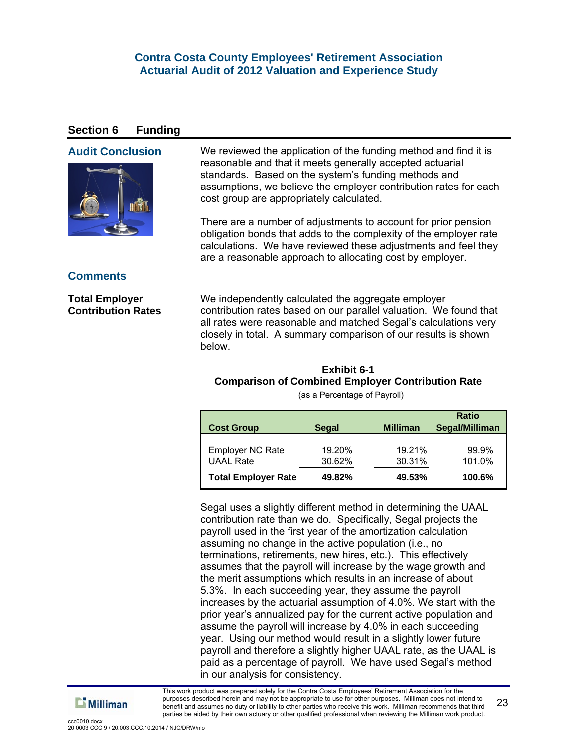## Section 6 Funding

### Audit Conclusion

We reviewed the application of the funding method and find it is reasonable and that it meets generally accepted actuarial standards. Based on the system's funding methods and assumptions, we believe the employer contribution rates for each cost group are appropriately calculated.

There are a number of adjustments to account for prior pension obligation bonds that adds to the complexity of the employer rate calculations. We have reviewed these adjustments and feel they are a reasonable approach to allocating cost by employer.

### Comments

**Total Employer Contribution Rates**

We independently calculated the aggregate employer contribution rates based on our parallel valuation. We found that all rates were reasonable and matched Segal's calculations very closely in total. A summary comparison of our results is shown below.

**Exhibit 6-1**
**Comparison of Combined Employer Contribution Rate**
(as a Percentage of Payroll)

| Cost Group | Segal | Milliman | Ratio Segal/Milliman |
|---|---|---|---|
| Employer NC Rate | 19.20% | 19.21% | 99.9% |
| UAAL Rate | 30.62% | 30.31% | 101.0% |
| **Total Employer Rate** | **49.82%** | **49.53%** | **100.6%** |

Segal uses a slightly different method in determining the UAAL contribution rate than we do. Specifically, Segal projects the payroll used in the first year of the amortization calculation assuming no change in the active population (i.e., no terminations, retirements, new hires, etc.). This effectively assumes that the payroll will increase by the wage growth and the merit assumptions which results in an increase of about 5.3%. In each succeeding year, they assume the payroll increases by the actuarial assumption of 4.0%. We start with the prior year's annualized pay for the current active population and assume the payroll will increase by 4.0% in each succeeding year. Using our method would result in a slightly lower future payroll and therefore a slightly higher UAAL rate, as the UAAL is paid as a percentage of payroll. We have used Segal's method in our analysis for consistency.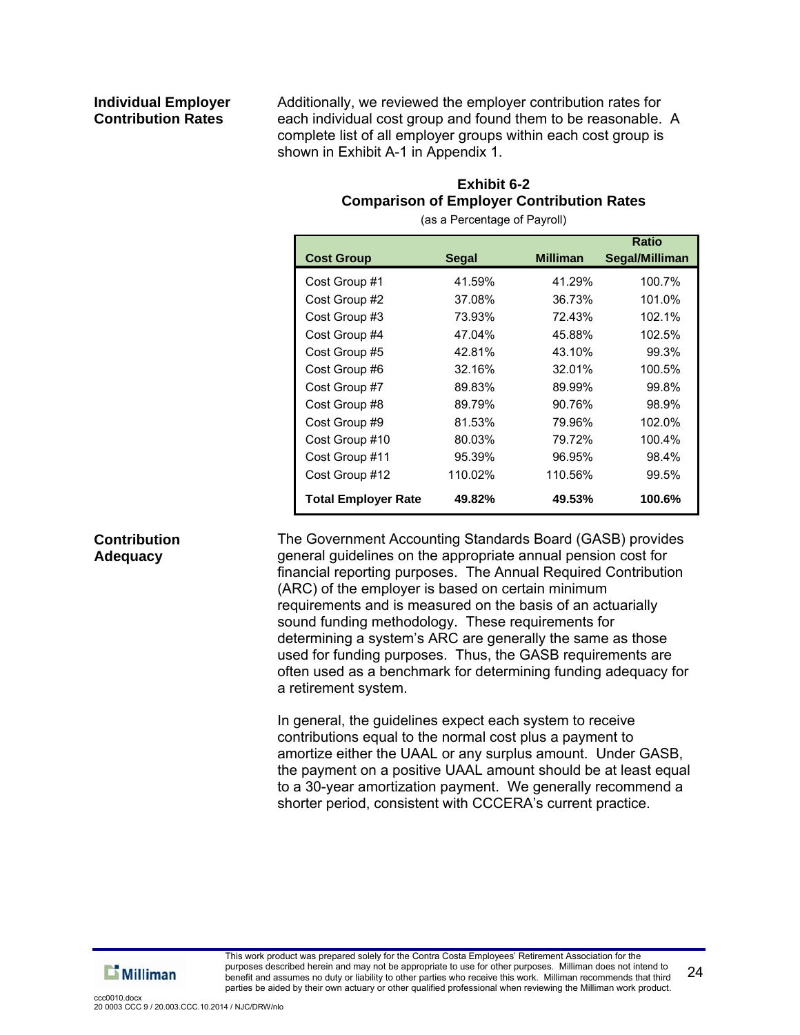**Individual Employer Contribution Rates**

Additionally, we reviewed the employer contribution rates for each individual cost group and found them to be reasonable. A complete list of all employer groups within each cost group is shown in Exhibit A-1 in Appendix 1.

**Exhibit 6-2**
**Comparison of Employer Contribution Rates**
(as a Percentage of Payroll)

| Cost Group | Segal | Milliman | Ratio Segal/Milliman |
|---|---|---|---|
| Cost Group #1 | 41.59% | 41.29% | 100.7% |
| Cost Group #2 | 37.08% | 36.73% | 101.0% |
| Cost Group #3 | 73.93% | 72.43% | 102.1% |
| Cost Group #4 | 47.04% | 45.88% | 102.5% |
| Cost Group #5 | 42.81% | 43.10% | 99.3% |
| Cost Group #6 | 32.16% | 32.01% | 100.5% |
| Cost Group #7 | 89.83% | 89.99% | 99.8% |
| Cost Group #8 | 89.79% | 90.76% | 98.9% |
| Cost Group #9 | 81.53% | 79.96% | 102.0% |
| Cost Group #10 | 80.03% | 79.72% | 100.4% |
| Cost Group #11 | 95.39% | 96.95% | 98.4% |
| Cost Group #12 | 110.02% | 110.56% | 99.5% |
| **Total Employer Rate** | **49.82%** | **49.53%** | **100.6%** |

**Contribution Adequacy**

The Government Accounting Standards Board (GASB) provides general guidelines on the appropriate annual pension cost for financial reporting purposes. The Annual Required Contribution (ARC) of the employer is based on certain minimum requirements and is measured on the basis of an actuarially sound funding methodology. These requirements for determining a system's ARC are generally the same as those used for funding purposes. Thus, the GASB requirements are often used as a benchmark for determining funding adequacy for a retirement system.

In general, the guidelines expect each system to receive contributions equal to the normal cost plus a payment to amortize either the UAAL or any surplus amount. Under GASB, the payment on a positive UAAL amount should be at least equal to a 30-year amortization payment. We generally recommend a shorter period, consistent with CCCERA's current practice.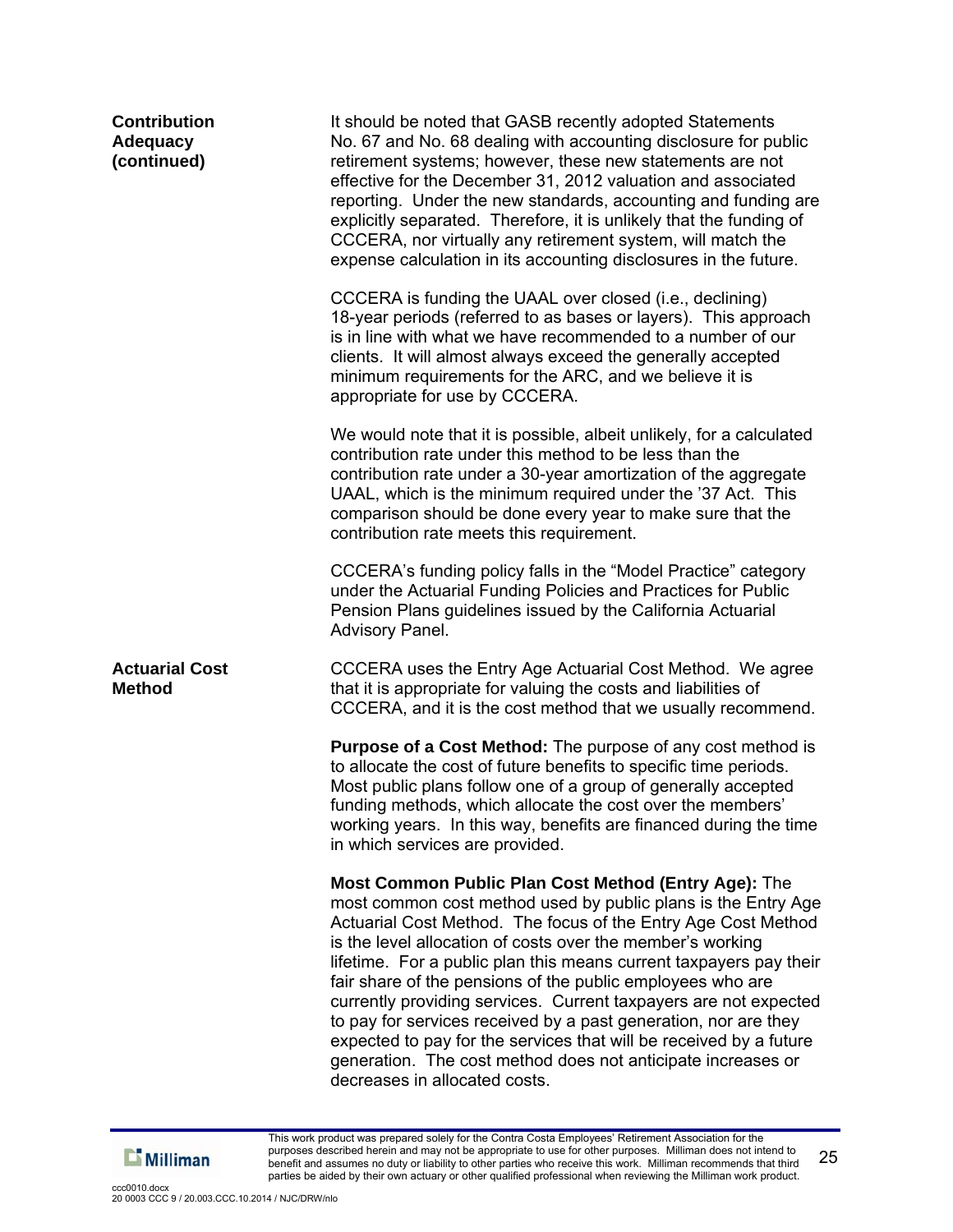**Contribution Adequacy (continued)**

It should be noted that GASB recently adopted Statements No. 67 and No. 68 dealing with accounting disclosure for public retirement systems; however, these new statements are not effective for the December 31, 2012 valuation and associated reporting. Under the new standards, accounting and funding are explicitly separated. Therefore, it is unlikely that the funding of CCCERA, nor virtually any retirement system, will match the expense calculation in its accounting disclosures in the future.

CCCERA is funding the UAAL over closed (i.e., declining) 18-year periods (referred to as bases or layers). This approach is in line with what we have recommended to a number of our clients. It will almost always exceed the generally accepted minimum requirements for the ARC, and we believe it is appropriate for use by CCCERA.

We would note that it is possible, albeit unlikely, for a calculated contribution rate under this method to be less than the contribution rate under a 30-year amortization of the aggregate UAAL, which is the minimum required under the '37 Act. This comparison should be done every year to make sure that the contribution rate meets this requirement.

CCCERA's funding policy falls in the "Model Practice" category under the Actuarial Funding Policies and Practices for Public Pension Plans guidelines issued by the California Actuarial Advisory Panel.

**Actuarial Cost Method**

CCCERA uses the Entry Age Actuarial Cost Method. We agree that it is appropriate for valuing the costs and liabilities of CCCERA, and it is the cost method that we usually recommend.

**Purpose of a Cost Method:** The purpose of any cost method is to allocate the cost of future benefits to specific time periods. Most public plans follow one of a group of generally accepted funding methods, which allocate the cost over the members' working years. In this way, benefits are financed during the time in which services are provided.

**Most Common Public Plan Cost Method (Entry Age):** The most common cost method used by public plans is the Entry Age Actuarial Cost Method. The focus of the Entry Age Cost Method is the level allocation of costs over the member's working lifetime. For a public plan this means current taxpayers pay their fair share of the pensions of the public employees who are currently providing services. Current taxpayers are not expected to pay for services received by a past generation, nor are they expected to pay for the services that will be received by a future generation. The cost method does not anticipate increases or decreases in allocated costs.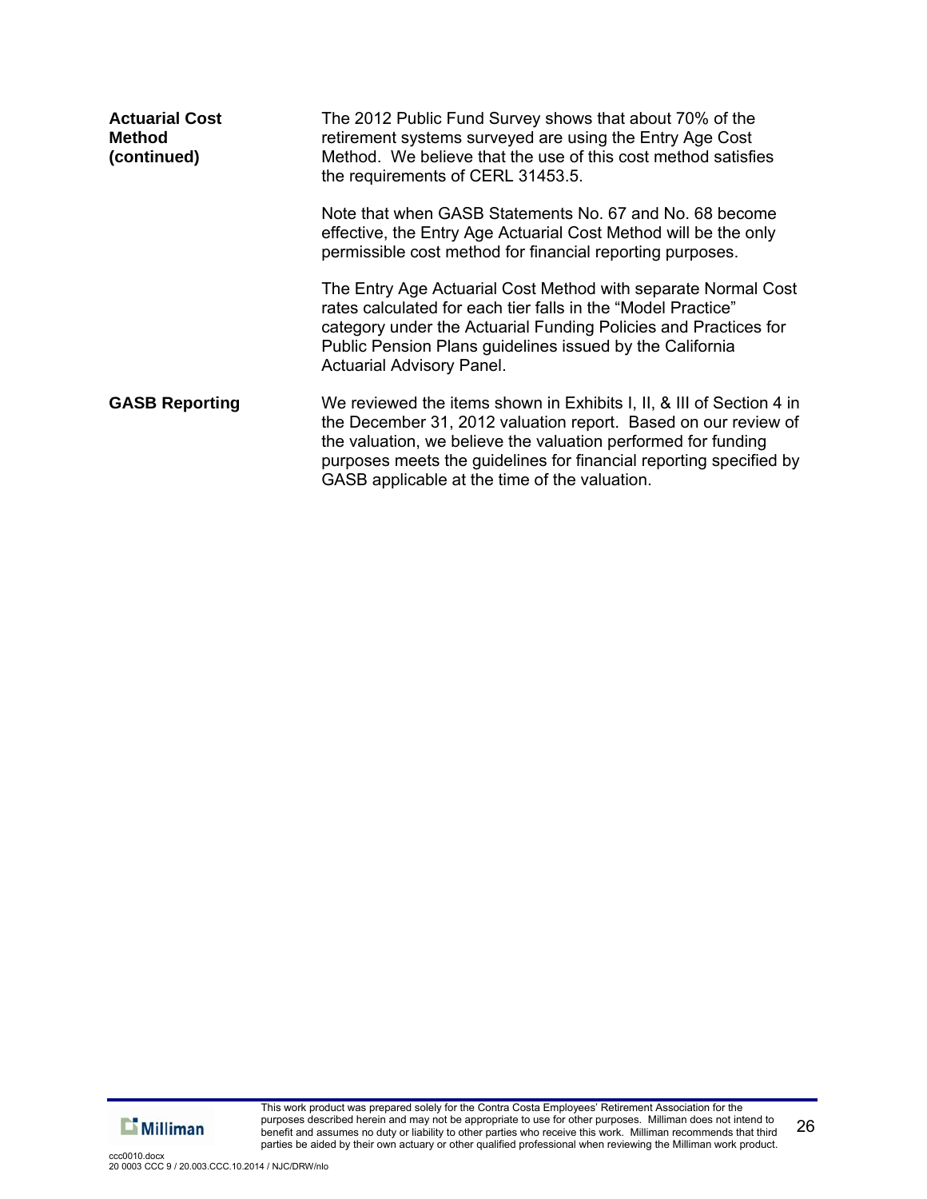**Actuarial Cost Method (continued)**

The 2012 Public Fund Survey shows that about 70% of the retirement systems surveyed are using the Entry Age Cost Method. We believe that the use of this cost method satisfies the requirements of CERL 31453.5.

Note that when GASB Statements No. 67 and No. 68 become effective, the Entry Age Actuarial Cost Method will be the only permissible cost method for financial reporting purposes.

The Entry Age Actuarial Cost Method with separate Normal Cost rates calculated for each tier falls in the "Model Practice" category under the Actuarial Funding Policies and Practices for Public Pension Plans guidelines issued by the California Actuarial Advisory Panel.

**GASB Reporting**

We reviewed the items shown in Exhibits I, II, & III of Section 4 in the December 31, 2012 valuation report. Based on our review of the valuation, we believe the valuation performed for funding purposes meets the guidelines for financial reporting specified by GASB applicable at the time of the valuation.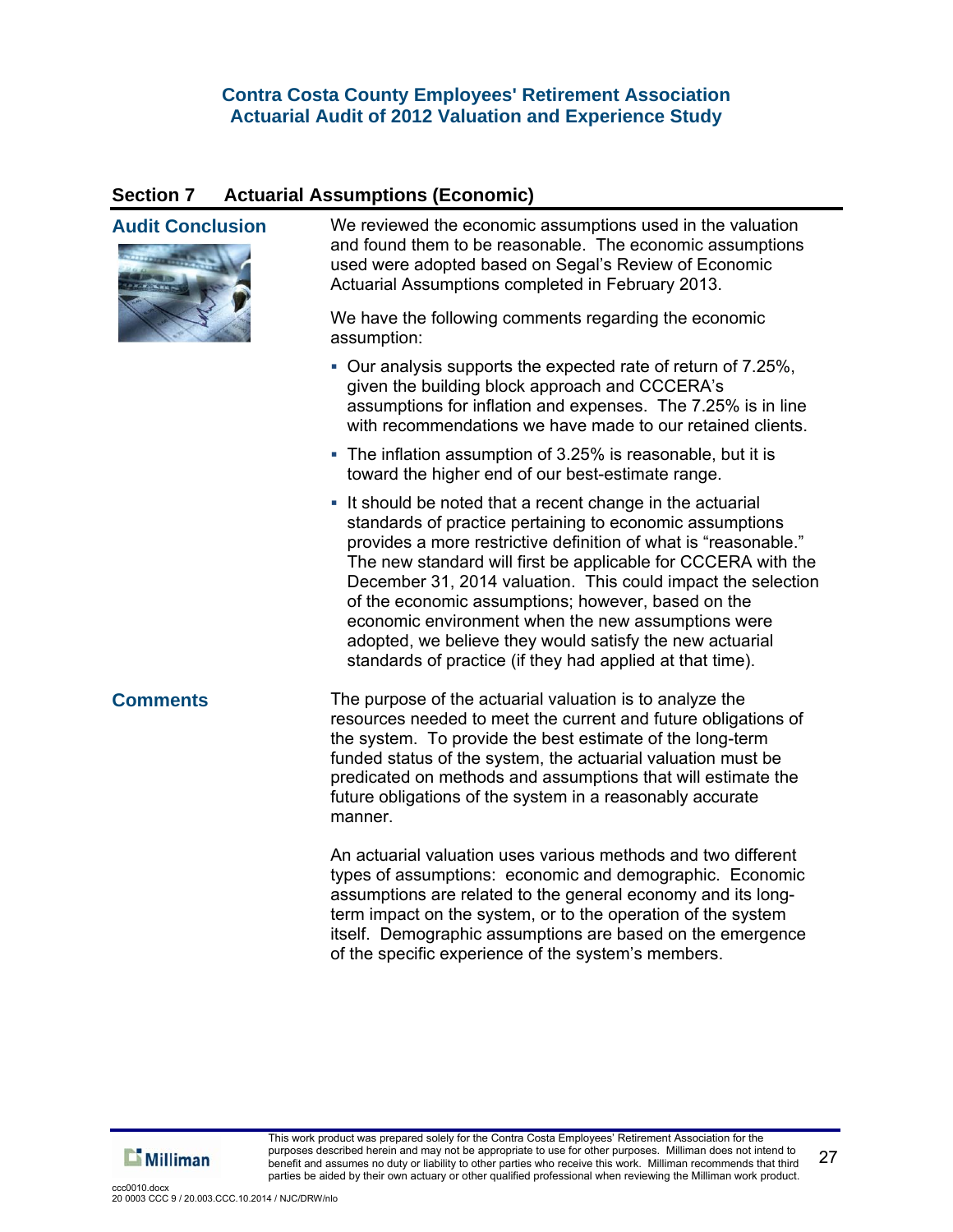## Section 7 Actuarial Assumptions (Economic)

### Audit Conclusion

We reviewed the economic assumptions used in the valuation and found them to be reasonable. The economic assumptions used were adopted based on Segal's Review of Economic Actuarial Assumptions completed in February 2013.

We have the following comments regarding the economic assumption:

- Our analysis supports the expected rate of return of 7.25%, given the building block approach and CCCERA's assumptions for inflation and expenses. The 7.25% is in line with recommendations we have made to our retained clients.
- The inflation assumption of 3.25% is reasonable, but it is toward the higher end of our best-estimate range.
- It should be noted that a recent change in the actuarial standards of practice pertaining to economic assumptions provides a more restrictive definition of what is "reasonable." The new standard will first be applicable for CCCERA with the December 31, 2014 valuation. This could impact the selection of the economic assumptions; however, based on the economic environment when the new assumptions were adopted, we believe they would satisfy the new actuarial standards of practice (if they had applied at that time).

### Comments

The purpose of the actuarial valuation is to analyze the resources needed to meet the current and future obligations of the system. To provide the best estimate of the long-term funded status of the system, the actuarial valuation must be predicated on methods and assumptions that will estimate the future obligations of the system in a reasonably accurate manner.

An actuarial valuation uses various methods and two different types of assumptions: economic and demographic. Economic assumptions are related to the general economy and its long-term impact on the system, or to the operation of the system itself. Demographic assumptions are based on the emergence of the specific experience of the system's members.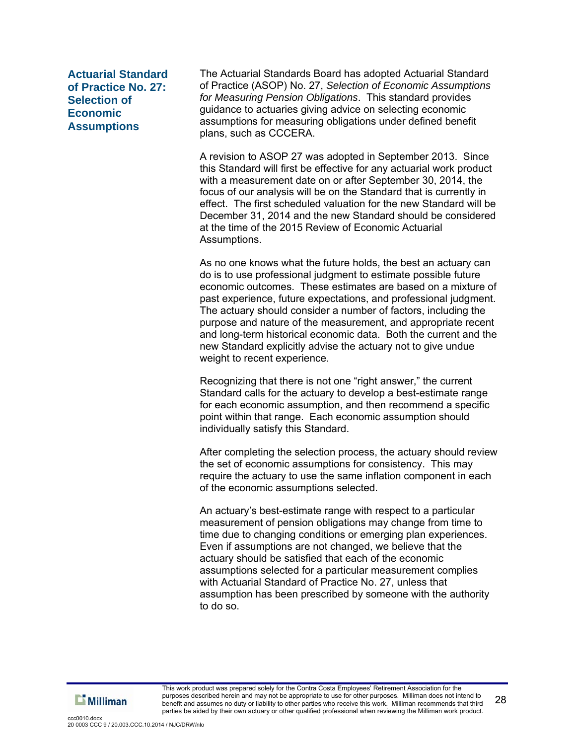## Actuarial Standard of Practice No. 27: Selection of Economic Assumptions

The Actuarial Standards Board has adopted Actuarial Standard of Practice (ASOP) No. 27, *Selection of Economic Assumptions for Measuring Pension Obligations*. This standard provides guidance to actuaries giving advice on selecting economic assumptions for measuring obligations under defined benefit plans, such as CCCERA.

A revision to ASOP 27 was adopted in September 2013. Since this Standard will first be effective for any actuarial work product with a measurement date on or after September 30, 2014, the focus of our analysis will be on the Standard that is currently in effect. The first scheduled valuation for the new Standard will be December 31, 2014 and the new Standard should be considered at the time of the 2015 Review of Economic Actuarial Assumptions.

As no one knows what the future holds, the best an actuary can do is to use professional judgment to estimate possible future economic outcomes. These estimates are based on a mixture of past experience, future expectations, and professional judgment. The actuary should consider a number of factors, including the purpose and nature of the measurement, and appropriate recent and long-term historical economic data. Both the current and the new Standard explicitly advise the actuary not to give undue weight to recent experience.

Recognizing that there is not one "right answer," the current Standard calls for the actuary to develop a best-estimate range for each economic assumption, and then recommend a specific point within that range. Each economic assumption should individually satisfy this Standard.

After completing the selection process, the actuary should review the set of economic assumptions for consistency. This may require the actuary to use the same inflation component in each of the economic assumptions selected.

An actuary's best-estimate range with respect to a particular measurement of pension obligations may change from time to time due to changing conditions or emerging plan experiences. Even if assumptions are not changed, we believe that the actuary should be satisfied that each of the economic assumptions selected for a particular measurement complies with Actuarial Standard of Practice No. 27, unless that assumption has been prescribed by someone with the authority to do so.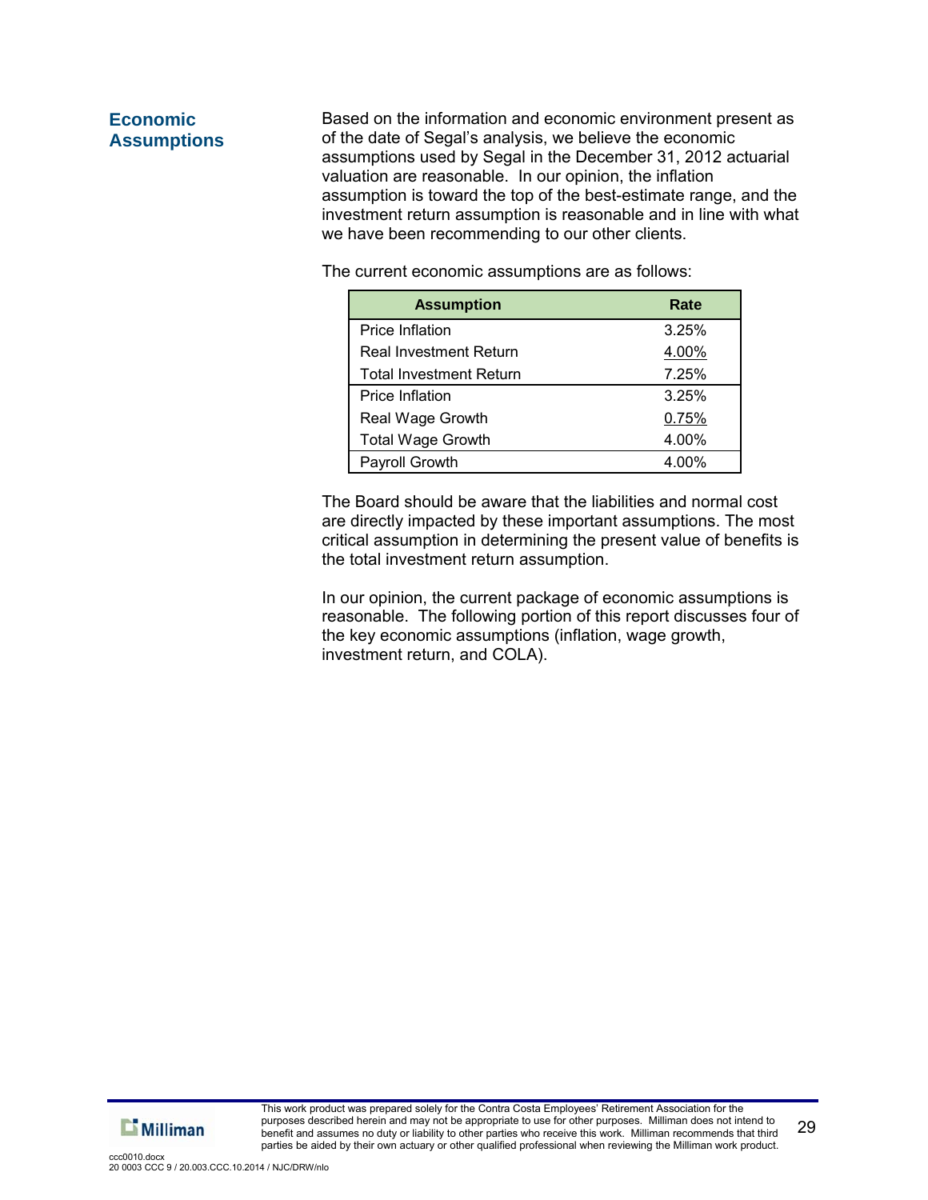## Economic Assumptions

Based on the information and economic environment present as of the date of Segal's analysis, we believe the economic assumptions used by Segal in the December 31, 2012 actuarial valuation are reasonable. In our opinion, the inflation assumption is toward the top of the best-estimate range, and the investment return assumption is reasonable and in line with what we have been recommending to our other clients.

The current economic assumptions are as follows:

| Assumption | Rate |
|---|---|
| Price Inflation | 3.25% |
| Real Investment Return | 4.00% |
| Total Investment Return | 7.25% |
| Price Inflation | 3.25% |
| Real Wage Growth | 0.75% |
| Total Wage Growth | 4.00% |
| Payroll Growth | 4.00% |

The Board should be aware that the liabilities and normal cost are directly impacted by these important assumptions. The most critical assumption in determining the present value of benefits is the total investment return assumption.

In our opinion, the current package of economic assumptions is reasonable. The following portion of this report discusses four of the key economic assumptions (inflation, wage growth, investment return, and COLA).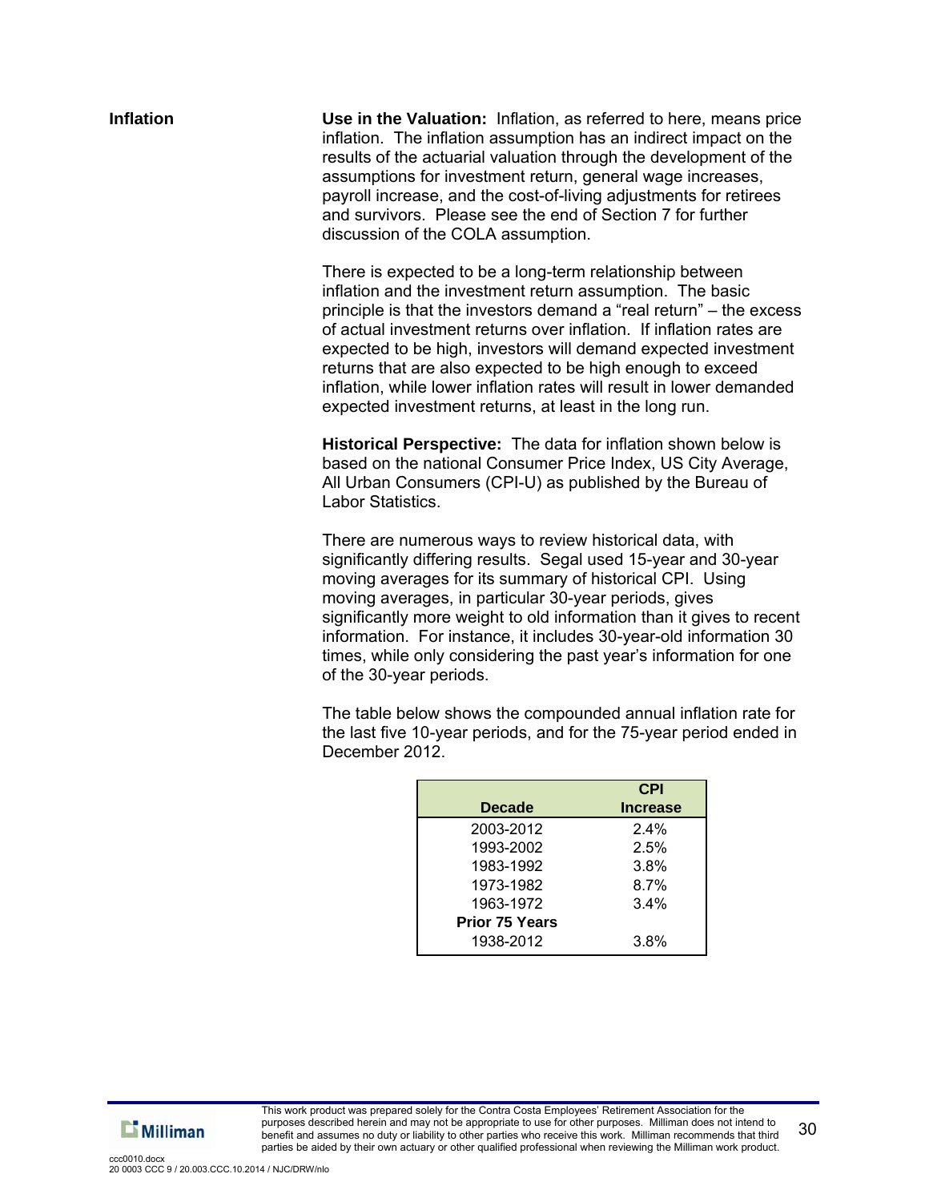### Inflation

**Use in the Valuation:** Inflation, as referred to here, means price inflation. The inflation assumption has an indirect impact on the results of the actuarial valuation through the development of the assumptions for investment return, general wage increases, payroll increase, and the cost-of-living adjustments for retirees and survivors. Please see the end of Section 7 for further discussion of the COLA assumption.

There is expected to be a long-term relationship between inflation and the investment return assumption. The basic principle is that the investors demand a "real return" – the excess of actual investment returns over inflation. If inflation rates are expected to be high, investors will demand expected investment returns that are also expected to be high enough to exceed inflation, while lower inflation rates will result in lower demanded expected investment returns, at least in the long run.

**Historical Perspective:** The data for inflation shown below is based on the national Consumer Price Index, US City Average, All Urban Consumers (CPI-U) as published by the Bureau of Labor Statistics.

There are numerous ways to review historical data, with significantly differing results. Segal used 15-year and 30-year moving averages for its summary of historical CPI. Using moving averages, in particular 30-year periods, gives significantly more weight to old information than it gives to recent information. For instance, it includes 30-year-old information 30 times, while only considering the past year's information for one of the 30-year periods.

The table below shows the compounded annual inflation rate for the last five 10-year periods, and for the 75-year period ended in December 2012.

| Decade | CPI Increase |
|---|---|
| 2003-2012 | 2.4% |
| 1993-2002 | 2.5% |
| 1983-1992 | 3.8% |
| 1973-1982 | 8.7% |
| 1963-1972 | 3.4% |
| **Prior 75 Years** | |
| 1938-2012 | 3.8% |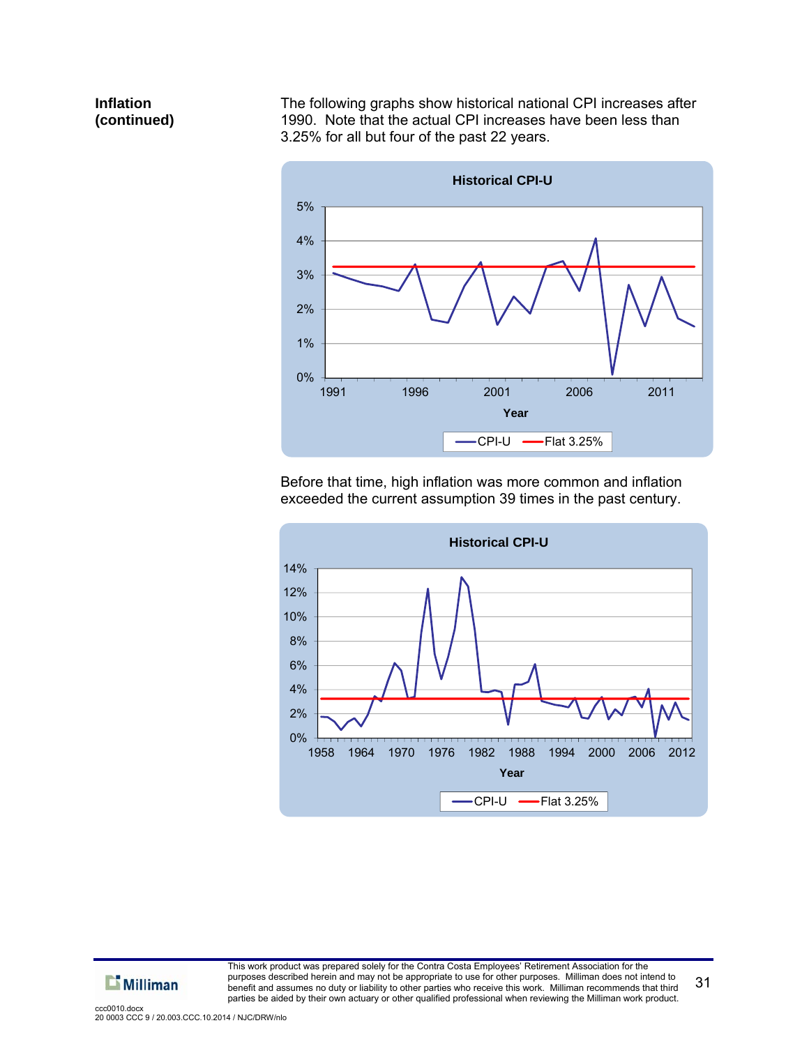**Inflation (continued)**

The following graphs show historical national CPI increases after 1990. Note that the actual CPI increases have been less than 3.25% for all but four of the past 22 years.

Before that time, high inflation was more common and inflation exceeded the current assumption 39 times in the past century.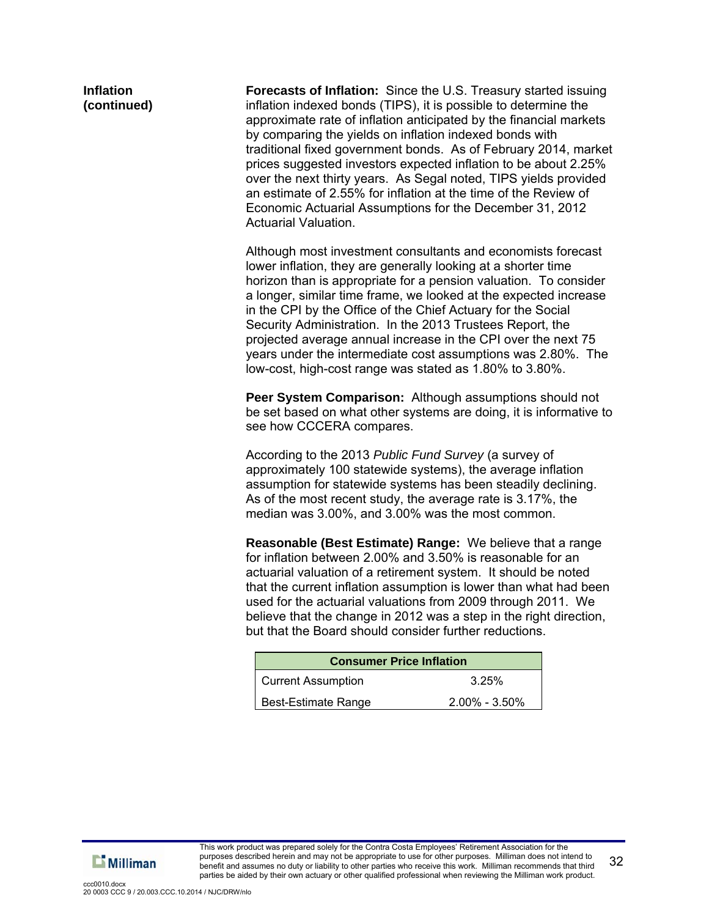**Inflation (continued)**

**Forecasts of Inflation:** Since the U.S. Treasury started issuing inflation indexed bonds (TIPS), it is possible to determine the approximate rate of inflation anticipated by the financial markets by comparing the yields on inflation indexed bonds with traditional fixed government bonds. As of February 2014, market prices suggested investors expected inflation to be about 2.25% over the next thirty years. As Segal noted, TIPS yields provided an estimate of 2.55% for inflation at the time of the Review of Economic Actuarial Assumptions for the December 31, 2012 Actuarial Valuation.

Although most investment consultants and economists forecast lower inflation, they are generally looking at a shorter time horizon than is appropriate for a pension valuation. To consider a longer, similar time frame, we looked at the expected increase in the CPI by the Office of the Chief Actuary for the Social Security Administration. In the 2013 Trustees Report, the projected average annual increase in the CPI over the next 75 years under the intermediate cost assumptions was 2.80%. The low-cost, high-cost range was stated as 1.80% to 3.80%.

**Peer System Comparison:** Although assumptions should not be set based on what other systems are doing, it is informative to see how CCCERA compares.

According to the 2013 *Public Fund Survey* (a survey of approximately 100 statewide systems), the average inflation assumption for statewide systems has been steadily declining. As of the most recent study, the average rate is 3.17%, the median was 3.00%, and 3.00% was the most common.

**Reasonable (Best Estimate) Range:** We believe that a range for inflation between 2.00% and 3.50% is reasonable for an actuarial valuation of a retirement system. It should be noted that the current inflation assumption is lower than what had been used for the actuarial valuations from 2009 through 2011. We believe that the change in 2012 was a step in the right direction, but that the Board should consider further reductions.

| Consumer Price Inflation | |
|---|---|
| Current Assumption | 3.25% |
| Best-Estimate Range | 2.00% - 3.50% |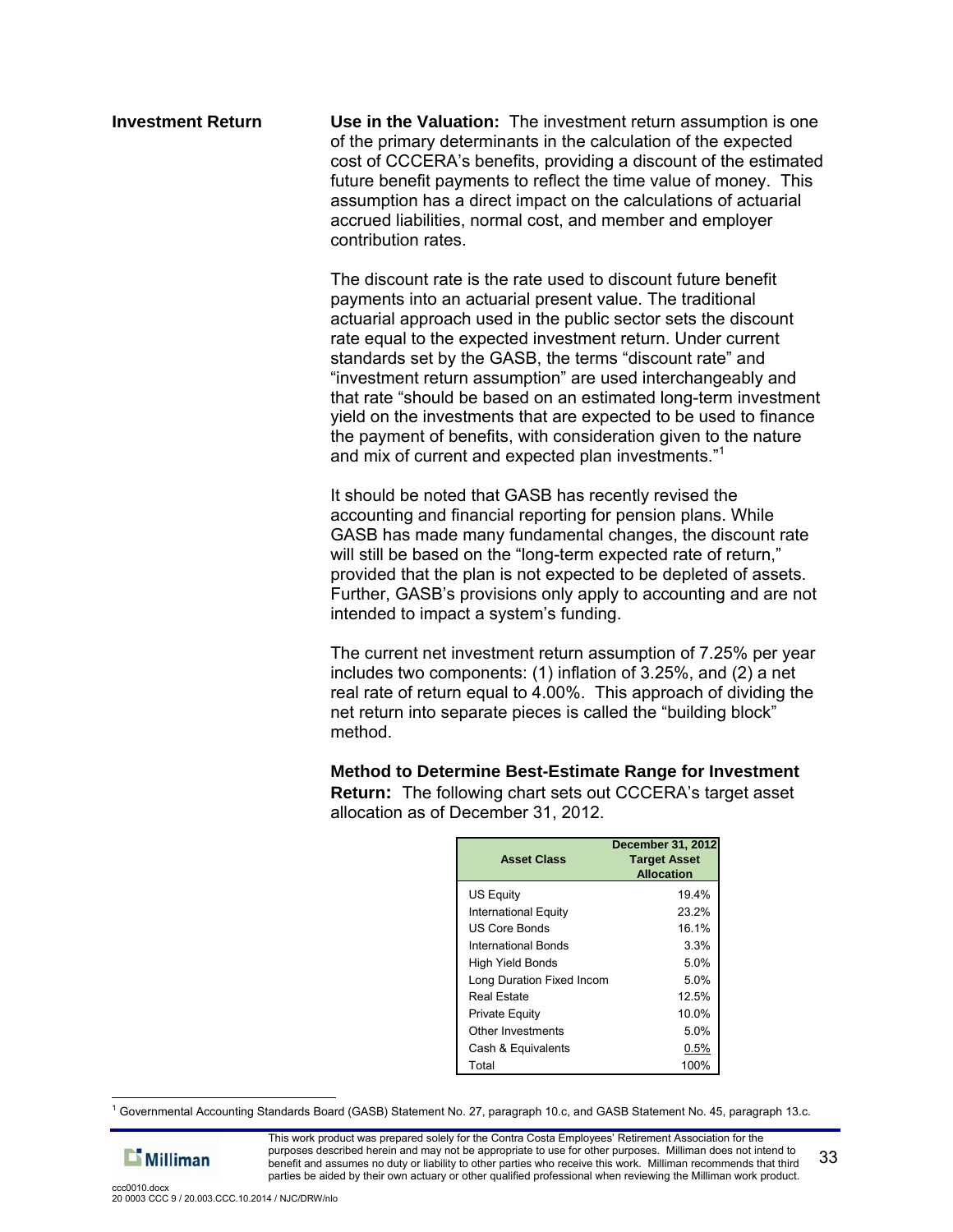**Investment Return**

**Use in the Valuation:** The investment return assumption is one of the primary determinants in the calculation of the expected cost of CCCERA's benefits, providing a discount of the estimated future benefit payments to reflect the time value of money. This assumption has a direct impact on the calculations of actuarial accrued liabilities, normal cost, and member and employer contribution rates.

The discount rate is the rate used to discount future benefit payments into an actuarial present value. The traditional actuarial approach used in the public sector sets the discount rate equal to the expected investment return. Under current standards set by the GASB, the terms "discount rate" and "investment return assumption" are used interchangeably and that rate "should be based on an estimated long-term investment yield on the investments that are expected to be used to finance the payment of benefits, with consideration given to the nature and mix of current and expected plan investments."[1]

It should be noted that GASB has recently revised the accounting and financial reporting for pension plans. While GASB has made many fundamental changes, the discount rate will still be based on the "long-term expected rate of return," provided that the plan is not expected to be depleted of assets. Further, GASB's provisions only apply to accounting and are not intended to impact a system's funding.

The current net investment return assumption of 7.25% per year includes two components: (1) inflation of 3.25%, and (2) a net real rate of return equal to 4.00%. This approach of dividing the net return into separate pieces is called the "building block" method.

**Method to Determine Best-Estimate Range for Investment Return:** The following chart sets out CCCERA's target asset allocation as of December 31, 2012.

| Asset Class | December 31, 2012 Target Asset Allocation |
|---|---|
| US Equity | 19.4% |
| International Equity | 23.2% |
| US Core Bonds | 16.1% |
| International Bonds | 3.3% |
| High Yield Bonds | 5.0% |
| Long Duration Fixed Incom | 5.0% |
| Real Estate | 12.5% |
| Private Equity | 10.0% |
| Other Investments | 5.0% |
| Cash & Equivalents | 0.5% |
| Total | 100% |

[1] Governmental Accounting Standards Board (GASB) Statement No. 27, paragraph 10.c, and GASB Statement No. 45, paragraph 13.c.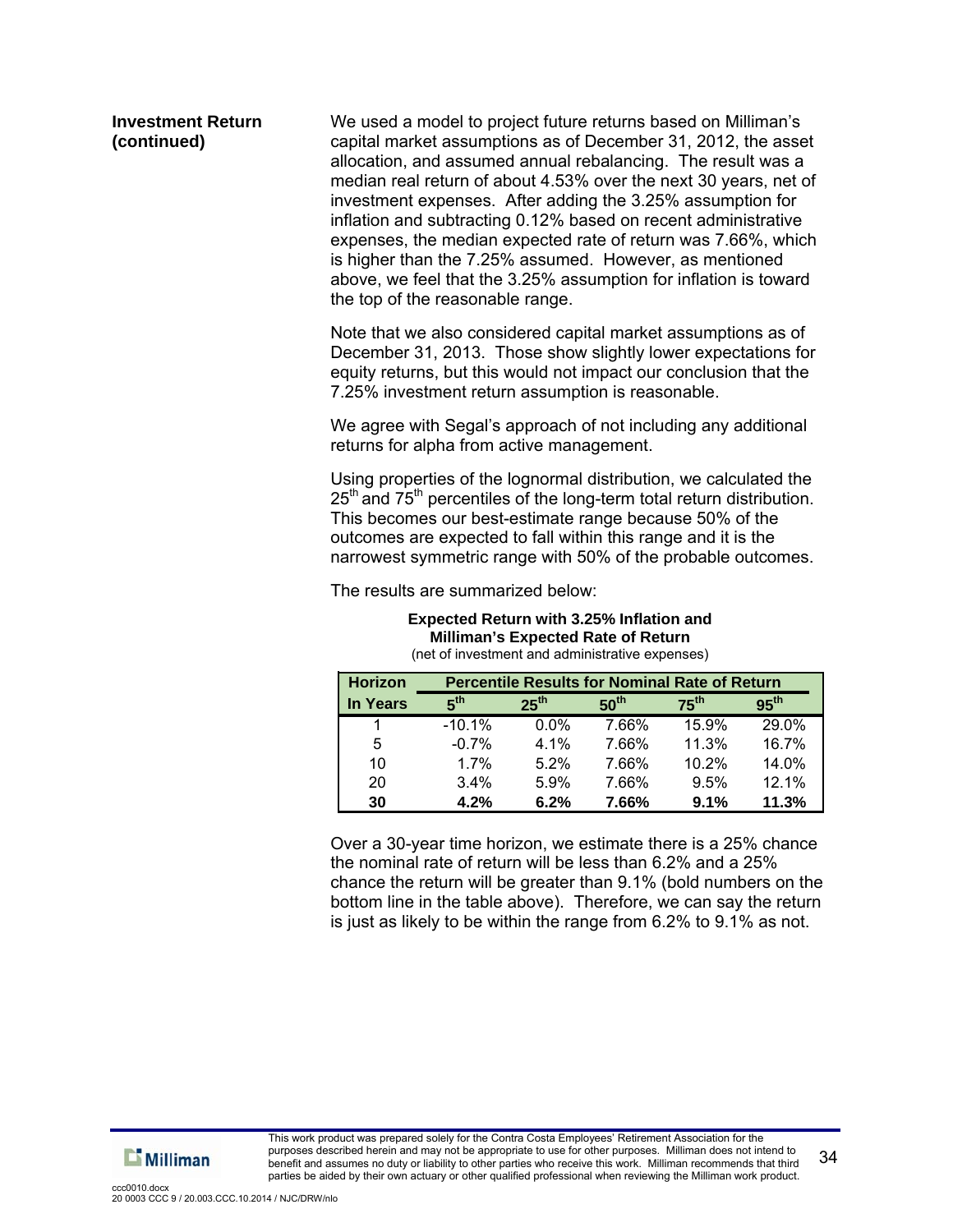**Investment Return (continued)**

We used a model to project future returns based on Milliman's capital market assumptions as of December 31, 2012, the asset allocation, and assumed annual rebalancing. The result was a median real return of about 4.53% over the next 30 years, net of investment expenses. After adding the 3.25% assumption for inflation and subtracting 0.12% based on recent administrative expenses, the median expected rate of return was 7.66%, which is higher than the 7.25% assumed. However, as mentioned above, we feel that the 3.25% assumption for inflation is toward the top of the reasonable range.

Note that we also considered capital market assumptions as of December 31, 2013. Those show slightly lower expectations for equity returns, but this would not impact our conclusion that the 7.25% investment return assumption is reasonable.

We agree with Segal's approach of not including any additional returns for alpha from active management.

Using properties of the lognormal distribution, we calculated the 25th and 75th percentiles of the long-term total return distribution. This becomes our best-estimate range because 50% of the outcomes are expected to fall within this range and it is the narrowest symmetric range with 50% of the probable outcomes.

The results are summarized below:

**Expected Return with 3.25% Inflation and Milliman's Expected Rate of Return**
(net of investment and administrative expenses)

| Horizon | Percentile Results for Nominal Rate of Return | | | | |
|---|---|---|---|---|---|
| In Years | 5th | 25th | 50th | 75th | 95th |
| 1 | -10.1% | 0.0% | 7.66% | 15.9% | 29.0% |
| 5 | -0.7% | 4.1% | 7.66% | 11.3% | 16.7% |
| 10 | 1.7% | 5.2% | 7.66% | 10.2% | 14.0% |
| 20 | 3.4% | 5.9% | 7.66% | 9.5% | 12.1% |
| **30** | **4.2%** | **6.2%** | **7.66%** | **9.1%** | **11.3%** |

Over a 30-year time horizon, we estimate there is a 25% chance the nominal rate of return will be less than 6.2% and a 25% chance the return will be greater than 9.1% (bold numbers on the bottom line in the table above). Therefore, we can say the return is just as likely to be within the range from 6.2% to 9.1% as not.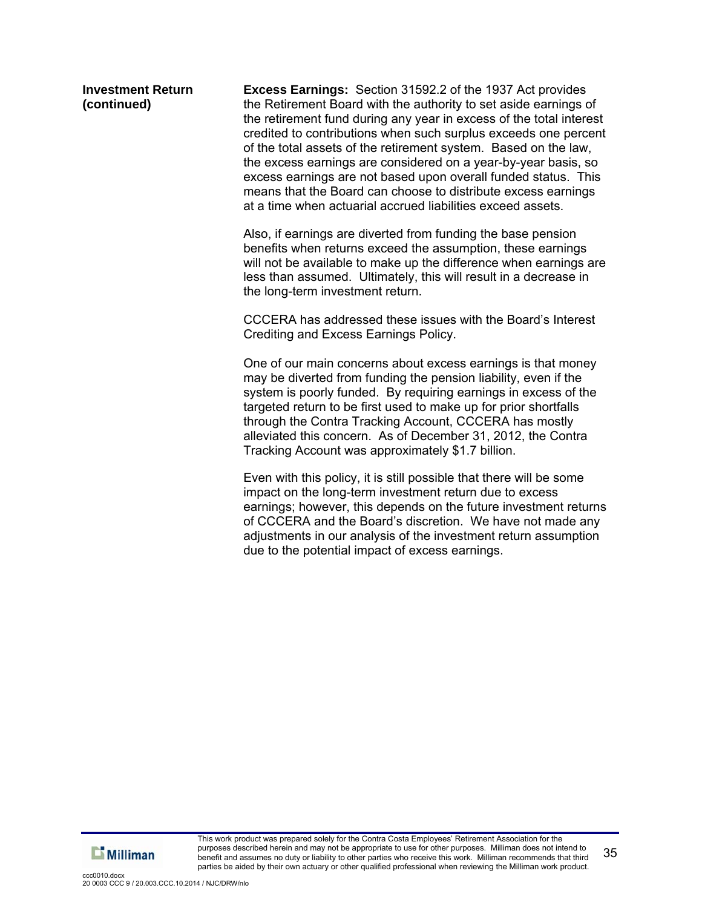**Investment Return (continued)**

**Excess Earnings:** Section 31592.2 of the 1937 Act provides the Retirement Board with the authority to set aside earnings of the retirement fund during any year in excess of the total interest credited to contributions when such surplus exceeds one percent of the total assets of the retirement system. Based on the law, the excess earnings are considered on a year-by-year basis, so excess earnings are not based upon overall funded status. This means that the Board can choose to distribute excess earnings at a time when actuarial accrued liabilities exceed assets.

Also, if earnings are diverted from funding the base pension benefits when returns exceed the assumption, these earnings will not be available to make up the difference when earnings are less than assumed. Ultimately, this will result in a decrease in the long-term investment return.

CCCERA has addressed these issues with the Board's Interest Crediting and Excess Earnings Policy.

One of our main concerns about excess earnings is that money may be diverted from funding the pension liability, even if the system is poorly funded. By requiring earnings in excess of the targeted return to be first used to make up for prior shortfalls through the Contra Tracking Account, CCCERA has mostly alleviated this concern. As of December 31, 2012, the Contra Tracking Account was approximately $1.7 billion.

Even with this policy, it is still possible that there will be some impact on the long-term investment return due to excess earnings; however, this depends on the future investment returns of CCCERA and the Board's discretion. We have not made any adjustments in our analysis of the investment return assumption due to the potential impact of excess earnings.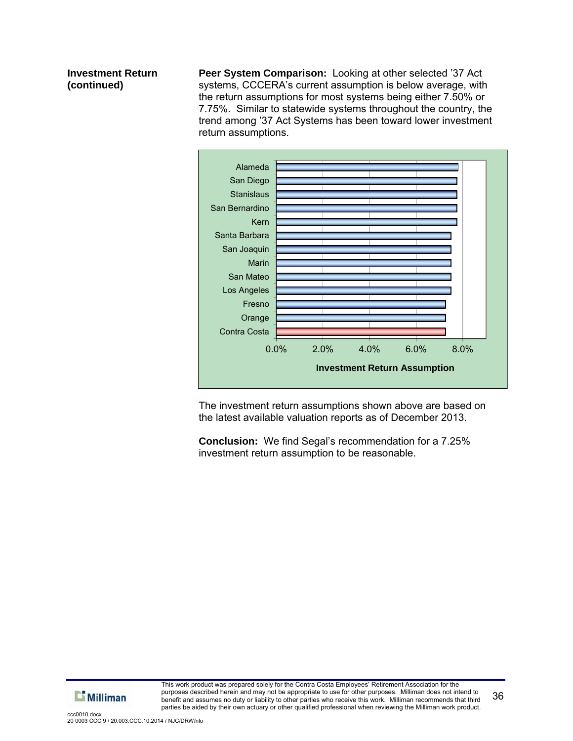**Investment Return (continued)**

**Peer System Comparison:** Looking at other selected '37 Act systems, CCCERA's current assumption is below average, with the return assumptions for most systems being either 7.50% or 7.75%. Similar to statewide systems throughout the country, the trend among '37 Act Systems has been toward lower investment return assumptions.

| System | Investment Return Assumption |
|---|---|
| Alameda | |
| San Diego | |
| Stanislaus | |
| San Bernardino | |
| Kern | |
| Santa Barbara | |
| San Joaquin | |
| Marin | |
| San Mateo | |
| Los Angeles | |
| Fresno | |
| Orange | |
| Contra Costa | |

Investment Return Assumption (axis: 0.0%, 2.0%, 4.0%, 6.0%, 8.0%)

The investment return assumptions shown above are based on the latest available valuation reports as of December 2013.

**Conclusion:** We find Segal's recommendation for a 7.25% investment return assumption to be reasonable.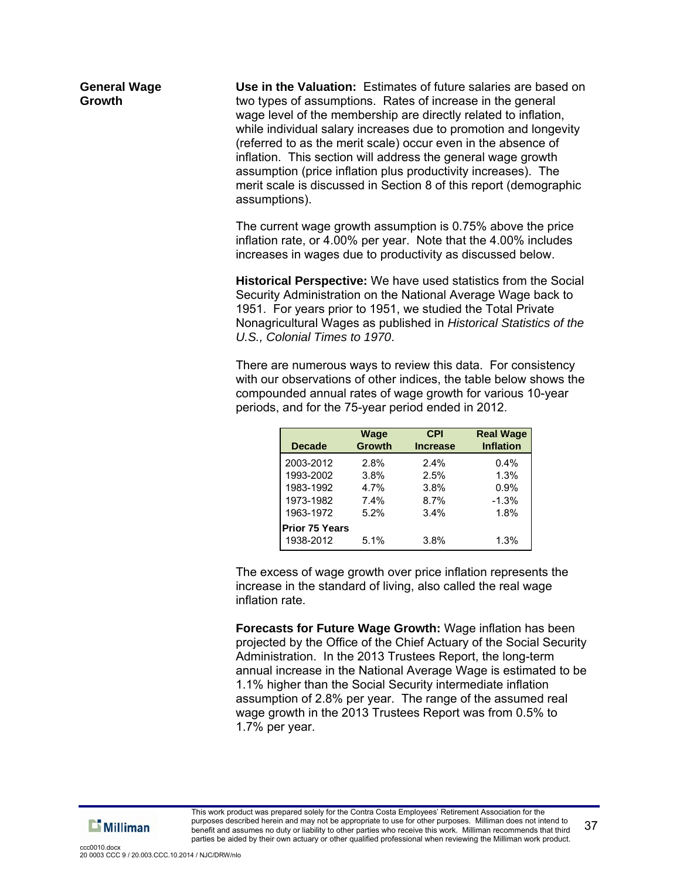## General Wage Growth

**Use in the Valuation:** Estimates of future salaries are based on two types of assumptions. Rates of increase in the general wage level of the membership are directly related to inflation, while individual salary increases due to promotion and longevity (referred to as the merit scale) occur even in the absence of inflation. This section will address the general wage growth assumption (price inflation plus productivity increases). The merit scale is discussed in Section 8 of this report (demographic assumptions).

The current wage growth assumption is 0.75% above the price inflation rate, or 4.00% per year. Note that the 4.00% includes increases in wages due to productivity as discussed below.

**Historical Perspective:** We have used statistics from the Social Security Administration on the National Average Wage back to 1951. For years prior to 1951, we studied the Total Private Nonagricultural Wages as published in *Historical Statistics of the U.S., Colonial Times to 1970*.

There are numerous ways to review this data. For consistency with our observations of other indices, the table below shows the compounded annual rates of wage growth for various 10-year periods, and for the 75-year period ended in 2012.

| Decade | Wage Growth | CPI Increase | Real Wage Inflation |
|---|---|---|---|
| 2003-2012 | 2.8% | 2.4% | 0.4% |
| 1993-2002 | 3.8% | 2.5% | 1.3% |
| 1983-1992 | 4.7% | 3.8% | 0.9% |
| 1973-1982 | 7.4% | 8.7% | -1.3% |
| 1963-1972 | 5.2% | 3.4% | 1.8% |
| **Prior 75 Years** | | | |
| 1938-2012 | 5.1% | 3.8% | 1.3% |

The excess of wage growth over price inflation represents the increase in the standard of living, also called the real wage inflation rate.

**Forecasts for Future Wage Growth:** Wage inflation has been projected by the Office of the Chief Actuary of the Social Security Administration. In the 2013 Trustees Report, the long-term annual increase in the National Average Wage is estimated to be 1.1% higher than the Social Security intermediate inflation assumption of 2.8% per year. The range of the assumed real wage growth in the 2013 Trustees Report was from 0.5% to 1.7% per year.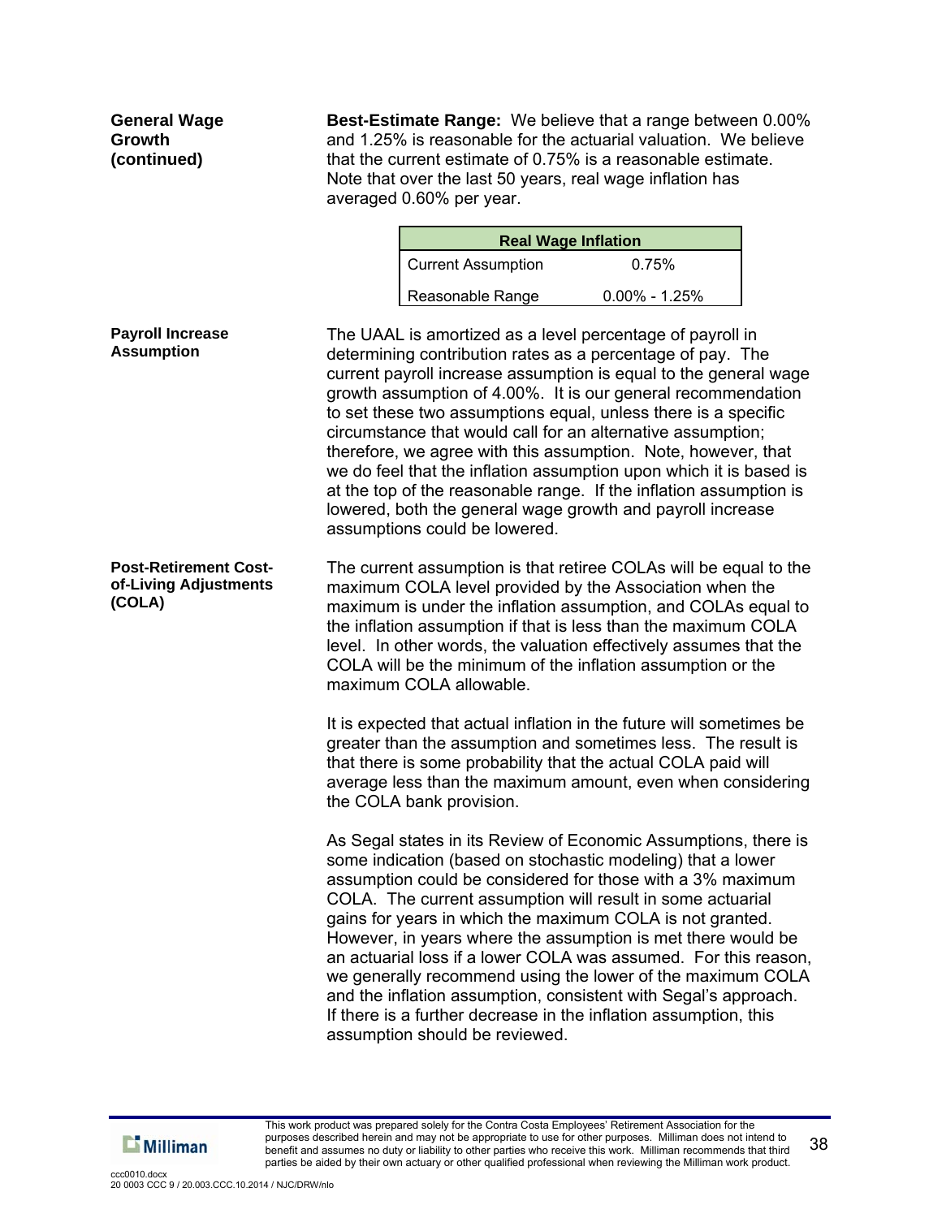### General Wage Growth (continued)

**Best-Estimate Range:** We believe that a range between 0.00% and 1.25% is reasonable for the actuarial valuation. We believe that the current estimate of 0.75% is a reasonable estimate. Note that over the last 50 years, real wage inflation has averaged 0.60% per year.

| Real Wage Inflation | |
|---|---|
| Current Assumption | 0.75% |
| Reasonable Range | 0.00% - 1.25% |

### Payroll Increase Assumption

The UAAL is amortized as a level percentage of payroll in determining contribution rates as a percentage of pay. The current payroll increase assumption is equal to the general wage growth assumption of 4.00%. It is our general recommendation to set these two assumptions equal, unless there is a specific circumstance that would call for an alternative assumption; therefore, we agree with this assumption. Note, however, that we do feel that the inflation assumption upon which it is based is at the top of the reasonable range. If the inflation assumption is lowered, both the general wage growth and payroll increase assumptions could be lowered.

### Post-Retirement Cost-of-Living Adjustments (COLA)

The current assumption is that retiree COLAs will be equal to the maximum COLA level provided by the Association when the maximum is under the inflation assumption, and COLAs equal to the inflation assumption if that is less than the maximum COLA level. In other words, the valuation effectively assumes that the COLA will be the minimum of the inflation assumption or the maximum COLA allowable.

It is expected that actual inflation in the future will sometimes be greater than the assumption and sometimes less. The result is that there is some probability that the actual COLA paid will average less than the maximum amount, even when considering the COLA bank provision.

As Segal states in its Review of Economic Assumptions, there is some indication (based on stochastic modeling) that a lower assumption could be considered for those with a 3% maximum COLA. The current assumption will result in some actuarial gains for years in which the maximum COLA is not granted. However, in years where the assumption is met there would be an actuarial loss if a lower COLA was assumed. For this reason, we generally recommend using the lower of the maximum COLA and the inflation assumption, consistent with Segal's approach. If there is a further decrease in the inflation assumption, this assumption should be reviewed.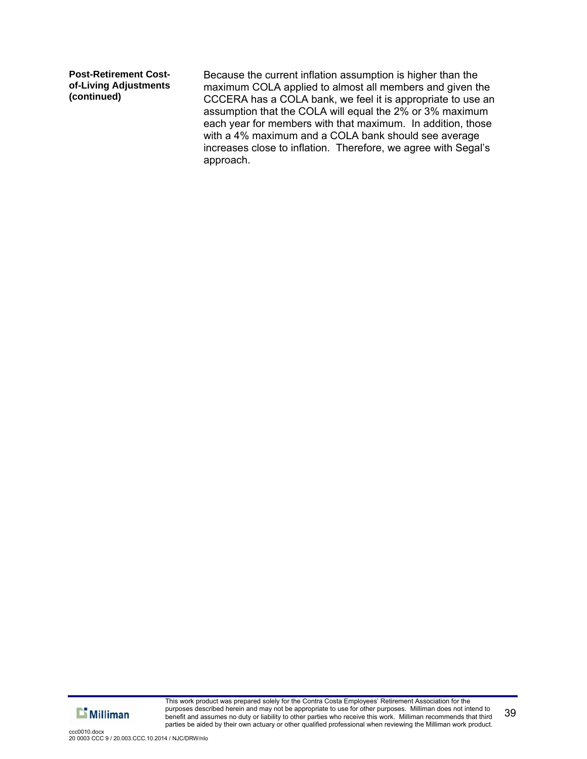**Post-Retirement Cost-of-Living Adjustments (continued)**

Because the current inflation assumption is higher than the maximum COLA applied to almost all members and given the CCCERA has a COLA bank, we feel it is appropriate to use an assumption that the COLA will equal the 2% or 3% maximum each year for members with that maximum. In addition, those with a 4% maximum and a COLA bank should see average increases close to inflation. Therefore, we agree with Segal's approach.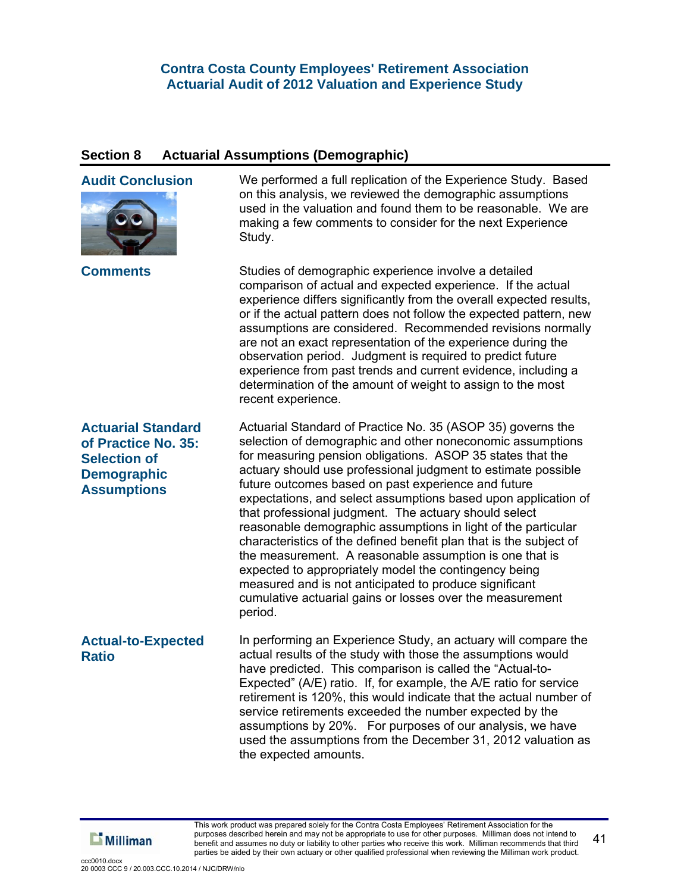## Section 8 Actuarial Assumptions (Demographic)

### Audit Conclusion

We performed a full replication of the Experience Study. Based on this analysis, we reviewed the demographic assumptions used in the valuation and found them to be reasonable. We are making a few comments to consider for the next Experience Study.

### Comments

Studies of demographic experience involve a detailed comparison of actual and expected experience. If the actual experience differs significantly from the overall expected results, or if the actual pattern does not follow the expected pattern, new assumptions are considered. Recommended revisions normally are not an exact representation of the experience during the observation period. Judgment is required to predict future experience from past trends and current evidence, including a determination of the amount of weight to assign to the most recent experience.

### Actuarial Standard of Practice No. 35: Selection of Demographic Assumptions

Actuarial Standard of Practice No. 35 (ASOP 35) governs the selection of demographic and other noneconomic assumptions for measuring pension obligations. ASOP 35 states that the actuary should use professional judgment to estimate possible future outcomes based on past experience and future expectations, and select assumptions based upon application of that professional judgment. The actuary should select reasonable demographic assumptions in light of the particular characteristics of the defined benefit plan that is the subject of the measurement. A reasonable assumption is one that is expected to appropriately model the contingency being measured and is not anticipated to produce significant cumulative actuarial gains or losses over the measurement period.

### Actual-to-Expected Ratio

In performing an Experience Study, an actuary will compare the actual results of the study with those the assumptions would have predicted. This comparison is called the "Actual-to-Expected" (A/E) ratio. If, for example, the A/E ratio for service retirement is 120%, this would indicate that the actual number of service retirements exceeded the number expected by the assumptions by 20%. For purposes of our analysis, we have used the assumptions from the December 31, 2012 valuation as the expected amounts.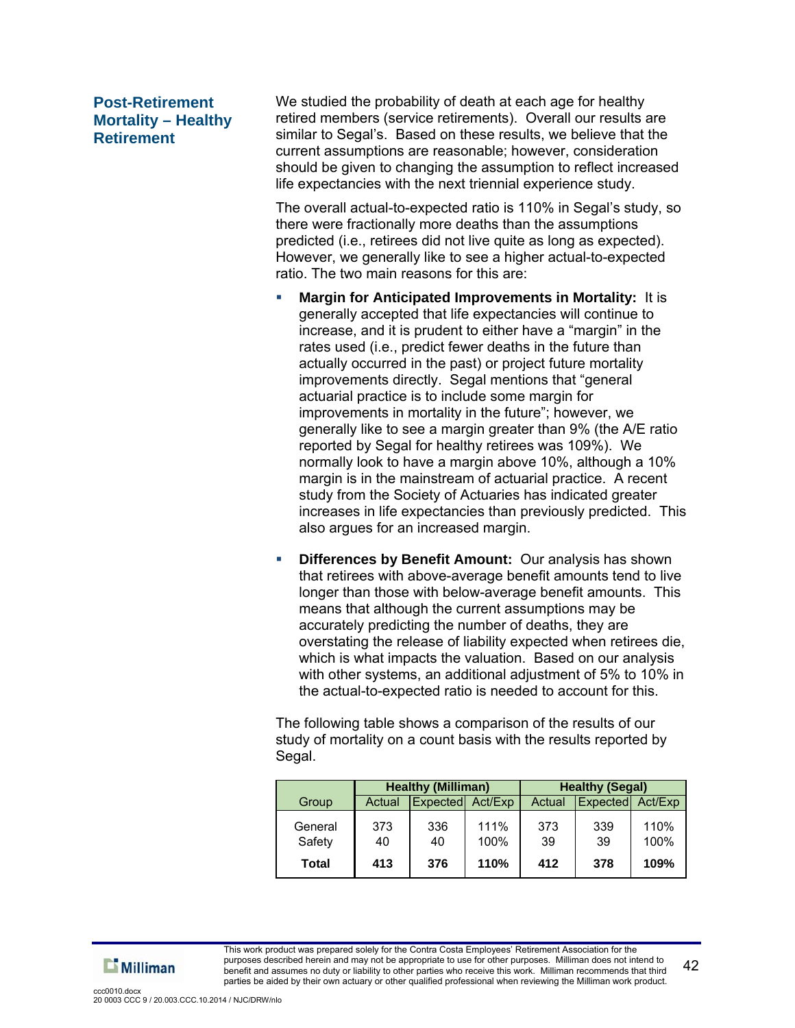## Post-Retirement Mortality – Healthy Retirement

We studied the probability of death at each age for healthy retired members (service retirements). Overall our results are similar to Segal's. Based on these results, we believe that the current assumptions are reasonable; however, consideration should be given to changing the assumption to reflect increased life expectancies with the next triennial experience study.

The overall actual-to-expected ratio is 110% in Segal's study, so there were fractionally more deaths than the assumptions predicted (i.e., retirees did not live quite as long as expected). However, we generally like to see a higher actual-to-expected ratio. The two main reasons for this are:

- **Margin for Anticipated Improvements in Mortality:** It is generally accepted that life expectancies will continue to increase, and it is prudent to either have a "margin" in the rates used (i.e., predict fewer deaths in the future than actually occurred in the past) or project future mortality improvements directly. Segal mentions that "general actuarial practice is to include some margin for improvements in mortality in the future"; however, we generally like to see a margin greater than 9% (the A/E ratio reported by Segal for healthy retirees was 109%). We normally look to have a margin above 10%, although a 10% margin is in the mainstream of actuarial practice. A recent study from the Society of Actuaries has indicated greater increases in life expectancies than previously predicted. This also argues for an increased margin.

- **Differences by Benefit Amount:** Our analysis has shown that retirees with above-average benefit amounts tend to live longer than those with below-average benefit amounts. This means that although the current assumptions may be accurately predicting the number of deaths, they are overstating the release of liability expected when retirees die, which is what impacts the valuation. Based on our analysis with other systems, an additional adjustment of 5% to 10% in the actual-to-expected ratio is needed to account for this.

The following table shows a comparison of the results of our study of mortality on a count basis with the results reported by Segal.

| | Healthy (Milliman) | | | Healthy (Segal) | | |
|---|---|---|---|---|---|---|
| Group | Actual | Expected | Act/Exp | Actual | Expected | Act/Exp |
| General | 373 | 336 | 111% | 373 | 339 | 110% |
| Safety | 40 | 40 | 100% | 39 | 39 | 100% |
| **Total** | **413** | **376** | **110%** | **412** | **378** | **109%** |

This work product was prepared solely for the Contra Costa Employees' Retirement Association for the purposes described herein and may not be appropriate to use for other purposes. Milliman does not intend to benefit and assumes no duty or liability to other parties who receive this work. Milliman recommends that third parties be aided by their own actuary or other qualified professional when reviewing the Milliman work product.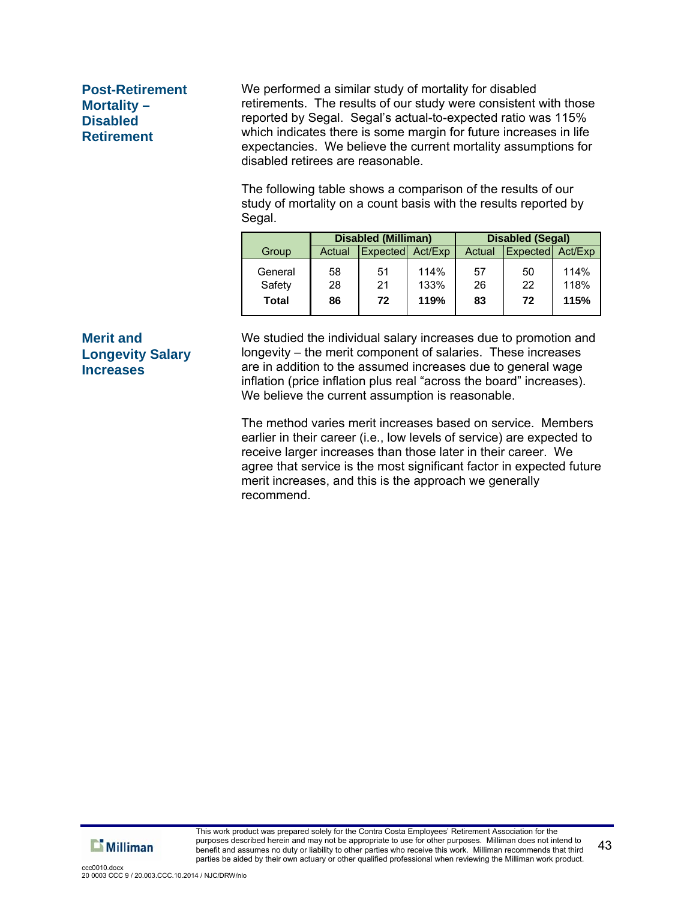### Post-Retirement Mortality – Disabled Retirement

We performed a similar study of mortality for disabled retirements. The results of our study were consistent with those reported by Segal. Segal's actual-to-expected ratio was 115% which indicates there is some margin for future increases in life expectancies. We believe the current mortality assumptions for disabled retirees are reasonable.

The following table shows a comparison of the results of our study of mortality on a count basis with the results reported by Segal.

| | Disabled (Milliman) | | | Disabled (Segal) | | |
|---|---|---|---|---|---|---|
| Group | Actual | Expected | Act/Exp | Actual | Expected | Act/Exp |
| General | 58 | 51 | 114% | 57 | 50 | 114% |
| Safety | 28 | 21 | 133% | 26 | 22 | 118% |
| **Total** | **86** | **72** | **119%** | **83** | **72** | **115%** |

### Merit and Longevity Salary Increases

We studied the individual salary increases due to promotion and longevity – the merit component of salaries. These increases are in addition to the assumed increases due to general wage inflation (price inflation plus real "across the board" increases). We believe the current assumption is reasonable.

The method varies merit increases based on service. Members earlier in their career (i.e., low levels of service) are expected to receive larger increases than those later in their career. We agree that service is the most significant factor in expected future merit increases, and this is the approach we generally recommend.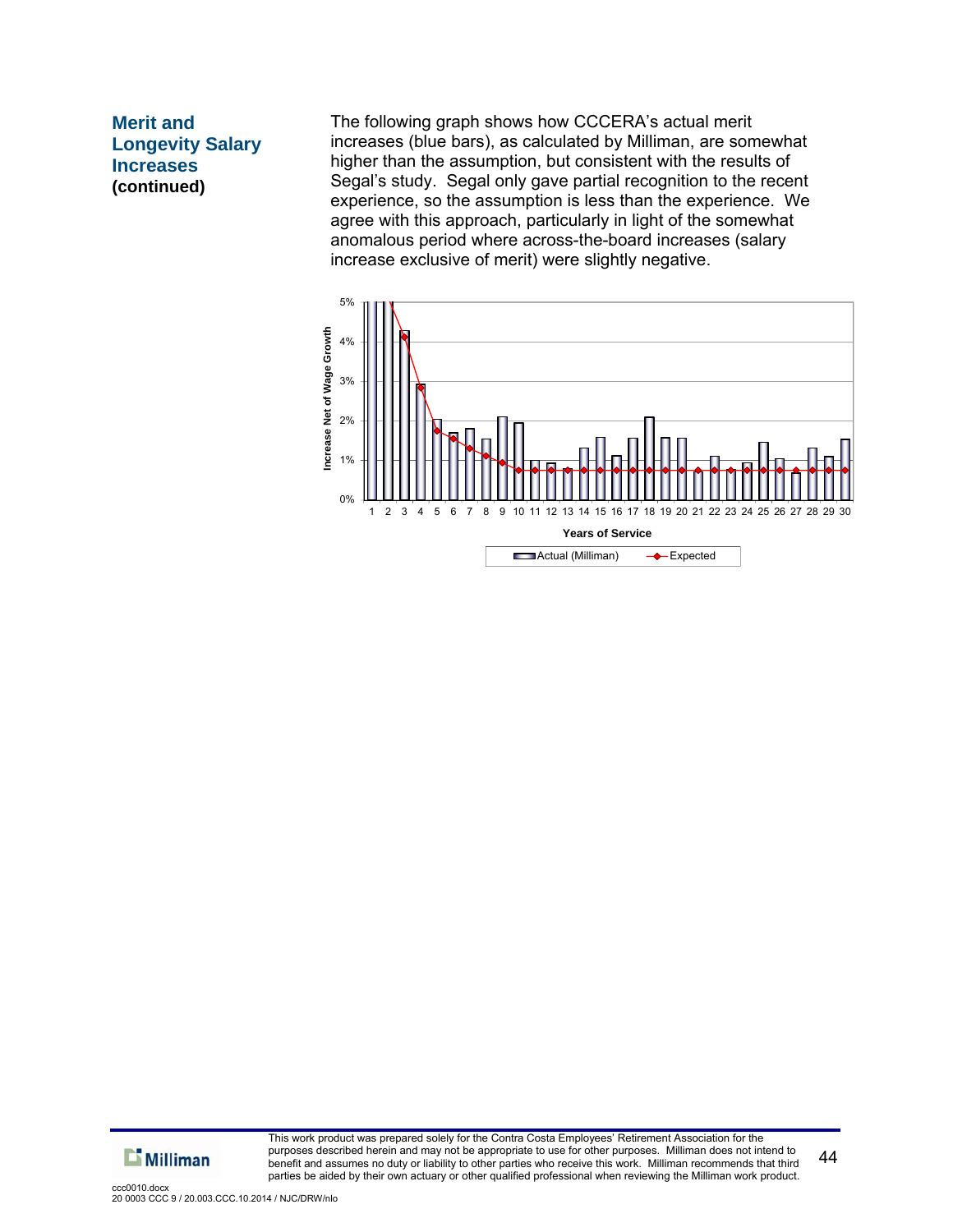## Merit and Longevity Salary Increases (continued)

The following graph shows how CCCERA's actual merit increases (blue bars), as calculated by Milliman, are somewhat higher than the assumption, but consistent with the results of Segal's study. Segal only gave partial recognition to the recent experience, so the assumption is less than the experience. We agree with this approach, particularly in light of the somewhat anomalous period where across-the-board increases (salary increase exclusive of merit) were slightly negative.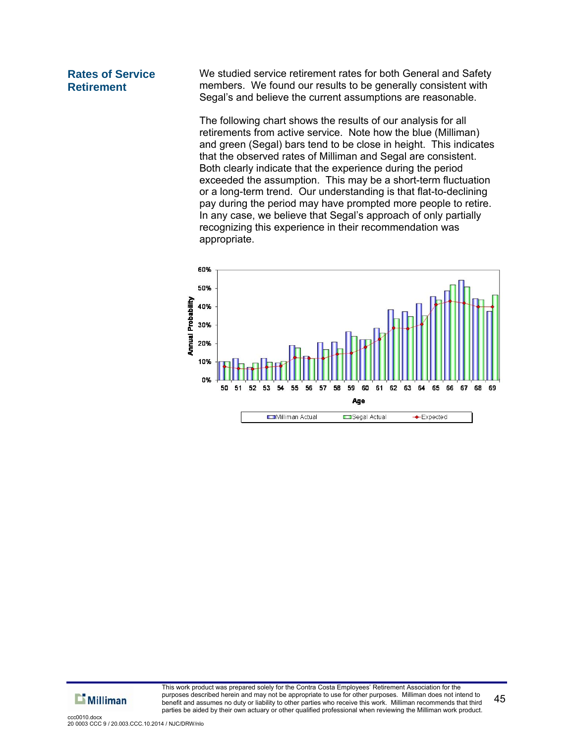## Rates of Service Retirement

We studied service retirement rates for both General and Safety members. We found our results to be generally consistent with Segal's and believe the current assumptions are reasonable.

The following chart shows the results of our analysis for all retirements from active service. Note how the blue (Milliman) and green (Segal) bars tend to be close in height. This indicates that the observed rates of Milliman and Segal are consistent. Both clearly indicate that the experience during the period exceeded the assumption. This may be a short-term fluctuation or a long-term trend. Our understanding is that flat-to-declining pay during the period may have prompted more people to retire. In any case, we believe that Segal's approach of only partially recognizing this experience in their recommendation was appropriate.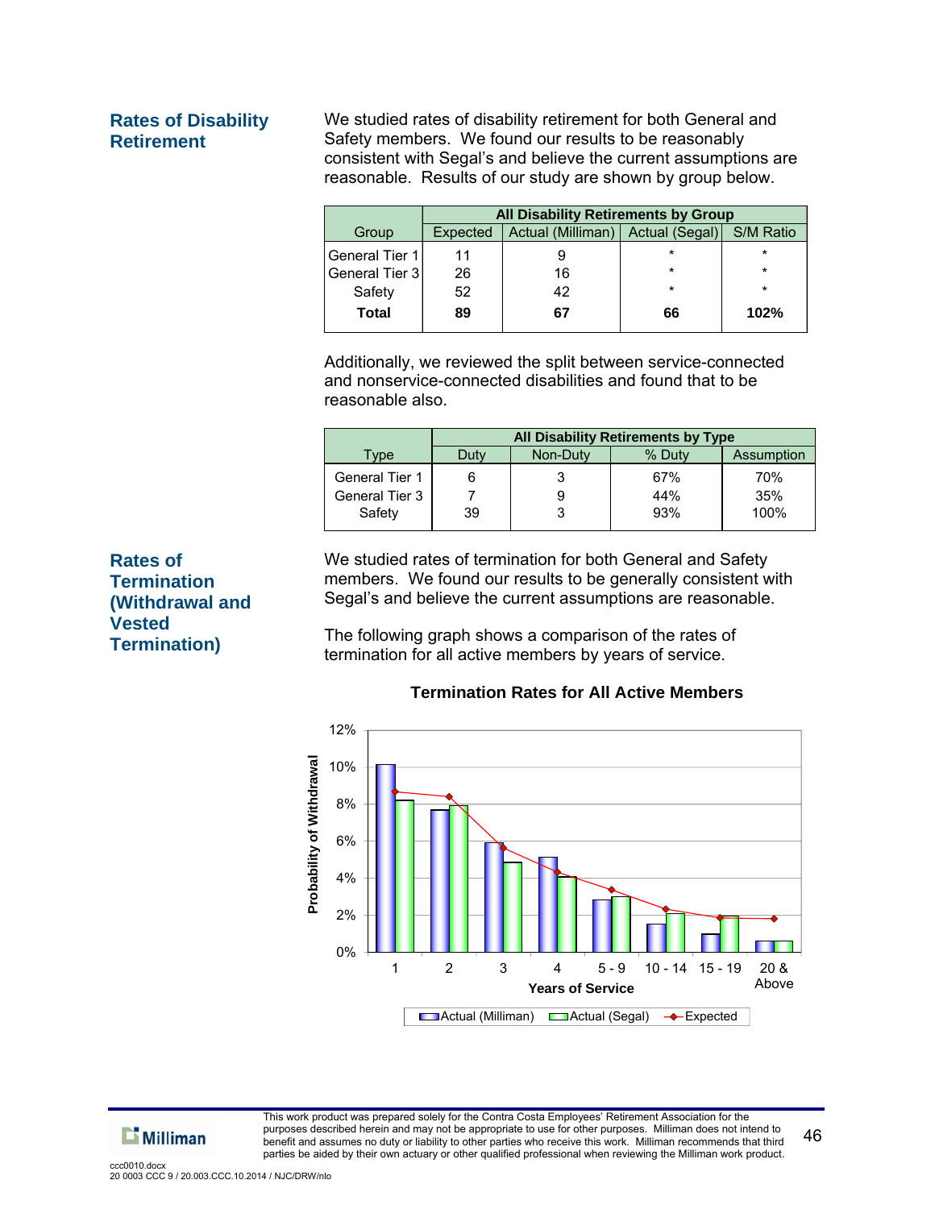## Rates of Disability Retirement

We studied rates of disability retirement for both General and Safety members. We found our results to be reasonably consistent with Segal's and believe the current assumptions are reasonable. Results of our study are shown by group below.

| | All Disability Retirements by Group | | | |
|---|---|---|---|---|
| Group | Expected | Actual (Milliman) | Actual (Segal) | S/M Ratio |
| General Tier 1 | 11 | 9 | * | * |
| General Tier 3 | 26 | 16 | * | * |
| Safety | 52 | 42 | * | * |
| **Total** | **89** | **67** | **66** | **102%** |

Additionally, we reviewed the split between service-connected and nonservice-connected disabilities and found that to be reasonable also.

| | All Disability Retirements by Type | | | |
|---|---|---|---|---|
| Type | Duty | Non-Duty | % Duty | Assumption |
| General Tier 1 | 6 | 3 | 67% | 70% |
| General Tier 3 | 7 | 9 | 44% | 35% |
| Safety | 39 | 3 | 93% | 100% |

## Rates of Termination (Withdrawal and Vested Termination)

We studied rates of termination for both General and Safety members. We found our results to be generally consistent with Segal's and believe the current assumptions are reasonable.

The following graph shows a comparison of the rates of termination for all active members by years of service.

**Termination Rates for All Active Members**

Probability of Withdrawal: 0%, 2%, 4%, 6%, 8%, 10%, 12%

Years of Service: 1, 2, 3, 4, 5 - 9, 10 - 14, 15 - 19, 20 & Above

Actual (Milliman) | Actual (Segal) | Expected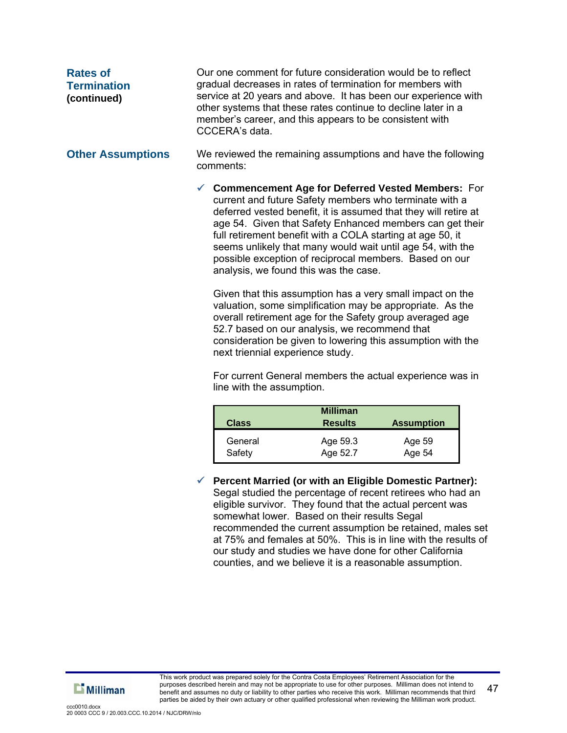### Rates of Termination (continued)

Our one comment for future consideration would be to reflect gradual decreases in rates of termination for members with service at 20 years and above. It has been our experience with other systems that these rates continue to decline later in a member's career, and this appears to be consistent with CCCERA's data.

### Other Assumptions

We reviewed the remaining assumptions and have the following comments:

✓ **Commencement Age for Deferred Vested Members:** For current and future Safety members who terminate with a deferred vested benefit, it is assumed that they will retire at age 54. Given that Safety Enhanced members can get their full retirement benefit with a COLA starting at age 50, it seems unlikely that many would wait until age 54, with the possible exception of reciprocal members. Based on our analysis, we found this was the case.

Given that this assumption has a very small impact on the valuation, some simplification may be appropriate. As the overall retirement age for the Safety group averaged age 52.7 based on our analysis, we recommend that consideration be given to lowering this assumption with the next triennial experience study.

For current General members the actual experience was in line with the assumption.

| Class | Milliman Results | Assumption |
|---|---|---|
| General | Age 59.3 | Age 59 |
| Safety | Age 52.7 | Age 54 |

✓ **Percent Married (or with an Eligible Domestic Partner):** Segal studied the percentage of recent retirees who had an eligible survivor. They found that the actual percent was somewhat lower. Based on their results Segal recommended the current assumption be retained, males set at 75% and females at 50%. This is in line with the results of our study and studies we have done for other California counties, and we believe it is a reasonable assumption.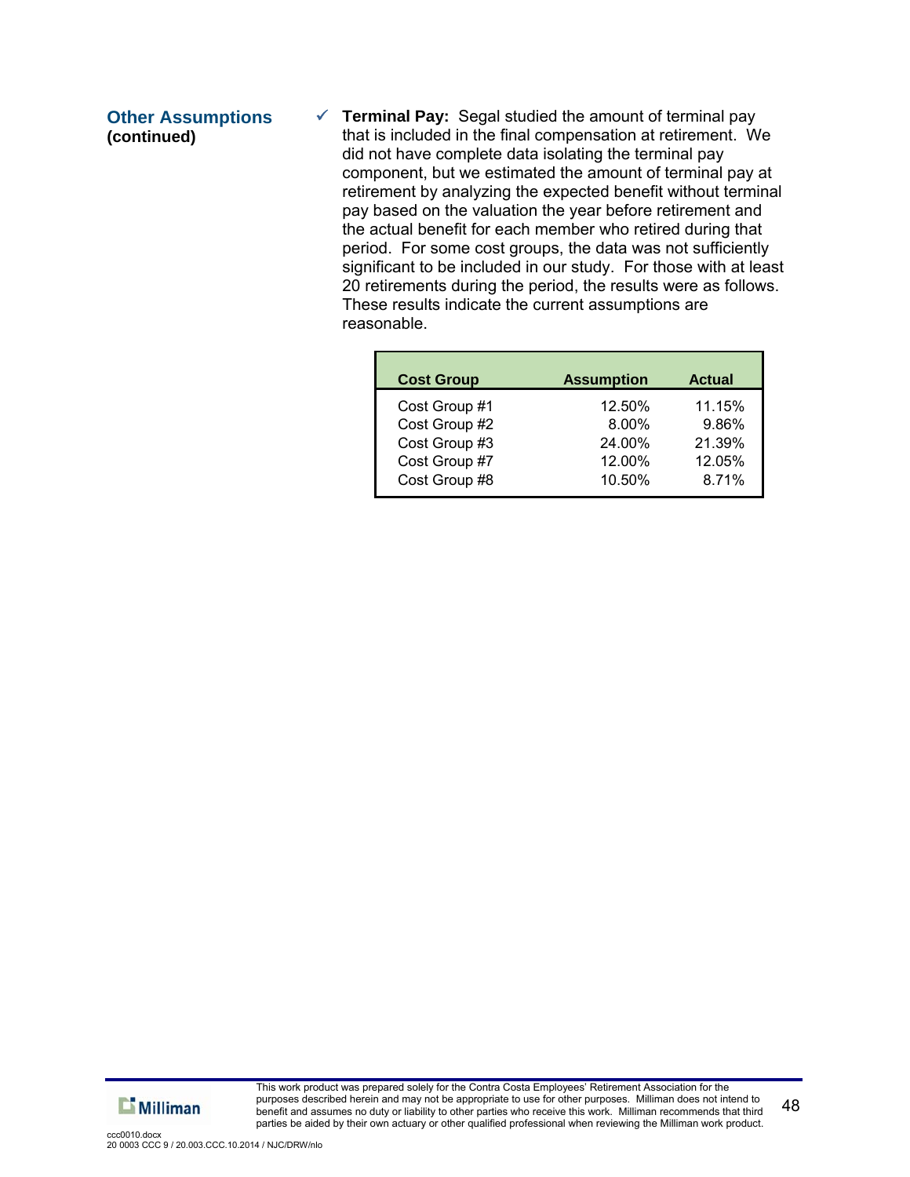## Other Assumptions (continued)

✓ **Terminal Pay:** Segal studied the amount of terminal pay that is included in the final compensation at retirement. We did not have complete data isolating the terminal pay component, but we estimated the amount of terminal pay at retirement by analyzing the expected benefit without terminal pay based on the valuation the year before retirement and the actual benefit for each member who retired during that period. For some cost groups, the data was not sufficiently significant to be included in our study. For those with at least 20 retirements during the period, the results were as follows. These results indicate the current assumptions are reasonable.

| Cost Group | Assumption | Actual |
|---|---|---|
| Cost Group #1 | 12.50% | 11.15% |
| Cost Group #2 | 8.00% | 9.86% |
| Cost Group #3 | 24.00% | 21.39% |
| Cost Group #7 | 12.00% | 12.05% |
| Cost Group #8 | 10.50% | 8.71% |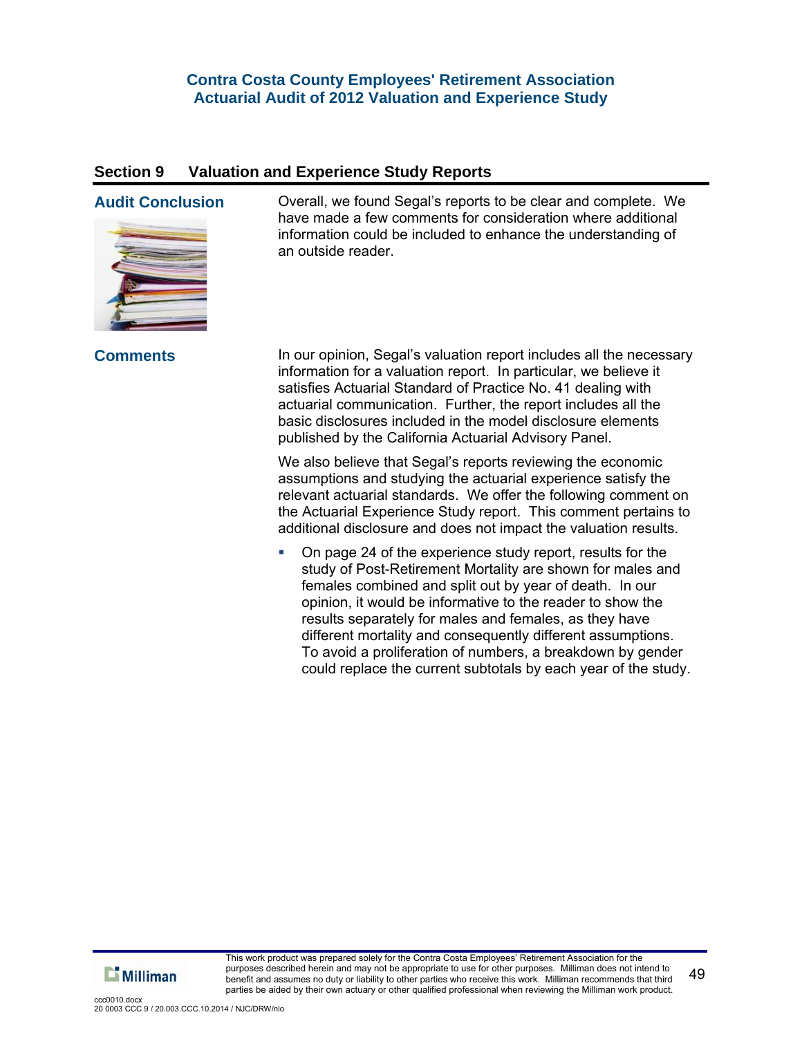## Section 9 Valuation and Experience Study Reports

### Audit Conclusion

Overall, we found Segal's reports to be clear and complete. We have made a few comments for consideration where additional information could be included to enhance the understanding of an outside reader.

### Comments

In our opinion, Segal's valuation report includes all the necessary information for a valuation report. In particular, we believe it satisfies Actuarial Standard of Practice No. 41 dealing with actuarial communication. Further, the report includes all the basic disclosures included in the model disclosure elements published by the California Actuarial Advisory Panel.

We also believe that Segal's reports reviewing the economic assumptions and studying the actuarial experience satisfy the relevant actuarial standards. We offer the following comment on the Actuarial Experience Study report. This comment pertains to additional disclosure and does not impact the valuation results.

- On page 24 of the experience study report, results for the study of Post-Retirement Mortality are shown for males and females combined and split out by year of death. In our opinion, it would be informative to the reader to show the results separately for males and females, as they have different mortality and consequently different assumptions. To avoid a proliferation of numbers, a breakdown by gender could replace the current subtotals by each year of the study.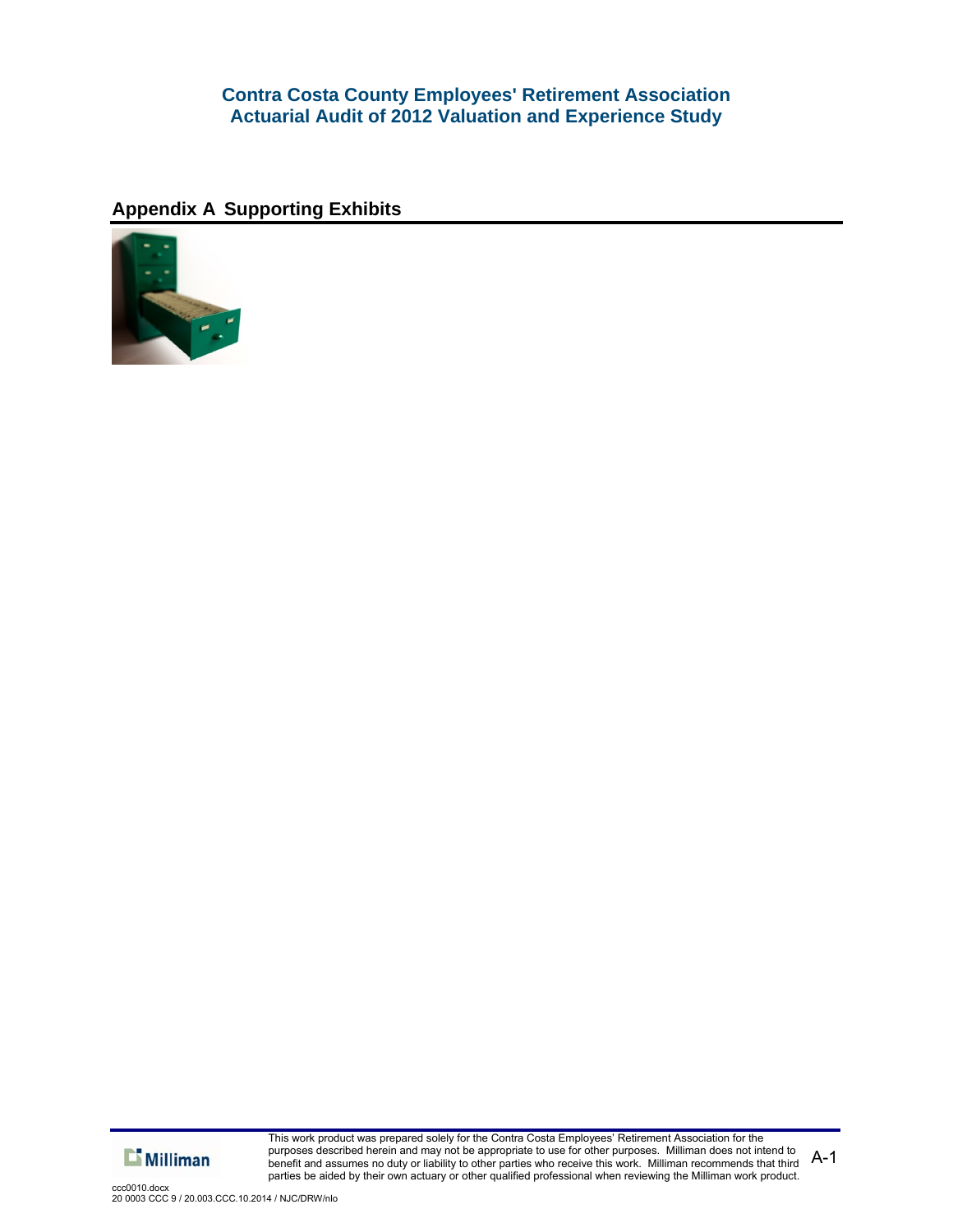## Appendix A Supporting Exhibits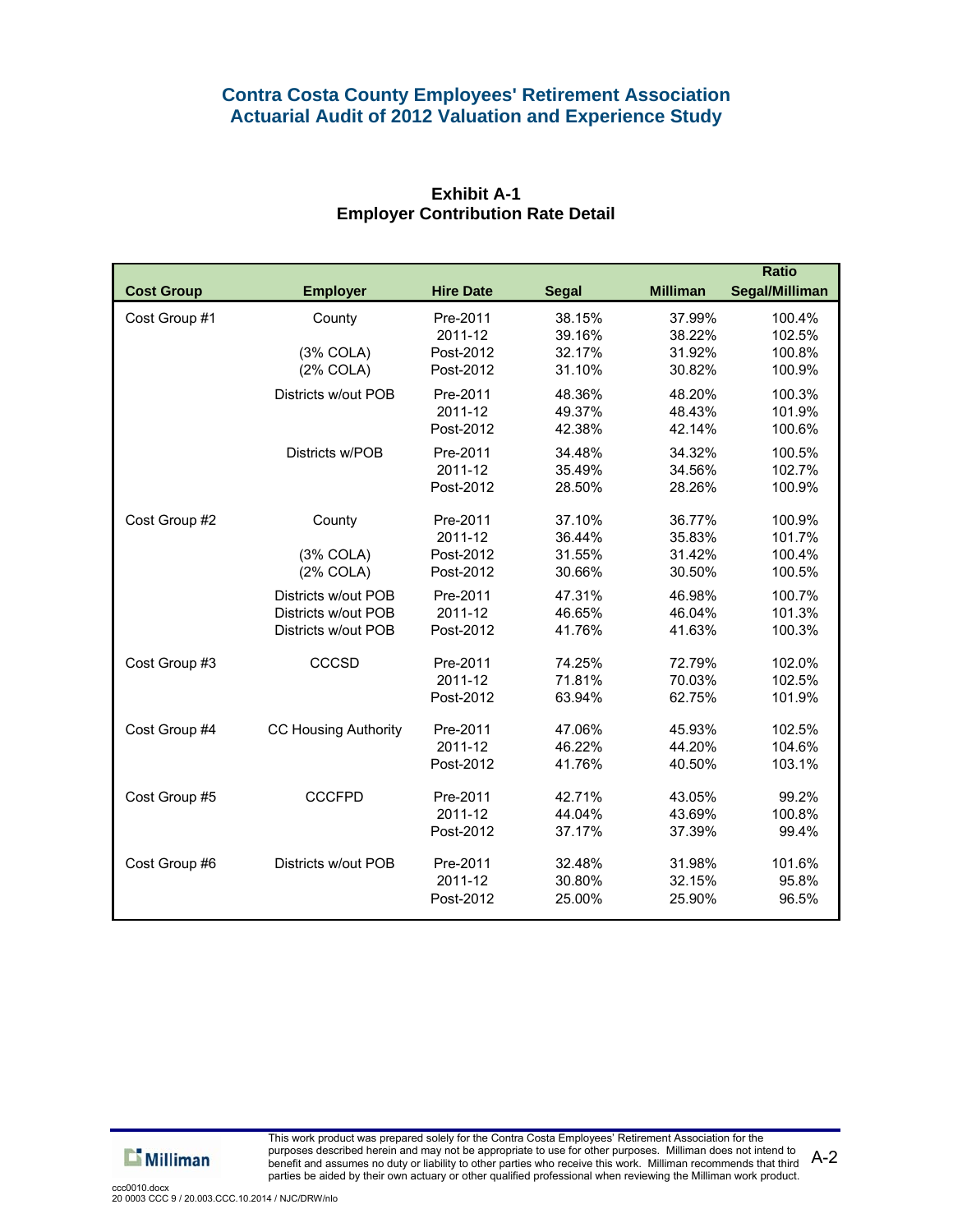# Contra Costa County Employees' Retirement Association
## Actuarial Audit of 2012 Valuation and Experience Study

### Exhibit A-1
### Employer Contribution Rate Detail

| Cost Group | Employer | Hire Date | Segal | Milliman | Ratio Segal/Milliman |
|---|---|---|---|---|---|
| Cost Group #1 | County | Pre-2011 | 38.15% | 37.99% | 100.4% |
| | | 2011-12 | 39.16% | 38.22% | 102.5% |
| | (3% COLA) | Post-2012 | 32.17% | 31.92% | 100.8% |
| | (2% COLA) | Post-2012 | 31.10% | 30.82% | 100.9% |
| | Districts w/out POB | Pre-2011 | 48.36% | 48.20% | 100.3% |
| | | 2011-12 | 49.37% | 48.43% | 101.9% |
| | | Post-2012 | 42.38% | 42.14% | 100.6% |
| | Districts w/POB | Pre-2011 | 34.48% | 34.32% | 100.5% |
| | | 2011-12 | 35.49% | 34.56% | 102.7% |
| | | Post-2012 | 28.50% | 28.26% | 100.9% |
| Cost Group #2 | County | Pre-2011 | 37.10% | 36.77% | 100.9% |
| | | 2011-12 | 36.44% | 35.83% | 101.7% |
| | (3% COLA) | Post-2012 | 31.55% | 31.42% | 100.4% |
| | (2% COLA) | Post-2012 | 30.66% | 30.50% | 100.5% |
| | Districts w/out POB | Pre-2011 | 47.31% | 46.98% | 100.7% |
| | Districts w/out POB | 2011-12 | 46.65% | 46.04% | 101.3% |
| | Districts w/out POB | Post-2012 | 41.76% | 41.63% | 100.3% |
| Cost Group #3 | CCCSD | Pre-2011 | 74.25% | 72.79% | 102.0% |
| | | 2011-12 | 71.81% | 70.03% | 102.5% |
| | | Post-2012 | 63.94% | 62.75% | 101.9% |
| Cost Group #4 | CC Housing Authority | Pre-2011 | 47.06% | 45.93% | 102.5% |
| | | 2011-12 | 46.22% | 44.20% | 104.6% |
| | | Post-2012 | 41.76% | 40.50% | 103.1% |
| Cost Group #5 | CCCFPD | Pre-2011 | 42.71% | 43.05% | 99.2% |
| | | 2011-12 | 44.04% | 43.69% | 100.8% |
| | | Post-2012 | 37.17% | 37.39% | 99.4% |
| Cost Group #6 | Districts w/out POB | Pre-2011 | 32.48% | 31.98% | 101.6% |
| | | 2011-12 | 30.80% | 32.15% | 95.8% |
| | | Post-2012 | 25.00% | 25.90% | 96.5% |

This work product was prepared solely for the Contra Costa Employees' Retirement Association for the purposes described herein and may not be appropriate to use for other purposes. Milliman does not intend to benefit and assumes no duty or liability to other parties who receive this work. Milliman recommends that third parties be aided by their own actuary or other qualified professional when reviewing the Milliman work product.

ccc0010.docx
20 0003 CCC 9 / 20.003.CCC.10.2014 / NJC/DRW/nlo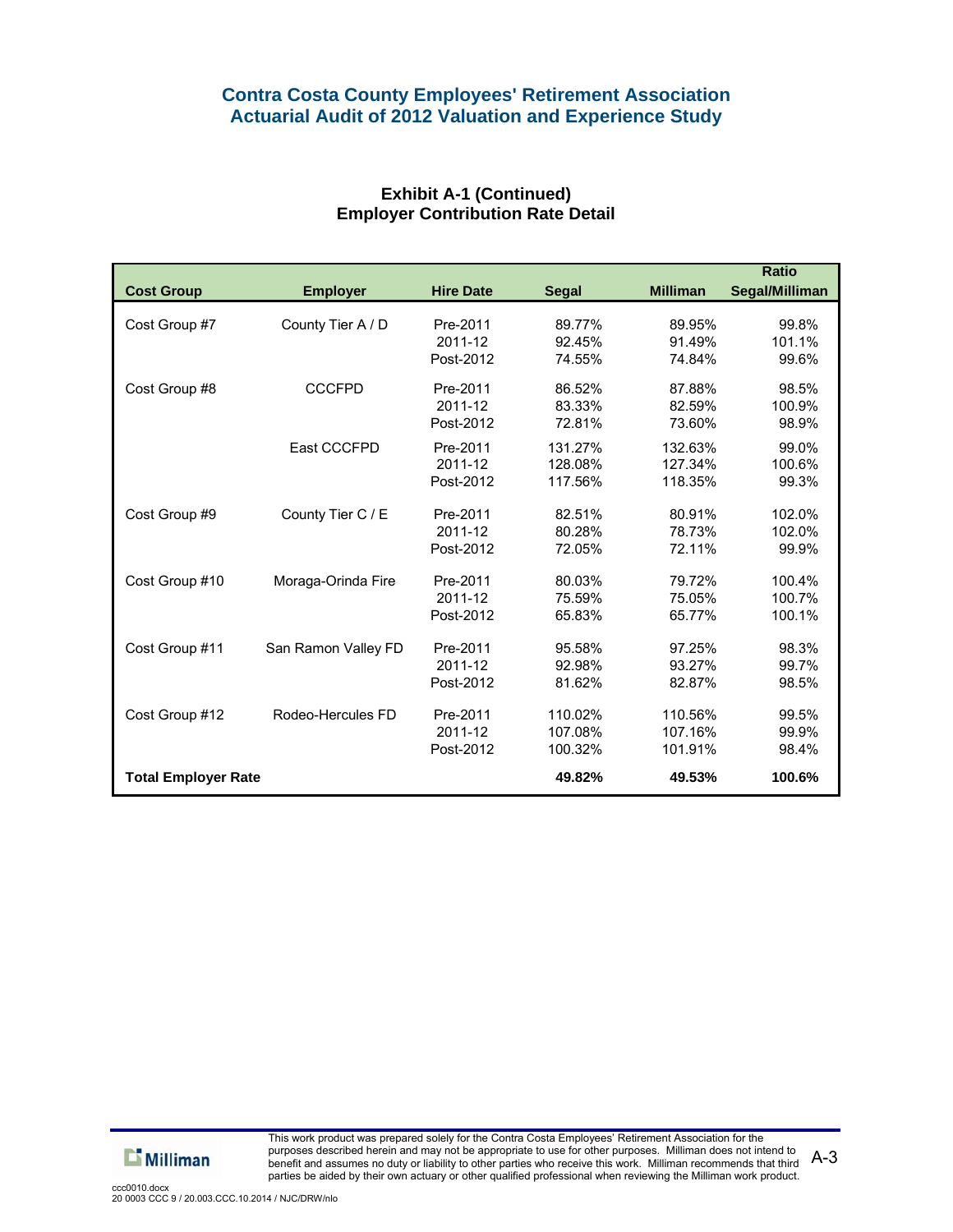# Contra Costa County Employees' Retirement Association
# Actuarial Audit of 2012 Valuation and Experience Study

## Exhibit A-1 (Continued)
## Employer Contribution Rate Detail

| Cost Group | Employer | Hire Date | Segal | Milliman | Ratio Segal/Milliman |
|---|---|---|---|---|---|
| Cost Group #7 | County Tier A / D | Pre-2011 | 89.77% | 89.95% | 99.8% |
| | | 2011-12 | 92.45% | 91.49% | 101.1% |
| | | Post-2012 | 74.55% | 74.84% | 99.6% |
| Cost Group #8 | CCCFPD | Pre-2011 | 86.52% | 87.88% | 98.5% |
| | | 2011-12 | 83.33% | 82.59% | 100.9% |
| | | Post-2012 | 72.81% | 73.60% | 98.9% |
| | East CCCFPD | Pre-2011 | 131.27% | 132.63% | 99.0% |
| | | 2011-12 | 128.08% | 127.34% | 100.6% |
| | | Post-2012 | 117.56% | 118.35% | 99.3% |
| Cost Group #9 | County Tier C / E | Pre-2011 | 82.51% | 80.91% | 102.0% |
| | | 2011-12 | 80.28% | 78.73% | 102.0% |
| | | Post-2012 | 72.05% | 72.11% | 99.9% |
| Cost Group #10 | Moraga-Orinda Fire | Pre-2011 | 80.03% | 79.72% | 100.4% |
| | | 2011-12 | 75.59% | 75.05% | 100.7% |
| | | Post-2012 | 65.83% | 65.77% | 100.1% |
| Cost Group #11 | San Ramon Valley FD | Pre-2011 | 95.58% | 97.25% | 98.3% |
| | | 2011-12 | 92.98% | 93.27% | 99.7% |
| | | Post-2012 | 81.62% | 82.87% | 98.5% |
| Cost Group #12 | Rodeo-Hercules FD | Pre-2011 | 110.02% | 110.56% | 99.5% |
| | | 2011-12 | 107.08% | 107.16% | 99.9% |
| | | Post-2012 | 100.32% | 101.91% | 98.4% |
| **Total Employer Rate** | | | **49.82%** | **49.53%** | **100.6%** |

This work product was prepared solely for the Contra Costa Employees' Retirement Association for the purposes described herein and may not be appropriate to use for other purposes. Milliman does not intend to benefit and assumes no duty or liability to other parties who receive this work. Milliman recommends that third parties be aided by their own actuary or other qualified professional when reviewing the Milliman work product.

ccc0010.docx
20 0003 CCC 9 / 20.003.CCC.10.2014 / NJC/DRW/nlo